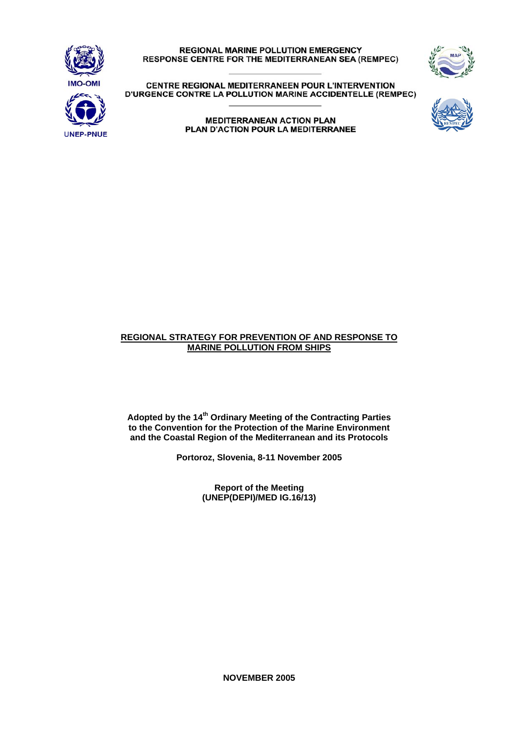**IMO-OMI**

**UNEP-PNUE**

**REGIONAL MARINE POLLUTION EMERGENCY RESPONSE CENTRE FOR THE MEDITERRANEAN SEA (REMPEC)**

**CENTRE REGIONAL MEDITERRANEEN POUR L'INTERVENTION D'URGENCE CONTRE LA POLLUTION MARINE ACCIDENTELLE (REMPEC)**

**MEDITERRANEAN ACTION PLAN**
**PLAN D'ACTION POUR LA MEDITERRANEE**

# REGIONAL STRATEGY FOR PREVENTION OF AND RESPONSE TO MARINE POLLUTION FROM SHIPS

**Adopted by the 14th Ordinary Meeting of the Contracting Parties to the Convention for the Protection of the Marine Environment and the Coastal Region of the Mediterranean and its Protocols**

**Portoroz, Slovenia, 8-11 November 2005**

**Report of the Meeting**
**(UNEP(DEPI)/MED IG.16/13)**

**NOVEMBER 2005**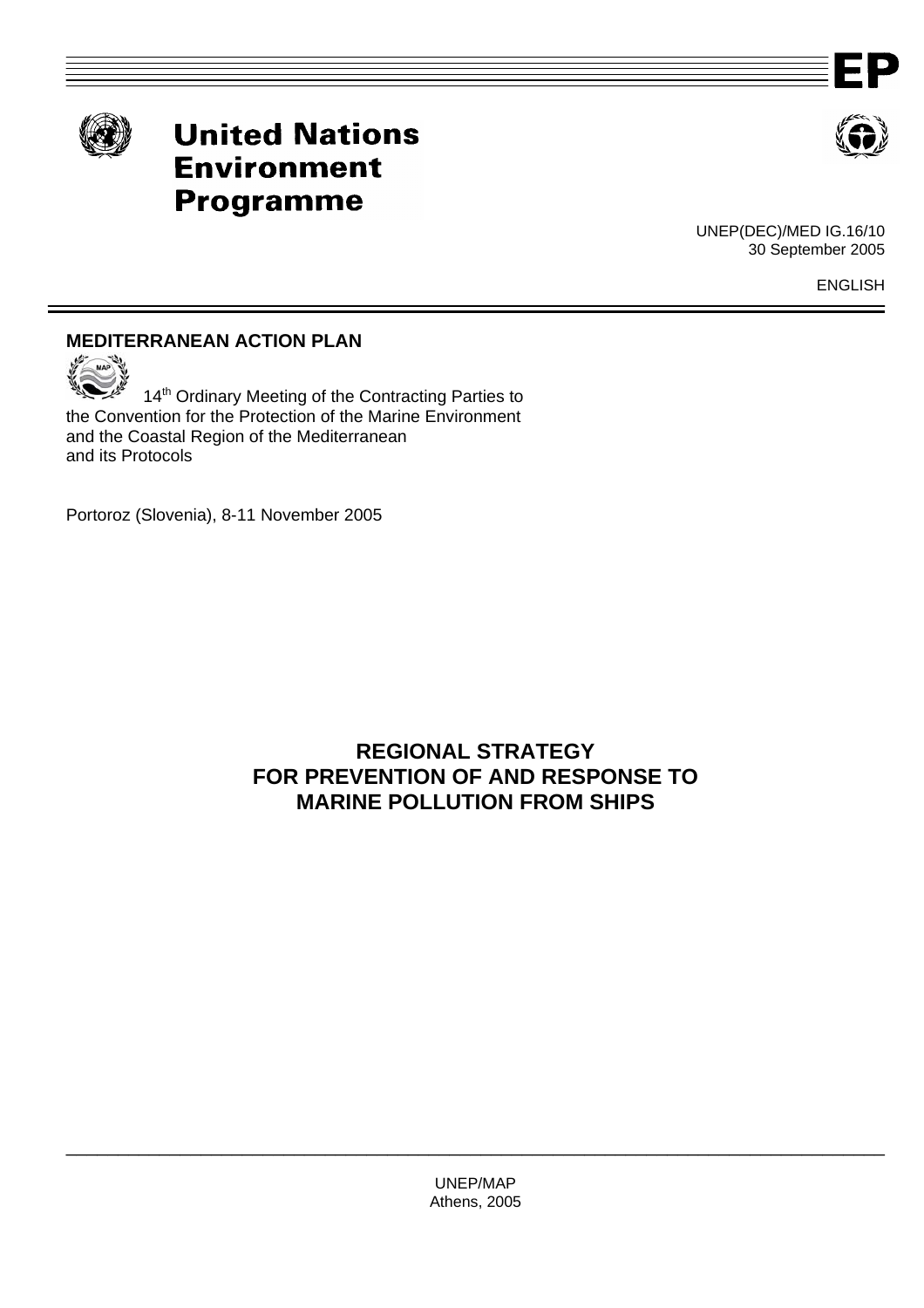# United Nations Environment Programme

UNEP(DEC)/MED IG.16/10
30 September 2005

ENGLISH

**MEDITERRANEAN ACTION PLAN**

14th Ordinary Meeting of the Contracting Parties to the Convention for the Protection of the Marine Environment and the Coastal Region of the Mediterranean and its Protocols

Portoroz (Slovenia), 8-11 November 2005

## REGIONAL STRATEGY FOR PREVENTION OF AND RESPONSE TO MARINE POLLUTION FROM SHIPS

UNEP/MAP
Athens, 2005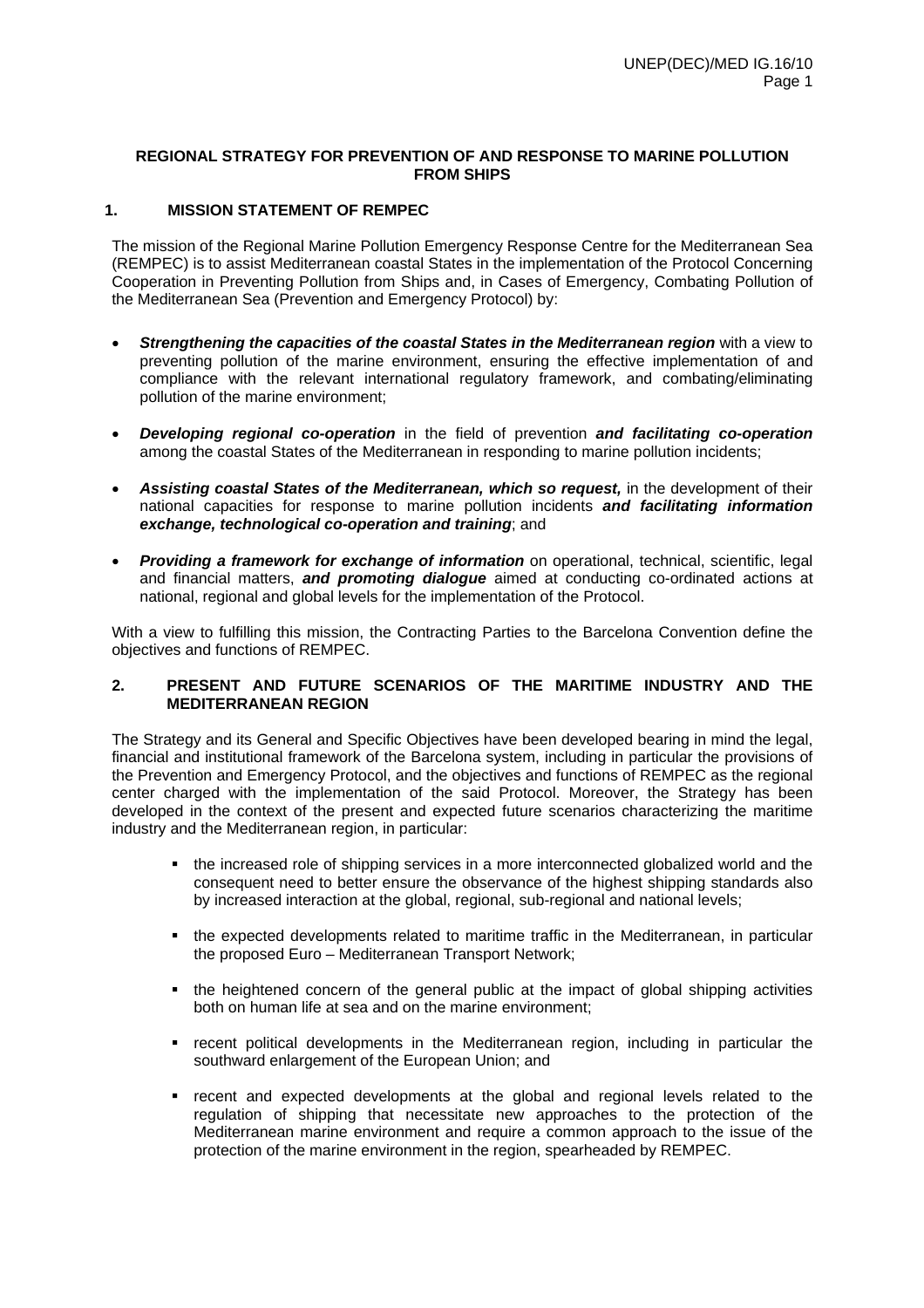## REGIONAL STRATEGY FOR PREVENTION OF AND RESPONSE TO MARINE POLLUTION FROM SHIPS

### 1. MISSION STATEMENT OF REMPEC

The mission of the Regional Marine Pollution Emergency Response Centre for the Mediterranean Sea (REMPEC) is to assist Mediterranean coastal States in the implementation of the Protocol Concerning Cooperation in Preventing Pollution from Ships and, in Cases of Emergency, Combating Pollution of the Mediterranean Sea (Prevention and Emergency Protocol) by:

- ***Strengthening the capacities of the coastal States in the Mediterranean region*** with a view to preventing pollution of the marine environment, ensuring the effective implementation of and compliance with the relevant international regulatory framework, and combating/eliminating pollution of the marine environment;
- ***Developing regional co-operation*** in the field of prevention ***and facilitating co-operation*** among the coastal States of the Mediterranean in responding to marine pollution incidents;
- ***Assisting coastal States of the Mediterranean, which so request,*** in the development of their national capacities for response to marine pollution incidents ***and facilitating information exchange, technological co-operation and training***; and
- ***Providing a framework for exchange of information*** on operational, technical, scientific, legal and financial matters, ***and promoting dialogue*** aimed at conducting co-ordinated actions at national, regional and global levels for the implementation of the Protocol.

With a view to fulfilling this mission, the Contracting Parties to the Barcelona Convention define the objectives and functions of REMPEC.

### 2. PRESENT AND FUTURE SCENARIOS OF THE MARITIME INDUSTRY AND THE MEDITERRANEAN REGION

The Strategy and its General and Specific Objectives have been developed bearing in mind the legal, financial and institutional framework of the Barcelona system, including in particular the provisions of the Prevention and Emergency Protocol, and the objectives and functions of REMPEC as the regional center charged with the implementation of the said Protocol. Moreover, the Strategy has been developed in the context of the present and expected future scenarios characterizing the maritime industry and the Mediterranean region, in particular:

- the increased role of shipping services in a more interconnected globalized world and the consequent need to better ensure the observance of the highest shipping standards also by increased interaction at the global, regional, sub-regional and national levels;
- the expected developments related to maritime traffic in the Mediterranean, in particular the proposed Euro – Mediterranean Transport Network;
- the heightened concern of the general public at the impact of global shipping activities both on human life at sea and on the marine environment;
- recent political developments in the Mediterranean region, including in particular the southward enlargement of the European Union; and
- recent and expected developments at the global and regional levels related to the regulation of shipping that necessitate new approaches to the protection of the Mediterranean marine environment and require a common approach to the issue of the protection of the marine environment in the region, spearheaded by REMPEC.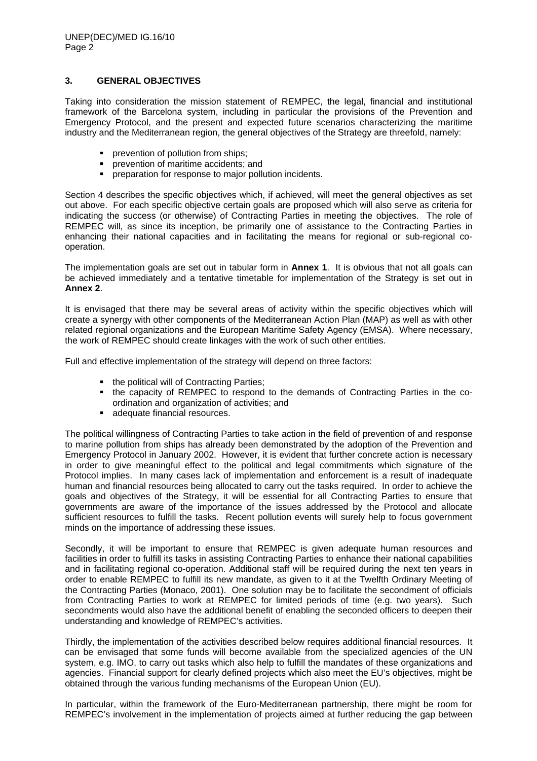## 3. GENERAL OBJECTIVES

Taking into consideration the mission statement of REMPEC, the legal, financial and institutional framework of the Barcelona system, including in particular the provisions of the Prevention and Emergency Protocol, and the present and expected future scenarios characterizing the maritime industry and the Mediterranean region, the general objectives of the Strategy are threefold, namely:

- prevention of pollution from ships;
- prevention of maritime accidents; and
- preparation for response to major pollution incidents.

Section 4 describes the specific objectives which, if achieved, will meet the general objectives as set out above. For each specific objective certain goals are proposed which will also serve as criteria for indicating the success (or otherwise) of Contracting Parties in meeting the objectives. The role of REMPEC will, as since its inception, be primarily one of assistance to the Contracting Parties in enhancing their national capacities and in facilitating the means for regional or sub-regional co-operation.

The implementation goals are set out in tabular form in **Annex 1**. It is obvious that not all goals can be achieved immediately and a tentative timetable for implementation of the Strategy is set out in **Annex 2**.

It is envisaged that there may be several areas of activity within the specific objectives which will create a synergy with other components of the Mediterranean Action Plan (MAP) as well as with other related regional organizations and the European Maritime Safety Agency (EMSA). Where necessary, the work of REMPEC should create linkages with the work of such other entities.

Full and effective implementation of the strategy will depend on three factors:

- the political will of Contracting Parties;
- the capacity of REMPEC to respond to the demands of Contracting Parties in the co-ordination and organization of activities; and
- adequate financial resources.

The political willingness of Contracting Parties to take action in the field of prevention of and response to marine pollution from ships has already been demonstrated by the adoption of the Prevention and Emergency Protocol in January 2002. However, it is evident that further concrete action is necessary in order to give meaningful effect to the political and legal commitments which signature of the Protocol implies. In many cases lack of implementation and enforcement is a result of inadequate human and financial resources being allocated to carry out the tasks required. In order to achieve the goals and objectives of the Strategy, it will be essential for all Contracting Parties to ensure that governments are aware of the importance of the issues addressed by the Protocol and allocate sufficient resources to fulfill the tasks. Recent pollution events will surely help to focus government minds on the importance of addressing these issues.

Secondly, it will be important to ensure that REMPEC is given adequate human resources and facilities in order to fulfill its tasks in assisting Contracting Parties to enhance their national capabilities and in facilitating regional co-operation. Additional staff will be required during the next ten years in order to enable REMPEC to fulfill its new mandate, as given to it at the Twelfth Ordinary Meeting of the Contracting Parties (Monaco, 2001). One solution may be to facilitate the secondment of officials from Contracting Parties to work at REMPEC for limited periods of time (e.g. two years). Such secondments would also have the additional benefit of enabling the seconded officers to deepen their understanding and knowledge of REMPEC's activities.

Thirdly, the implementation of the activities described below requires additional financial resources. It can be envisaged that some funds will become available from the specialized agencies of the UN system, e.g. IMO, to carry out tasks which also help to fulfill the mandates of these organizations and agencies. Financial support for clearly defined projects which also meet the EU's objectives, might be obtained through the various funding mechanisms of the European Union (EU).

In particular, within the framework of the Euro-Mediterranean partnership, there might be room for REMPEC's involvement in the implementation of projects aimed at further reducing the gap between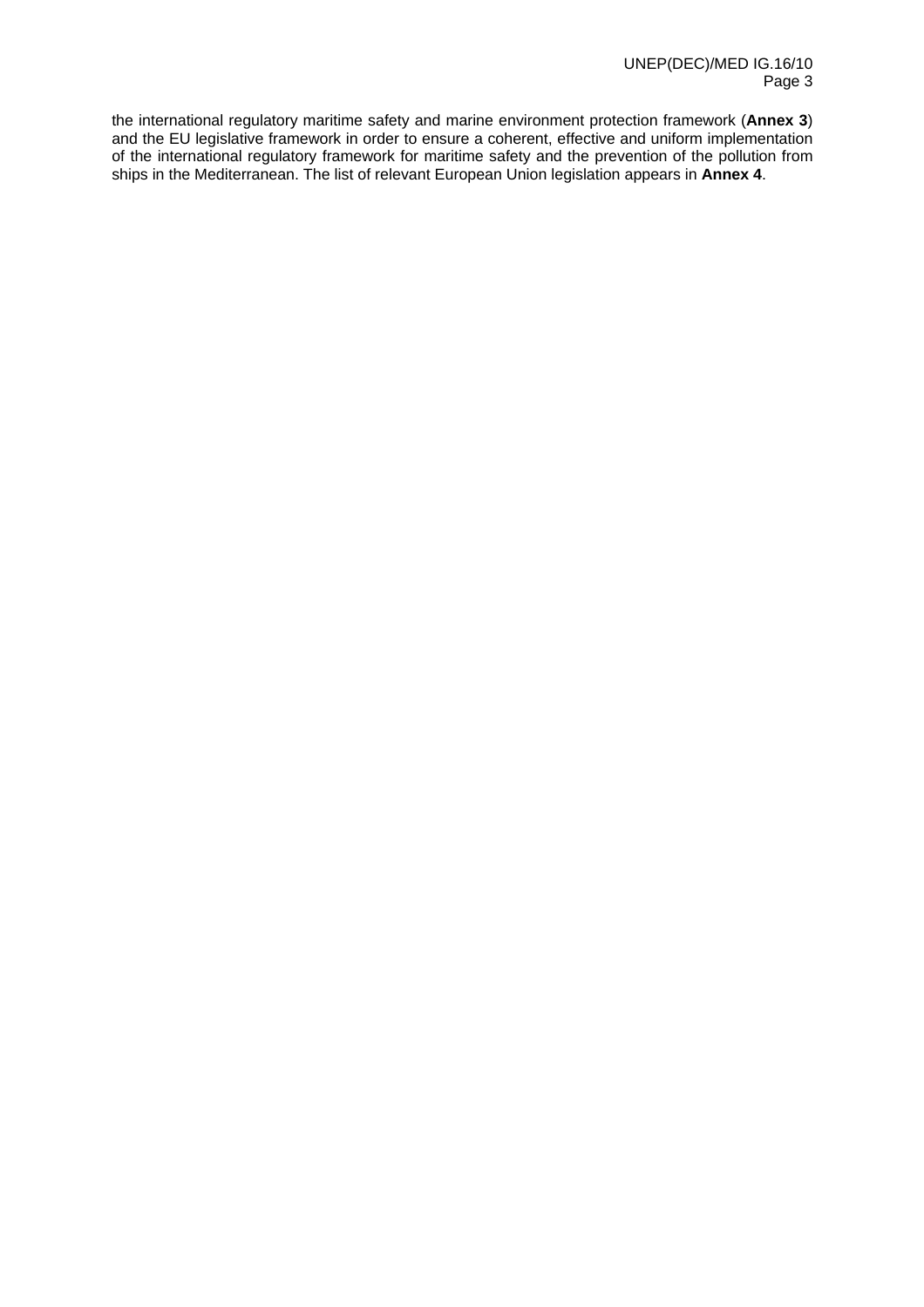the international regulatory maritime safety and marine environment protection framework (**Annex 3**) and the EU legislative framework in order to ensure a coherent, effective and uniform implementation of the international regulatory framework for maritime safety and the prevention of the pollution from ships in the Mediterranean. The list of relevant European Union legislation appears in **Annex 4**.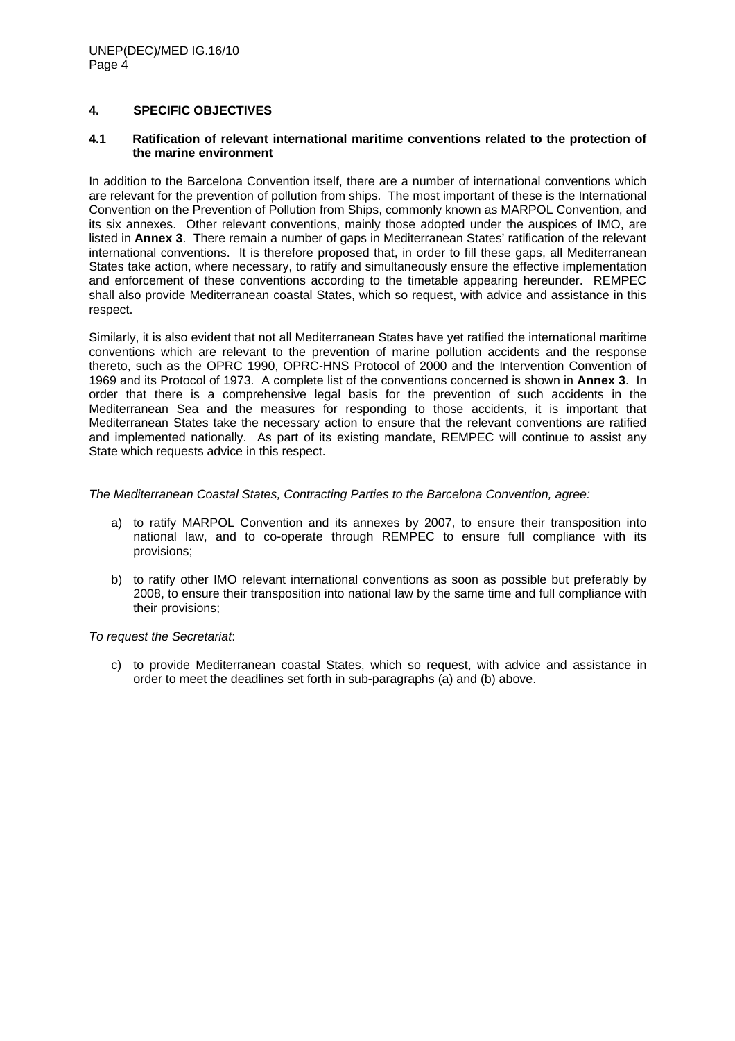## 4. SPECIFIC OBJECTIVES

### 4.1 Ratification of relevant international maritime conventions related to the protection of the marine environment

In addition to the Barcelona Convention itself, there are a number of international conventions which are relevant for the prevention of pollution from ships. The most important of these is the International Convention on the Prevention of Pollution from Ships, commonly known as MARPOL Convention, and its six annexes. Other relevant conventions, mainly those adopted under the auspices of IMO, are listed in **Annex 3**. There remain a number of gaps in Mediterranean States' ratification of the relevant international conventions. It is therefore proposed that, in order to fill these gaps, all Mediterranean States take action, where necessary, to ratify and simultaneously ensure the effective implementation and enforcement of these conventions according to the timetable appearing hereunder. REMPEC shall also provide Mediterranean coastal States, which so request, with advice and assistance in this respect.

Similarly, it is also evident that not all Mediterranean States have yet ratified the international maritime conventions which are relevant to the prevention of marine pollution accidents and the response thereto, such as the OPRC 1990, OPRC-HNS Protocol of 2000 and the Intervention Convention of 1969 and its Protocol of 1973. A complete list of the conventions concerned is shown in **Annex 3**. In order that there is a comprehensive legal basis for the prevention of such accidents in the Mediterranean Sea and the measures for responding to those accidents, it is important that Mediterranean States take the necessary action to ensure that the relevant conventions are ratified and implemented nationally. As part of its existing mandate, REMPEC will continue to assist any State which requests advice in this respect.

*The Mediterranean Coastal States, Contracting Parties to the Barcelona Convention, agree:*

a) to ratify MARPOL Convention and its annexes by 2007, to ensure their transposition into national law, and to co-operate through REMPEC to ensure full compliance with its provisions;

b) to ratify other IMO relevant international conventions as soon as possible but preferably by 2008, to ensure their transposition into national law by the same time and full compliance with their provisions;

*To request the Secretariat*:

c) to provide Mediterranean coastal States, which so request, with advice and assistance in order to meet the deadlines set forth in sub-paragraphs (a) and (b) above.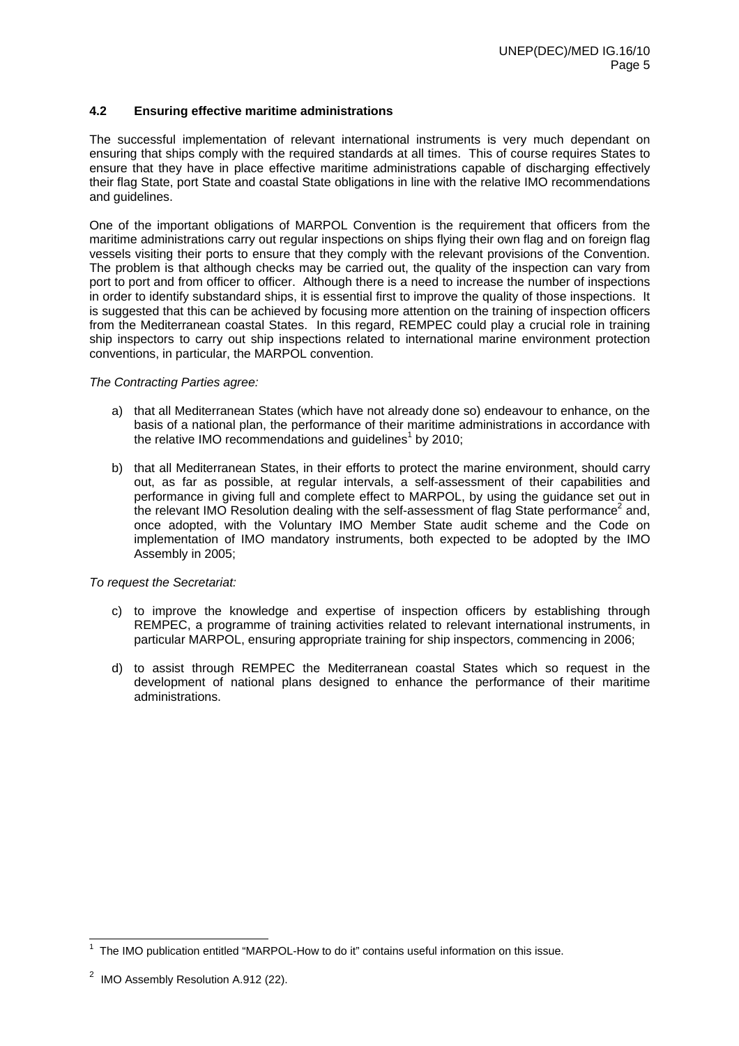### 4.2 Ensuring effective maritime administrations

The successful implementation of relevant international instruments is very much dependant on ensuring that ships comply with the required standards at all times. This of course requires States to ensure that they have in place effective maritime administrations capable of discharging effectively their flag State, port State and coastal State obligations in line with the relative IMO recommendations and guidelines.

One of the important obligations of MARPOL Convention is the requirement that officers from the maritime administrations carry out regular inspections on ships flying their own flag and on foreign flag vessels visiting their ports to ensure that they comply with the relevant provisions of the Convention. The problem is that although checks may be carried out, the quality of the inspection can vary from port to port and from officer to officer. Although there is a need to increase the number of inspections in order to identify substandard ships, it is essential first to improve the quality of those inspections. It is suggested that this can be achieved by focusing more attention on the training of inspection officers from the Mediterranean coastal States. In this regard, REMPEC could play a crucial role in training ship inspectors to carry out ship inspections related to international marine environment protection conventions, in particular, the MARPOL convention.

*The Contracting Parties agree:*

a) that all Mediterranean States (which have not already done so) endeavour to enhance, on the basis of a national plan, the performance of their maritime administrations in accordance with the relative IMO recommendations and guidelines[1] by 2010;

b) that all Mediterranean States, in their efforts to protect the marine environment, should carry out, as far as possible, at regular intervals, a self-assessment of their capabilities and performance in giving full and complete effect to MARPOL, by using the guidance set out in the relevant IMO Resolution dealing with the self-assessment of flag State performance[2] and, once adopted, with the Voluntary IMO Member State audit scheme and the Code on implementation of IMO mandatory instruments, both expected to be adopted by the IMO Assembly in 2005;

*To request the Secretariat:*

c) to improve the knowledge and expertise of inspection officers by establishing through REMPEC, a programme of training activities related to relevant international instruments, in particular MARPOL, ensuring appropriate training for ship inspectors, commencing in 2006;

d) to assist through REMPEC the Mediterranean coastal States which so request in the development of national plans designed to enhance the performance of their maritime administrations.

---

[1] The IMO publication entitled "MARPOL-How to do it" contains useful information on this issue.

[2] IMO Assembly Resolution A.912 (22).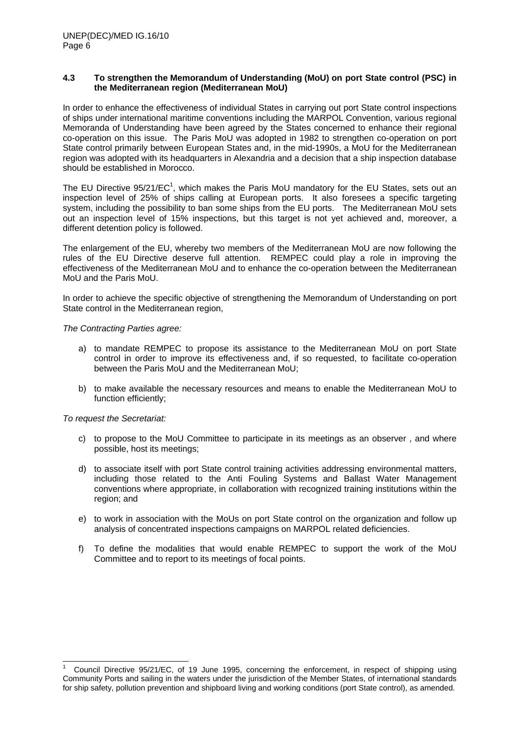### 4.3 To strengthen the Memorandum of Understanding (MoU) on port State control (PSC) in the Mediterranean region (Mediterranean MoU)

In order to enhance the effectiveness of individual States in carrying out port State control inspections of ships under international maritime conventions including the MARPOL Convention, various regional Memoranda of Understanding have been agreed by the States concerned to enhance their regional co-operation on this issue. The Paris MoU was adopted in 1982 to strengthen co-operation on port State control primarily between European States and, in the mid-1990s, a MoU for the Mediterranean region was adopted with its headquarters in Alexandria and a decision that a ship inspection database should be established in Morocco.

The EU Directive 95/21/EC[1], which makes the Paris MoU mandatory for the EU States, sets out an inspection level of 25% of ships calling at European ports. It also foresees a specific targeting system, including the possibility to ban some ships from the EU ports. The Mediterranean MoU sets out an inspection level of 15% inspections, but this target is not yet achieved and, moreover, a different detention policy is followed.

The enlargement of the EU, whereby two members of the Mediterranean MoU are now following the rules of the EU Directive deserve full attention. REMPEC could play a role in improving the effectiveness of the Mediterranean MoU and to enhance the co-operation between the Mediterranean MoU and the Paris MoU.

In order to achieve the specific objective of strengthening the Memorandum of Understanding on port State control in the Mediterranean region,

*The Contracting Parties agree:*

a) to mandate REMPEC to propose its assistance to the Mediterranean MoU on port State control in order to improve its effectiveness and, if so requested, to facilitate co-operation between the Paris MoU and the Mediterranean MoU;

b) to make available the necessary resources and means to enable the Mediterranean MoU to function efficiently;

*To request the Secretariat:*

c) to propose to the MoU Committee to participate in its meetings as an observer , and where possible, host its meetings;

d) to associate itself with port State control training activities addressing environmental matters, including those related to the Anti Fouling Systems and Ballast Water Management conventions where appropriate, in collaboration with recognized training institutions within the region; and

e) to work in association with the MoUs on port State control on the organization and follow up analysis of concentrated inspections campaigns on MARPOL related deficiencies.

f) To define the modalities that would enable REMPEC to support the work of the MoU Committee and to report to its meetings of focal points.

---

[1] Council Directive 95/21/EC, of 19 June 1995, concerning the enforcement, in respect of shipping using Community Ports and sailing in the waters under the jurisdiction of the Member States, of international standards for ship safety, pollution prevention and shipboard living and working conditions (port State control), as amended.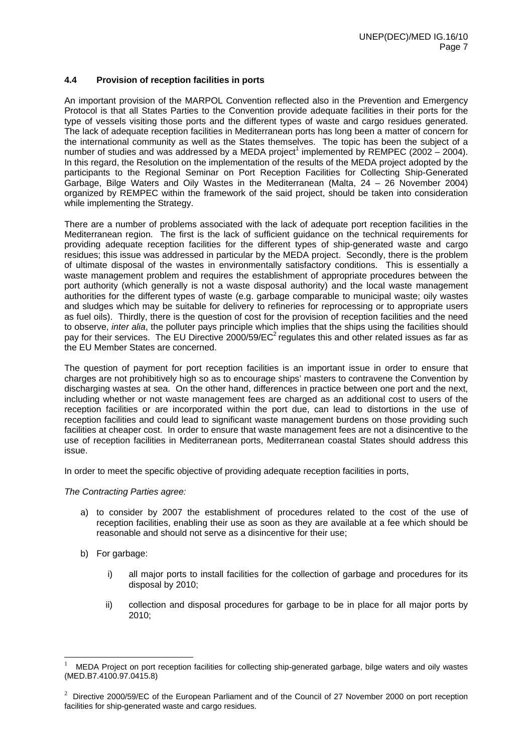### 4.4 Provision of reception facilities in ports

An important provision of the MARPOL Convention reflected also in the Prevention and Emergency Protocol is that all States Parties to the Convention provide adequate facilities in their ports for the type of vessels visiting those ports and the different types of waste and cargo residues generated. The lack of adequate reception facilities in Mediterranean ports has long been a matter of concern for the international community as well as the States themselves. The topic has been the subject of a number of studies and was addressed by a MEDA project[1] implemented by REMPEC (2002 – 2004). In this regard, the Resolution on the implementation of the results of the MEDA project adopted by the participants to the Regional Seminar on Port Reception Facilities for Collecting Ship-Generated Garbage, Bilge Waters and Oily Wastes in the Mediterranean (Malta, 24 – 26 November 2004) organized by REMPEC within the framework of the said project, should be taken into consideration while implementing the Strategy.

There are a number of problems associated with the lack of adequate port reception facilities in the Mediterranean region. The first is the lack of sufficient guidance on the technical requirements for providing adequate reception facilities for the different types of ship-generated waste and cargo residues; this issue was addressed in particular by the MEDA project. Secondly, there is the problem of ultimate disposal of the wastes in environmentally satisfactory conditions. This is essentially a waste management problem and requires the establishment of appropriate procedures between the port authority (which generally is not a waste disposal authority) and the local waste management authorities for the different types of waste (e.g. garbage comparable to municipal waste; oily wastes and sludges which may be suitable for delivery to refineries for reprocessing or to appropriate users as fuel oils). Thirdly, there is the question of cost for the provision of reception facilities and the need to observe, *inter alia*, the polluter pays principle which implies that the ships using the facilities should pay for their services. The EU Directive 2000/59/EC[2] regulates this and other related issues as far as the EU Member States are concerned.

The question of payment for port reception facilities is an important issue in order to ensure that charges are not prohibitively high so as to encourage ships' masters to contravene the Convention by discharging wastes at sea. On the other hand, differences in practice between one port and the next, including whether or not waste management fees are charged as an additional cost to users of the reception facilities or are incorporated within the port due, can lead to distortions in the use of reception facilities and could lead to significant waste management burdens on those providing such facilities at cheaper cost. In order to ensure that waste management fees are not a disincentive to the use of reception facilities in Mediterranean ports, Mediterranean coastal States should address this issue.

In order to meet the specific objective of providing adequate reception facilities in ports,

*The Contracting Parties agree:*

a) to consider by 2007 the establishment of procedures related to the cost of the use of reception facilities, enabling their use as soon as they are available at a fee which should be reasonable and should not serve as a disincentive for their use;

b) For garbage:

   i) all major ports to install facilities for the collection of garbage and procedures for its disposal by 2010;

   ii) collection and disposal procedures for garbage to be in place for all major ports by 2010;

---

[1] MEDA Project on port reception facilities for collecting ship-generated garbage, bilge waters and oily wastes (MED.B7.4100.97.0415.8)

[2] Directive 2000/59/EC of the European Parliament and of the Council of 27 November 2000 on port reception facilities for ship-generated waste and cargo residues.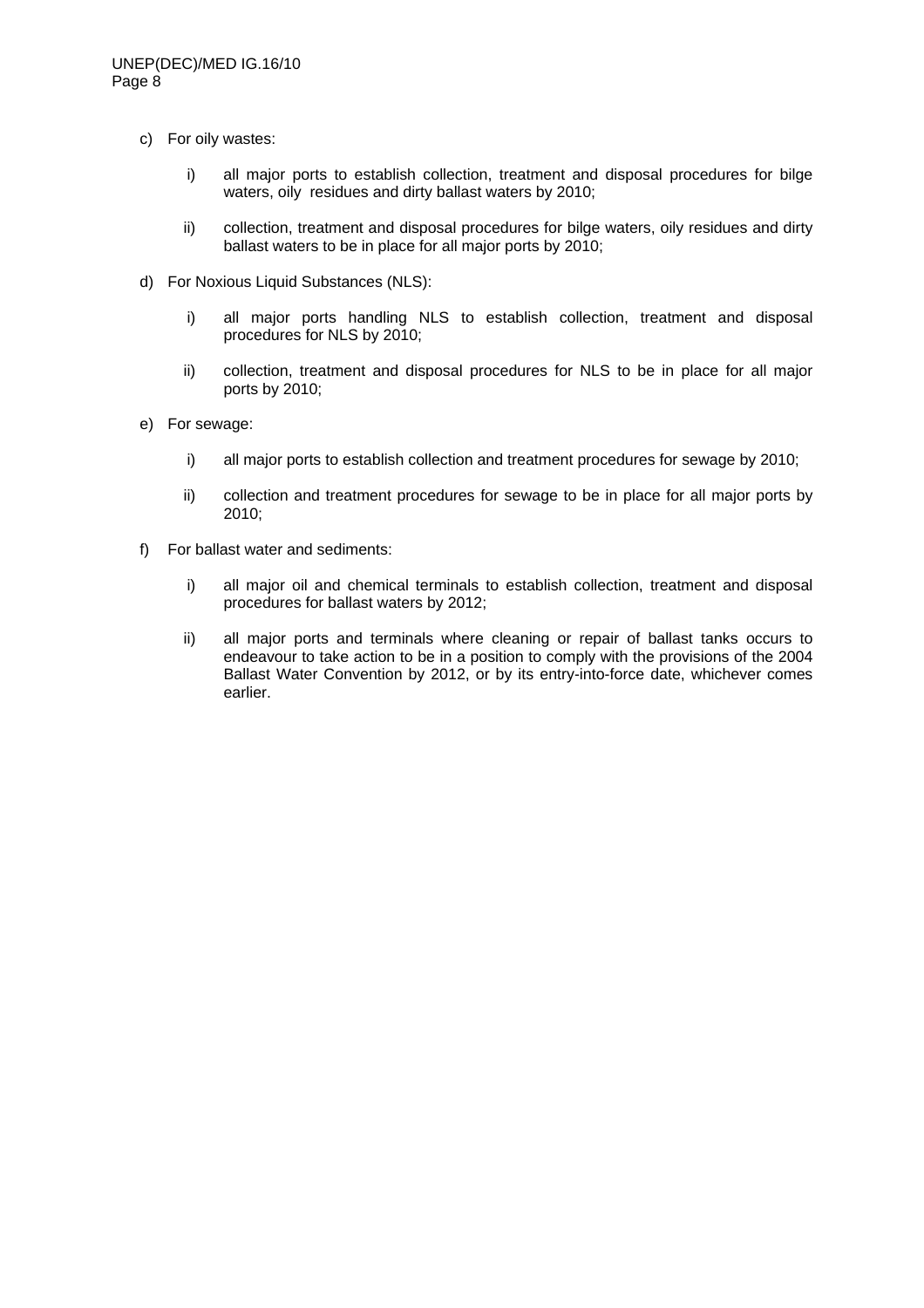c) For oily wastes:

   i) all major ports to establish collection, treatment and disposal procedures for bilge waters, oily residues and dirty ballast waters by 2010;

   ii) collection, treatment and disposal procedures for bilge waters, oily residues and dirty ballast waters to be in place for all major ports by 2010;

d) For Noxious Liquid Substances (NLS):

   i) all major ports handling NLS to establish collection, treatment and disposal procedures for NLS by 2010;

   ii) collection, treatment and disposal procedures for NLS to be in place for all major ports by 2010;

e) For sewage:

   i) all major ports to establish collection and treatment procedures for sewage by 2010;

   ii) collection and treatment procedures for sewage to be in place for all major ports by 2010;

f) For ballast water and sediments:

   i) all major oil and chemical terminals to establish collection, treatment and disposal procedures for ballast waters by 2012;

   ii) all major ports and terminals where cleaning or repair of ballast tanks occurs to endeavour to take action to be in a position to comply with the provisions of the 2004 Ballast Water Convention by 2012, or by its entry-into-force date, whichever comes earlier.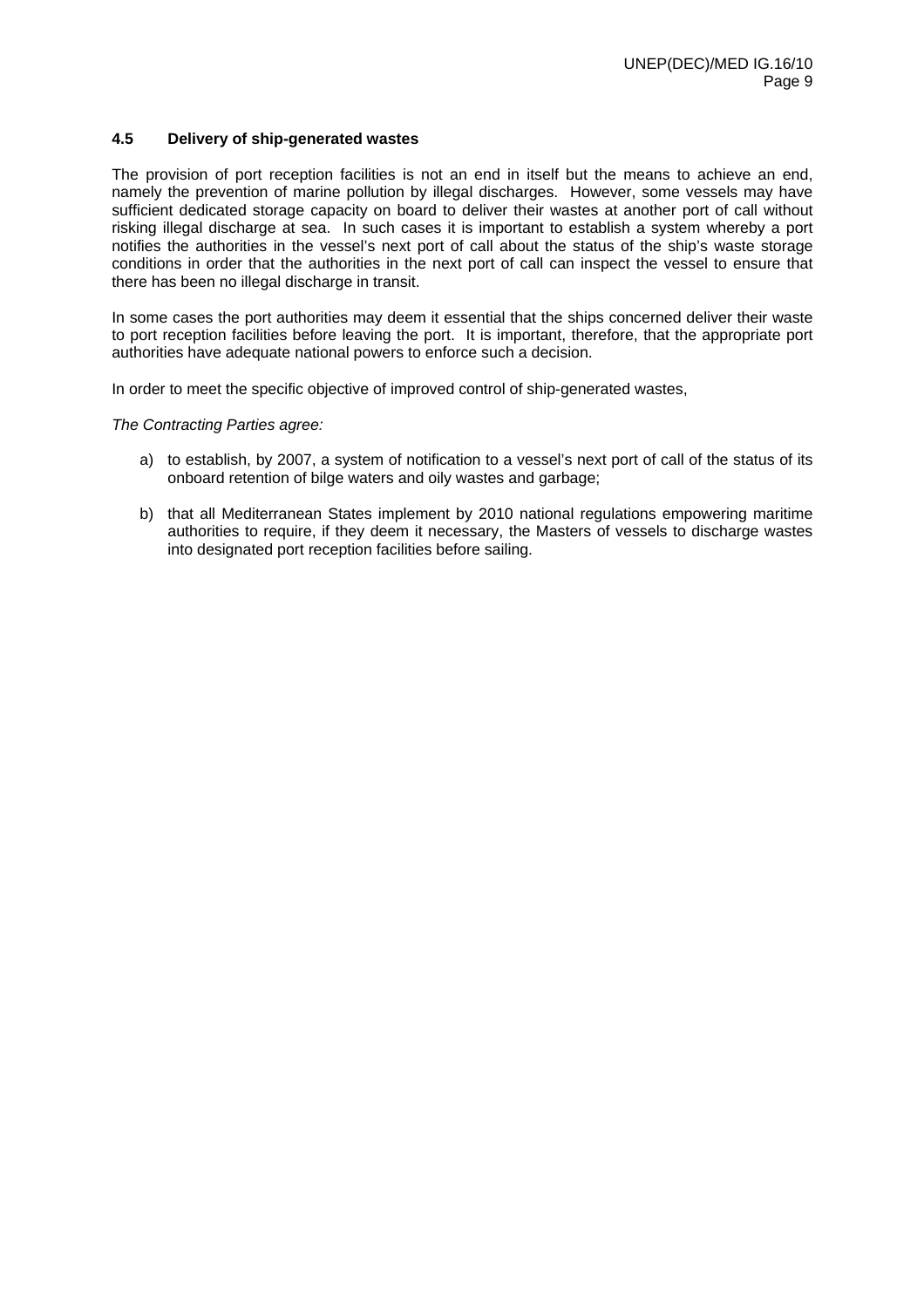### 4.5 Delivery of ship-generated wastes

The provision of port reception facilities is not an end in itself but the means to achieve an end, namely the prevention of marine pollution by illegal discharges. However, some vessels may have sufficient dedicated storage capacity on board to deliver their wastes at another port of call without risking illegal discharge at sea. In such cases it is important to establish a system whereby a port notifies the authorities in the vessel's next port of call about the status of the ship's waste storage conditions in order that the authorities in the next port of call can inspect the vessel to ensure that there has been no illegal discharge in transit.

In some cases the port authorities may deem it essential that the ships concerned deliver their waste to port reception facilities before leaving the port. It is important, therefore, that the appropriate port authorities have adequate national powers to enforce such a decision.

In order to meet the specific objective of improved control of ship-generated wastes,

*The Contracting Parties agree:*

a) to establish, by 2007, a system of notification to a vessel's next port of call of the status of its onboard retention of bilge waters and oily wastes and garbage;

b) that all Mediterranean States implement by 2010 national regulations empowering maritime authorities to require, if they deem it necessary, the Masters of vessels to discharge wastes into designated port reception facilities before sailing.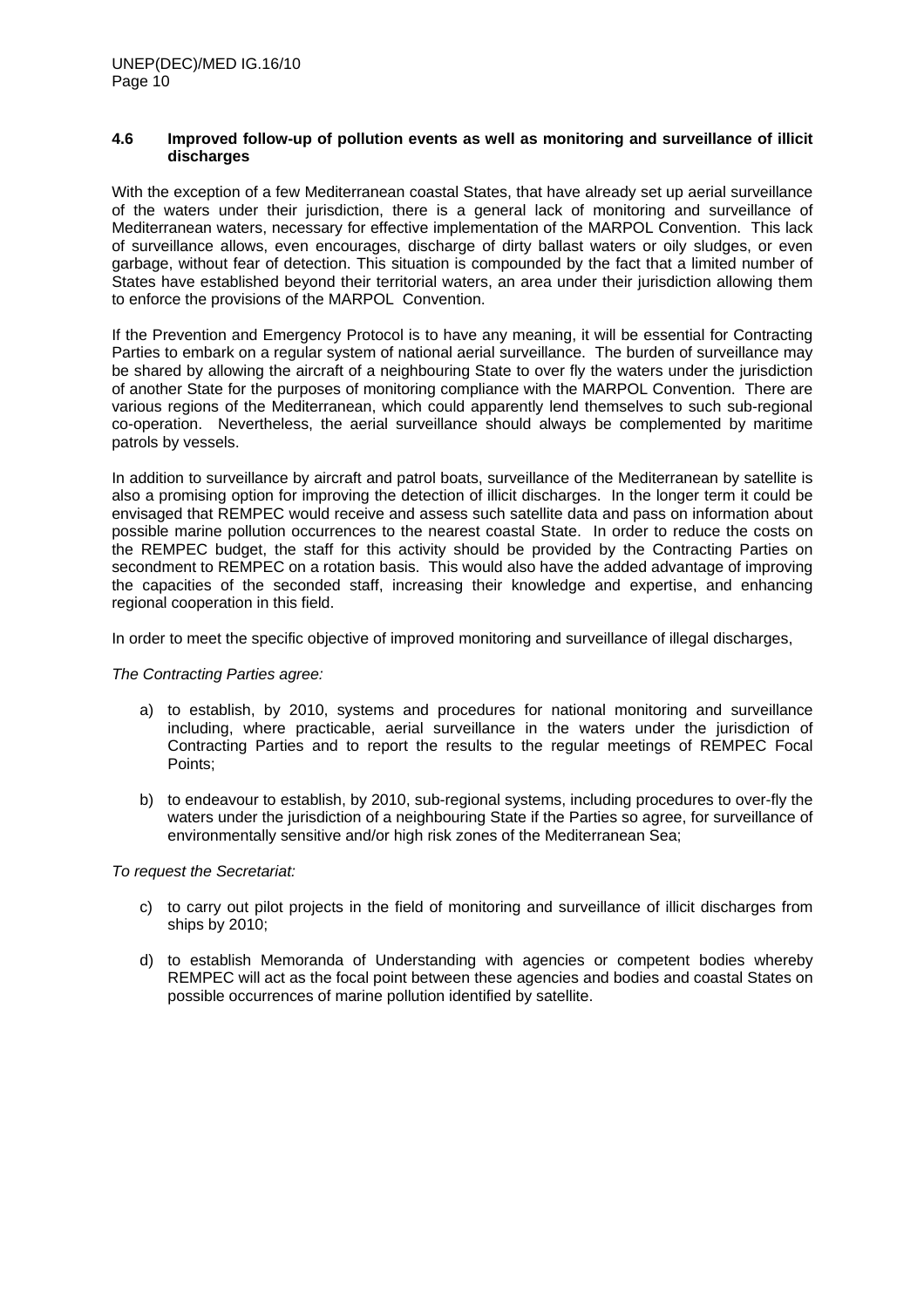### 4.6 Improved follow-up of pollution events as well as monitoring and surveillance of illicit discharges

With the exception of a few Mediterranean coastal States, that have already set up aerial surveillance of the waters under their jurisdiction, there is a general lack of monitoring and surveillance of Mediterranean waters, necessary for effective implementation of the MARPOL Convention. This lack of surveillance allows, even encourages, discharge of dirty ballast waters or oily sludges, or even garbage, without fear of detection. This situation is compounded by the fact that a limited number of States have established beyond their territorial waters, an area under their jurisdiction allowing them to enforce the provisions of the MARPOL Convention.

If the Prevention and Emergency Protocol is to have any meaning, it will be essential for Contracting Parties to embark on a regular system of national aerial surveillance. The burden of surveillance may be shared by allowing the aircraft of a neighbouring State to over fly the waters under the jurisdiction of another State for the purposes of monitoring compliance with the MARPOL Convention. There are various regions of the Mediterranean, which could apparently lend themselves to such sub-regional co-operation. Nevertheless, the aerial surveillance should always be complemented by maritime patrols by vessels.

In addition to surveillance by aircraft and patrol boats, surveillance of the Mediterranean by satellite is also a promising option for improving the detection of illicit discharges. In the longer term it could be envisaged that REMPEC would receive and assess such satellite data and pass on information about possible marine pollution occurrences to the nearest coastal State. In order to reduce the costs on the REMPEC budget, the staff for this activity should be provided by the Contracting Parties on secondment to REMPEC on a rotation basis. This would also have the added advantage of improving the capacities of the seconded staff, increasing their knowledge and expertise, and enhancing regional cooperation in this field.

In order to meet the specific objective of improved monitoring and surveillance of illegal discharges,

*The Contracting Parties agree:*

a) to establish, by 2010, systems and procedures for national monitoring and surveillance including, where practicable, aerial surveillance in the waters under the jurisdiction of Contracting Parties and to report the results to the regular meetings of REMPEC Focal Points;

b) to endeavour to establish, by 2010, sub-regional systems, including procedures to over-fly the waters under the jurisdiction of a neighbouring State if the Parties so agree, for surveillance of environmentally sensitive and/or high risk zones of the Mediterranean Sea;

*To request the Secretariat:*

c) to carry out pilot projects in the field of monitoring and surveillance of illicit discharges from ships by 2010;

d) to establish Memoranda of Understanding with agencies or competent bodies whereby REMPEC will act as the focal point between these agencies and bodies and coastal States on possible occurrences of marine pollution identified by satellite.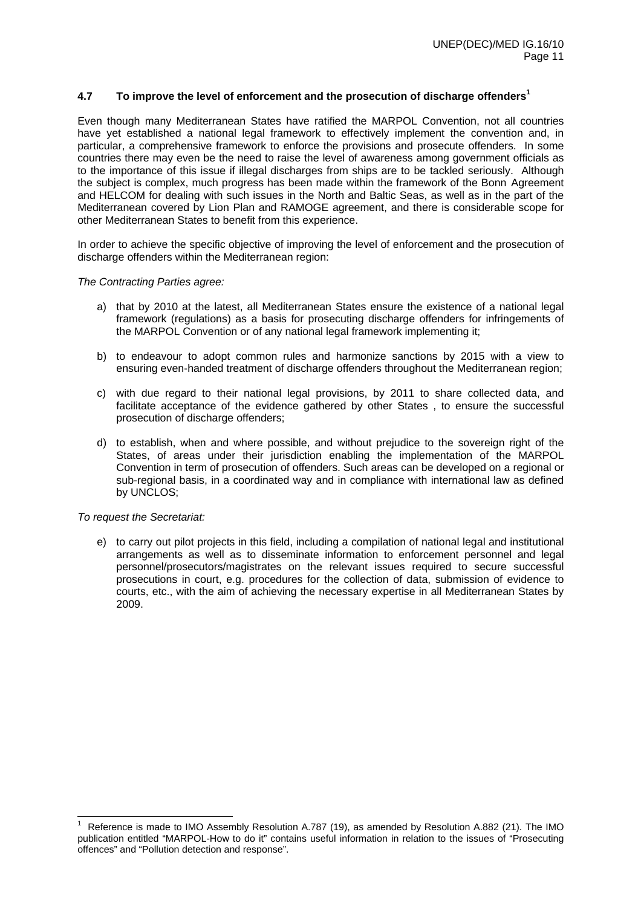### 4.7 To improve the level of enforcement and the prosecution of discharge offenders[1]

Even though many Mediterranean States have ratified the MARPOL Convention, not all countries have yet established a national legal framework to effectively implement the convention and, in particular, a comprehensive framework to enforce the provisions and prosecute offenders. In some countries there may even be the need to raise the level of awareness among government officials as to the importance of this issue if illegal discharges from ships are to be tackled seriously. Although the subject is complex, much progress has been made within the framework of the Bonn Agreement and HELCOM for dealing with such issues in the North and Baltic Seas, as well as in the part of the Mediterranean covered by Lion Plan and RAMOGE agreement, and there is considerable scope for other Mediterranean States to benefit from this experience.

In order to achieve the specific objective of improving the level of enforcement and the prosecution of discharge offenders within the Mediterranean region:

*The Contracting Parties agree:*

a) that by 2010 at the latest, all Mediterranean States ensure the existence of a national legal framework (regulations) as a basis for prosecuting discharge offenders for infringements of the MARPOL Convention or of any national legal framework implementing it;

b) to endeavour to adopt common rules and harmonize sanctions by 2015 with a view to ensuring even-handed treatment of discharge offenders throughout the Mediterranean region;

c) with due regard to their national legal provisions, by 2011 to share collected data, and facilitate acceptance of the evidence gathered by other States , to ensure the successful prosecution of discharge offenders;

d) to establish, when and where possible, and without prejudice to the sovereign right of the States, of areas under their jurisdiction enabling the implementation of the MARPOL Convention in term of prosecution of offenders. Such areas can be developed on a regional or sub-regional basis, in a coordinated way and in compliance with international law as defined by UNCLOS;

*To request the Secretariat:*

e) to carry out pilot projects in this field, including a compilation of national legal and institutional arrangements as well as to disseminate information to enforcement personnel and legal personnel/prosecutors/magistrates on the relevant issues required to secure successful prosecutions in court, e.g. procedures for the collection of data, submission of evidence to courts, etc., with the aim of achieving the necessary expertise in all Mediterranean States by 2009.

---

[1] Reference is made to IMO Assembly Resolution A.787 (19), as amended by Resolution A.882 (21). The IMO publication entitled "MARPOL-How to do it" contains useful information in relation to the issues of "Prosecuting offences" and "Pollution detection and response".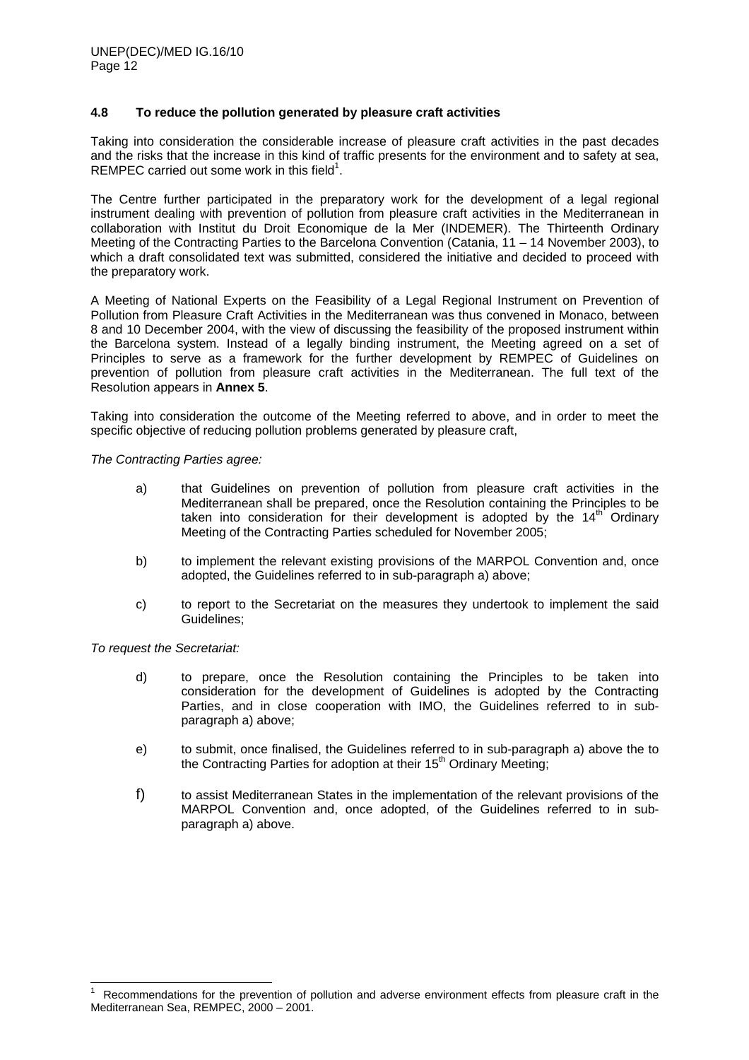### 4.8 To reduce the pollution generated by pleasure craft activities

Taking into consideration the considerable increase of pleasure craft activities in the past decades and the risks that the increase in this kind of traffic presents for the environment and to safety at sea, REMPEC carried out some work in this field[1].

The Centre further participated in the preparatory work for the development of a legal regional instrument dealing with prevention of pollution from pleasure craft activities in the Mediterranean in collaboration with Institut du Droit Economique de la Mer (INDEMER). The Thirteenth Ordinary Meeting of the Contracting Parties to the Barcelona Convention (Catania, 11 – 14 November 2003), to which a draft consolidated text was submitted, considered the initiative and decided to proceed with the preparatory work.

A Meeting of National Experts on the Feasibility of a Legal Regional Instrument on Prevention of Pollution from Pleasure Craft Activities in the Mediterranean was thus convened in Monaco, between 8 and 10 December 2004, with the view of discussing the feasibility of the proposed instrument within the Barcelona system. Instead of a legally binding instrument, the Meeting agreed on a set of Principles to serve as a framework for the further development by REMPEC of Guidelines on prevention of pollution from pleasure craft activities in the Mediterranean. The full text of the Resolution appears in **Annex 5**.

Taking into consideration the outcome of the Meeting referred to above, and in order to meet the specific objective of reducing pollution problems generated by pleasure craft,

*The Contracting Parties agree:*

a) that Guidelines on prevention of pollution from pleasure craft activities in the Mediterranean shall be prepared, once the Resolution containing the Principles to be taken into consideration for their development is adopted by the 14th Ordinary Meeting of the Contracting Parties scheduled for November 2005;

b) to implement the relevant existing provisions of the MARPOL Convention and, once adopted, the Guidelines referred to in sub-paragraph a) above;

c) to report to the Secretariat on the measures they undertook to implement the said Guidelines;

*To request the Secretariat:*

d) to prepare, once the Resolution containing the Principles to be taken into consideration for the development of Guidelines is adopted by the Contracting Parties, and in close cooperation with IMO, the Guidelines referred to in sub-paragraph a) above;

e) to submit, once finalised, the Guidelines referred to in sub-paragraph a) above the to the Contracting Parties for adoption at their 15th Ordinary Meeting;

f) to assist Mediterranean States in the implementation of the relevant provisions of the MARPOL Convention and, once adopted, of the Guidelines referred to in sub-paragraph a) above.

---

[1] Recommendations for the prevention of pollution and adverse environment effects from pleasure craft in the Mediterranean Sea, REMPEC, 2000 – 2001.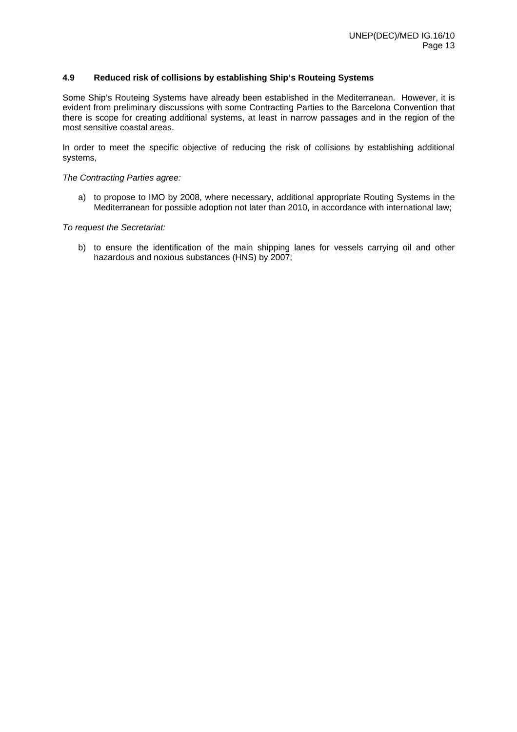### 4.9 Reduced risk of collisions by establishing Ship's Routeing Systems

Some Ship's Routeing Systems have already been established in the Mediterranean. However, it is evident from preliminary discussions with some Contracting Parties to the Barcelona Convention that there is scope for creating additional systems, at least in narrow passages and in the region of the most sensitive coastal areas.

In order to meet the specific objective of reducing the risk of collisions by establishing additional systems,

*The Contracting Parties agree:*

a) to propose to IMO by 2008, where necessary, additional appropriate Routing Systems in the Mediterranean for possible adoption not later than 2010, in accordance with international law;

*To request the Secretariat:*

b) to ensure the identification of the main shipping lanes for vessels carrying oil and other hazardous and noxious substances (HNS) by 2007;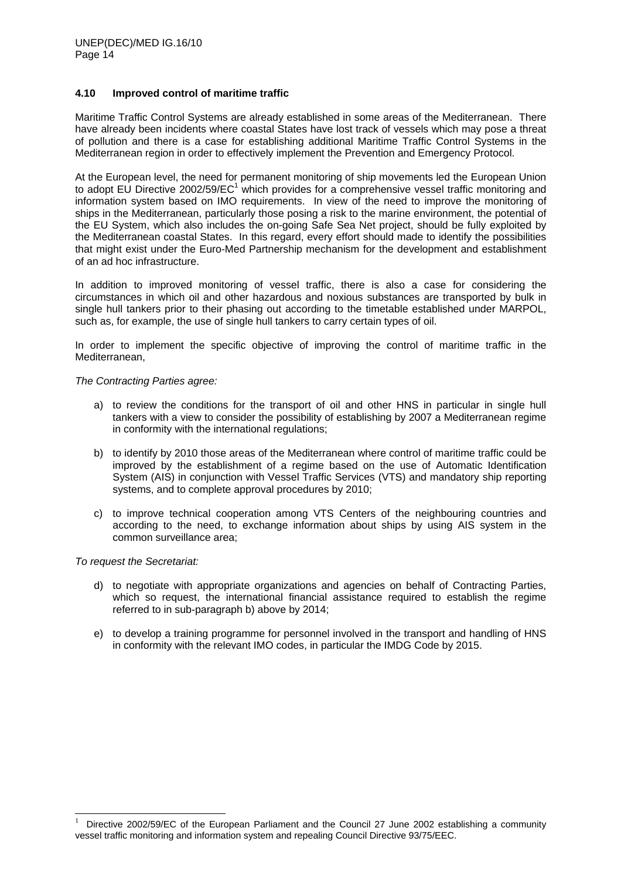### 4.10 Improved control of maritime traffic

Maritime Traffic Control Systems are already established in some areas of the Mediterranean. There have already been incidents where coastal States have lost track of vessels which may pose a threat of pollution and there is a case for establishing additional Maritime Traffic Control Systems in the Mediterranean region in order to effectively implement the Prevention and Emergency Protocol.

At the European level, the need for permanent monitoring of ship movements led the European Union to adopt EU Directive 2002/59/EC[1] which provides for a comprehensive vessel traffic monitoring and information system based on IMO requirements. In view of the need to improve the monitoring of ships in the Mediterranean, particularly those posing a risk to the marine environment, the potential of the EU System, which also includes the on-going Safe Sea Net project, should be fully exploited by the Mediterranean coastal States. In this regard, every effort should made to identify the possibilities that might exist under the Euro-Med Partnership mechanism for the development and establishment of an ad hoc infrastructure.

In addition to improved monitoring of vessel traffic, there is also a case for considering the circumstances in which oil and other hazardous and noxious substances are transported by bulk in single hull tankers prior to their phasing out according to the timetable established under MARPOL, such as, for example, the use of single hull tankers to carry certain types of oil.

In order to implement the specific objective of improving the control of maritime traffic in the Mediterranean,

*The Contracting Parties agree:*

a) to review the conditions for the transport of oil and other HNS in particular in single hull tankers with a view to consider the possibility of establishing by 2007 a Mediterranean regime in conformity with the international regulations;

b) to identify by 2010 those areas of the Mediterranean where control of maritime traffic could be improved by the establishment of a regime based on the use of Automatic Identification System (AIS) in conjunction with Vessel Traffic Services (VTS) and mandatory ship reporting systems, and to complete approval procedures by 2010;

c) to improve technical cooperation among VTS Centers of the neighbouring countries and according to the need, to exchange information about ships by using AIS system in the common surveillance area;

*To request the Secretariat:*

d) to negotiate with appropriate organizations and agencies on behalf of Contracting Parties, which so request, the international financial assistance required to establish the regime referred to in sub-paragraph b) above by 2014;

e) to develop a training programme for personnel involved in the transport and handling of HNS in conformity with the relevant IMO codes, in particular the IMDG Code by 2015.

[1] Directive 2002/59/EC of the European Parliament and the Council 27 June 2002 establishing a community vessel traffic monitoring and information system and repealing Council Directive 93/75/EEC.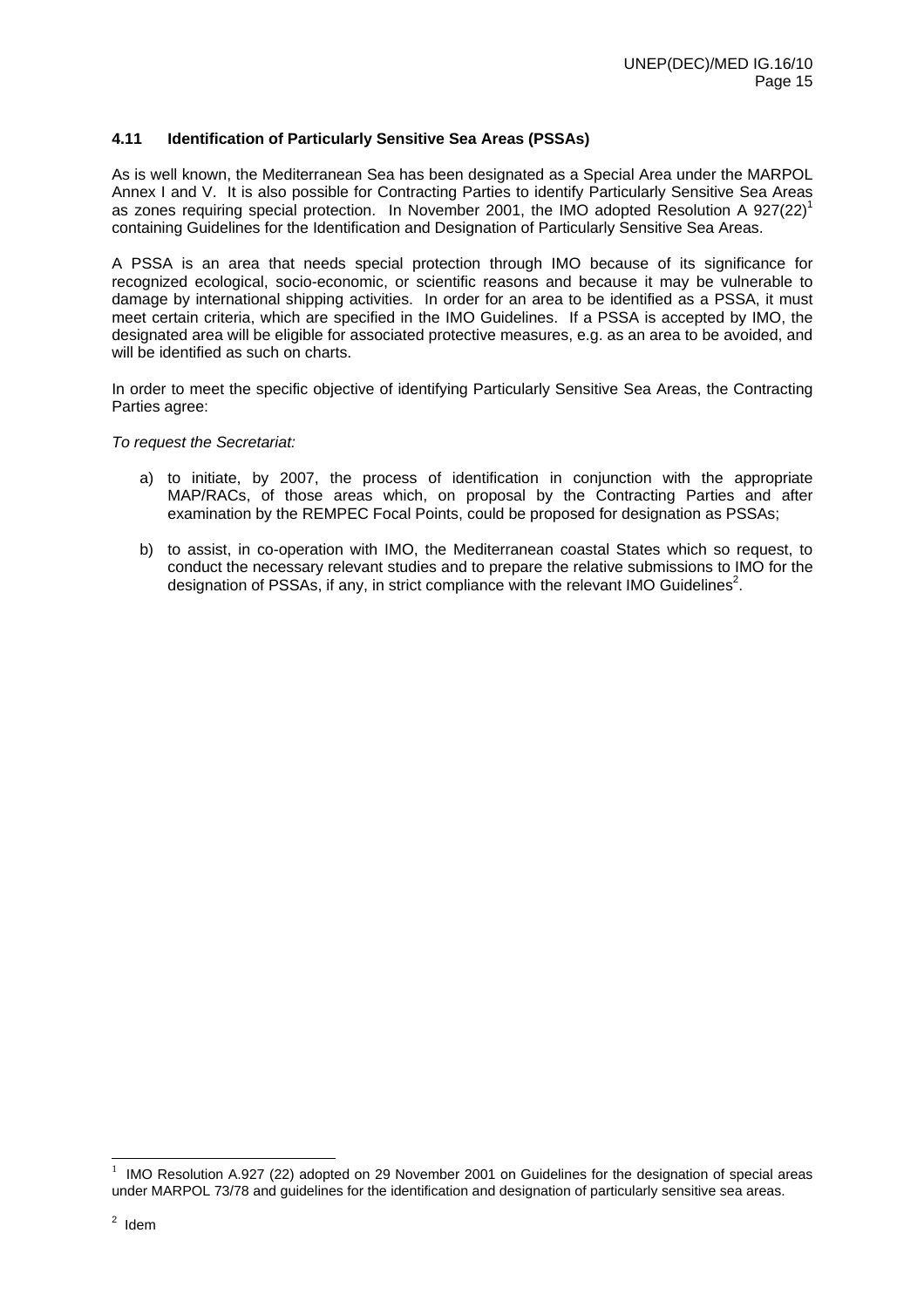### 4.11 Identification of Particularly Sensitive Sea Areas (PSSAs)

As is well known, the Mediterranean Sea has been designated as a Special Area under the MARPOL Annex I and V. It is also possible for Contracting Parties to identify Particularly Sensitive Sea Areas as zones requiring special protection. In November 2001, the IMO adopted Resolution A 927(22)[1] containing Guidelines for the Identification and Designation of Particularly Sensitive Sea Areas.

A PSSA is an area that needs special protection through IMO because of its significance for recognized ecological, socio-economic, or scientific reasons and because it may be vulnerable to damage by international shipping activities. In order for an area to be identified as a PSSA, it must meet certain criteria, which are specified in the IMO Guidelines. If a PSSA is accepted by IMO, the designated area will be eligible for associated protective measures, e.g. as an area to be avoided, and will be identified as such on charts.

In order to meet the specific objective of identifying Particularly Sensitive Sea Areas, the Contracting Parties agree:

*To request the Secretariat:*

a) to initiate, by 2007, the process of identification in conjunction with the appropriate MAP/RACs, of those areas which, on proposal by the Contracting Parties and after examination by the REMPEC Focal Points, could be proposed for designation as PSSAs;

b) to assist, in co-operation with IMO, the Mediterranean coastal States which so request, to conduct the necessary relevant studies and to prepare the relative submissions to IMO for the designation of PSSAs, if any, in strict compliance with the relevant IMO Guidelines[2].

---

[1] IMO Resolution A.927 (22) adopted on 29 November 2001 on Guidelines for the designation of special areas under MARPOL 73/78 and guidelines for the identification and designation of particularly sensitive sea areas.

[2] Idem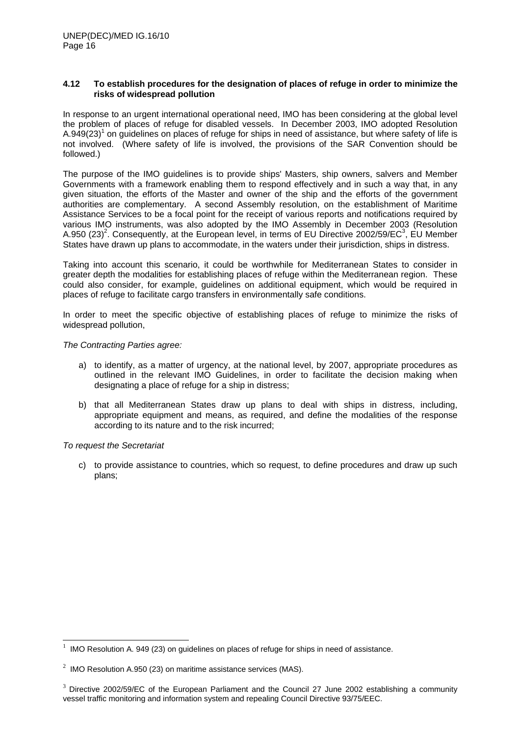### 4.12 To establish procedures for the designation of places of refuge in order to minimize the risks of widespread pollution

In response to an urgent international operational need, IMO has been considering at the global level the problem of places of refuge for disabled vessels. In December 2003, IMO adopted Resolution A.949(23)[1] on guidelines on places of refuge for ships in need of assistance, but where safety of life is not involved. (Where safety of life is involved, the provisions of the SAR Convention should be followed.)

The purpose of the IMO guidelines is to provide ships' Masters, ship owners, salvers and Member Governments with a framework enabling them to respond effectively and in such a way that, in any given situation, the efforts of the Master and owner of the ship and the efforts of the government authorities are complementary. A second Assembly resolution, on the establishment of Maritime Assistance Services to be a focal point for the receipt of various reports and notifications required by various IMO instruments, was also adopted by the IMO Assembly in December 2003 (Resolution A.950 (23)[2]. Consequently, at the European level, in terms of EU Directive 2002/59/EC[3], EU Member States have drawn up plans to accommodate, in the waters under their jurisdiction, ships in distress.

Taking into account this scenario, it could be worthwhile for Mediterranean States to consider in greater depth the modalities for establishing places of refuge within the Mediterranean region. These could also consider, for example, guidelines on additional equipment, which would be required in places of refuge to facilitate cargo transfers in environmentally safe conditions.

In order to meet the specific objective of establishing places of refuge to minimize the risks of widespread pollution,

*The Contracting Parties agree:*

a) to identify, as a matter of urgency, at the national level, by 2007, appropriate procedures as outlined in the relevant IMO Guidelines, in order to facilitate the decision making when designating a place of refuge for a ship in distress;

b) that all Mediterranean States draw up plans to deal with ships in distress, including, appropriate equipment and means, as required, and define the modalities of the response according to its nature and to the risk incurred;

*To request the Secretariat*

c) to provide assistance to countries, which so request, to define procedures and draw up such plans;

---

[1] IMO Resolution A. 949 (23) on guidelines on places of refuge for ships in need of assistance.

[2] IMO Resolution A.950 (23) on maritime assistance services (MAS).

[3] Directive 2002/59/EC of the European Parliament and the Council 27 June 2002 establishing a community vessel traffic monitoring and information system and repealing Council Directive 93/75/EEC.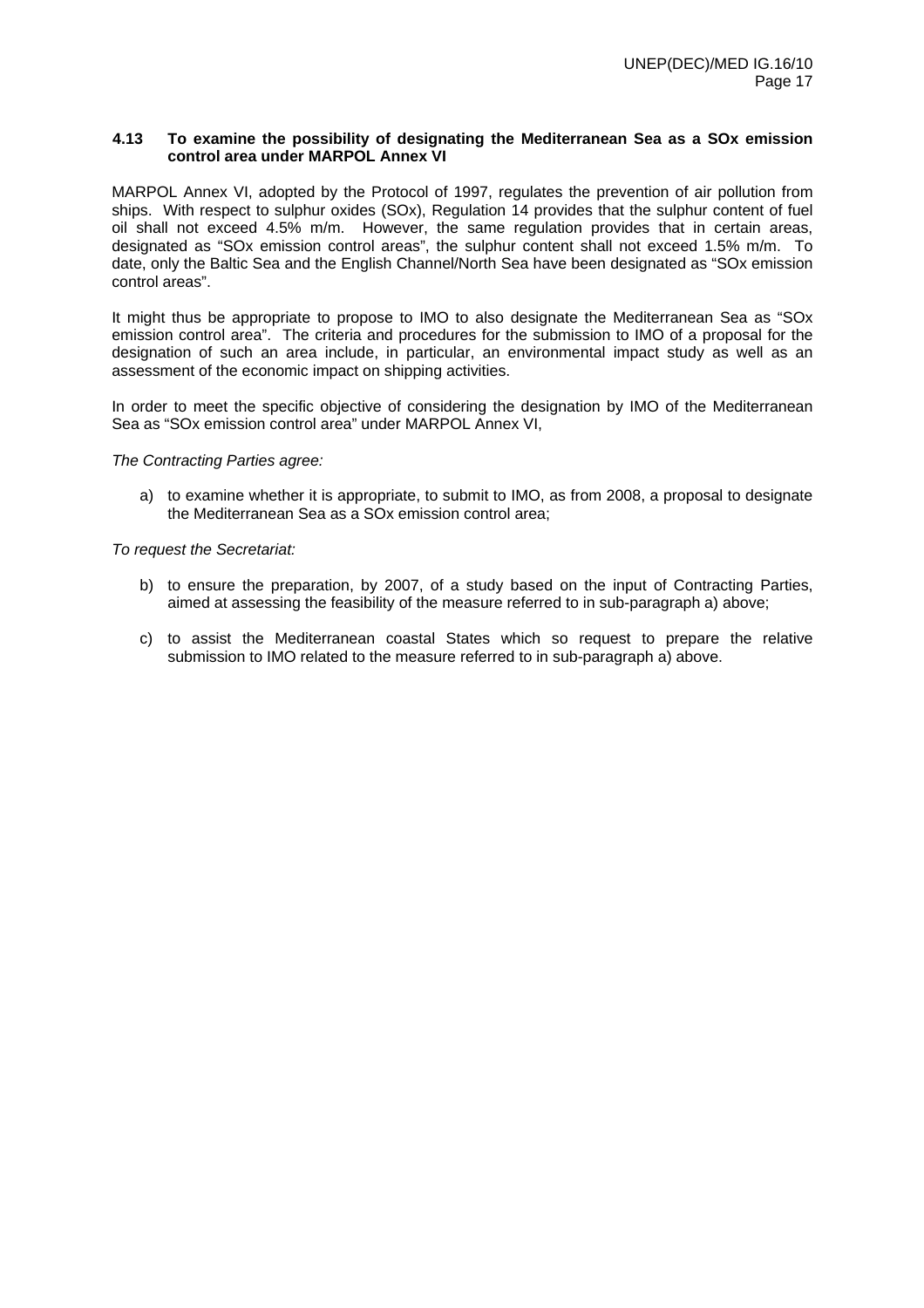**4.13 To examine the possibility of designating the Mediterranean Sea as a SOx emission control area under MARPOL Annex VI**

MARPOL Annex VI, adopted by the Protocol of 1997, regulates the prevention of air pollution from ships. With respect to sulphur oxides (SOx), Regulation 14 provides that the sulphur content of fuel oil shall not exceed 4.5% m/m. However, the same regulation provides that in certain areas, designated as "SOx emission control areas", the sulphur content shall not exceed 1.5% m/m. To date, only the Baltic Sea and the English Channel/North Sea have been designated as "SOx emission control areas".

It might thus be appropriate to propose to IMO to also designate the Mediterranean Sea as "SOx emission control area". The criteria and procedures for the submission to IMO of a proposal for the designation of such an area include, in particular, an environmental impact study as well as an assessment of the economic impact on shipping activities.

In order to meet the specific objective of considering the designation by IMO of the Mediterranean Sea as "SOx emission control area" under MARPOL Annex VI,

*The Contracting Parties agree:*

a) to examine whether it is appropriate, to submit to IMO, as from 2008, a proposal to designate the Mediterranean Sea as a SOx emission control area;

*To request the Secretariat:*

b) to ensure the preparation, by 2007, of a study based on the input of Contracting Parties, aimed at assessing the feasibility of the measure referred to in sub-paragraph a) above;

c) to assist the Mediterranean coastal States which so request to prepare the relative submission to IMO related to the measure referred to in sub-paragraph a) above.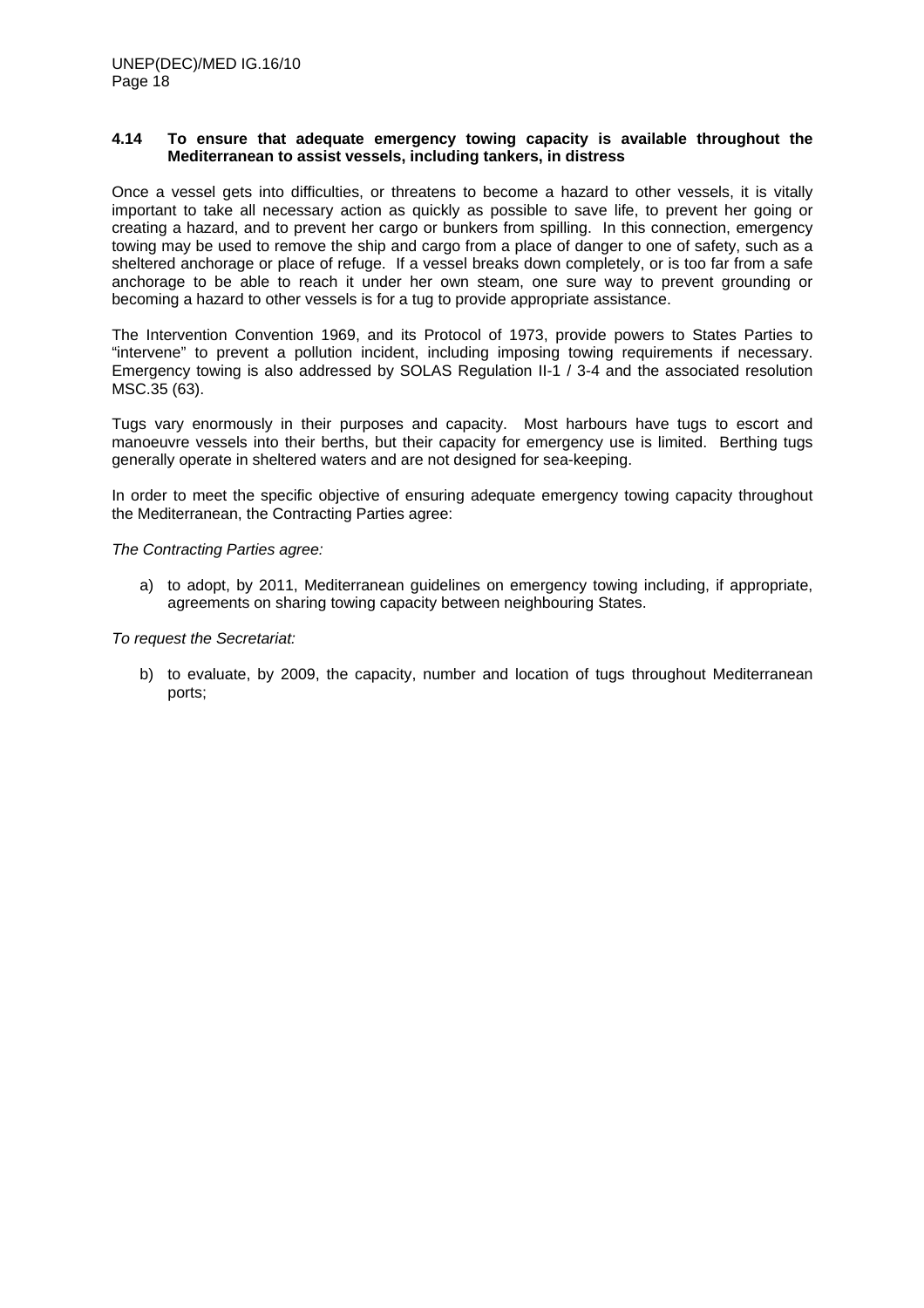**4.14 To ensure that adequate emergency towing capacity is available throughout the Mediterranean to assist vessels, including tankers, in distress**

Once a vessel gets into difficulties, or threatens to become a hazard to other vessels, it is vitally important to take all necessary action as quickly as possible to save life, to prevent her going or creating a hazard, and to prevent her cargo or bunkers from spilling. In this connection, emergency towing may be used to remove the ship and cargo from a place of danger to one of safety, such as a sheltered anchorage or place of refuge. If a vessel breaks down completely, or is too far from a safe anchorage to be able to reach it under her own steam, one sure way to prevent grounding or becoming a hazard to other vessels is for a tug to provide appropriate assistance.

The Intervention Convention 1969, and its Protocol of 1973, provide powers to States Parties to "intervene" to prevent a pollution incident, including imposing towing requirements if necessary. Emergency towing is also addressed by SOLAS Regulation II-1 / 3-4 and the associated resolution MSC.35 (63).

Tugs vary enormously in their purposes and capacity. Most harbours have tugs to escort and manoeuvre vessels into their berths, but their capacity for emergency use is limited. Berthing tugs generally operate in sheltered waters and are not designed for sea-keeping.

In order to meet the specific objective of ensuring adequate emergency towing capacity throughout the Mediterranean, the Contracting Parties agree:

*The Contracting Parties agree:*

a) to adopt, by 2011, Mediterranean guidelines on emergency towing including, if appropriate, agreements on sharing towing capacity between neighbouring States.

*To request the Secretariat:*

b) to evaluate, by 2009, the capacity, number and location of tugs throughout Mediterranean ports;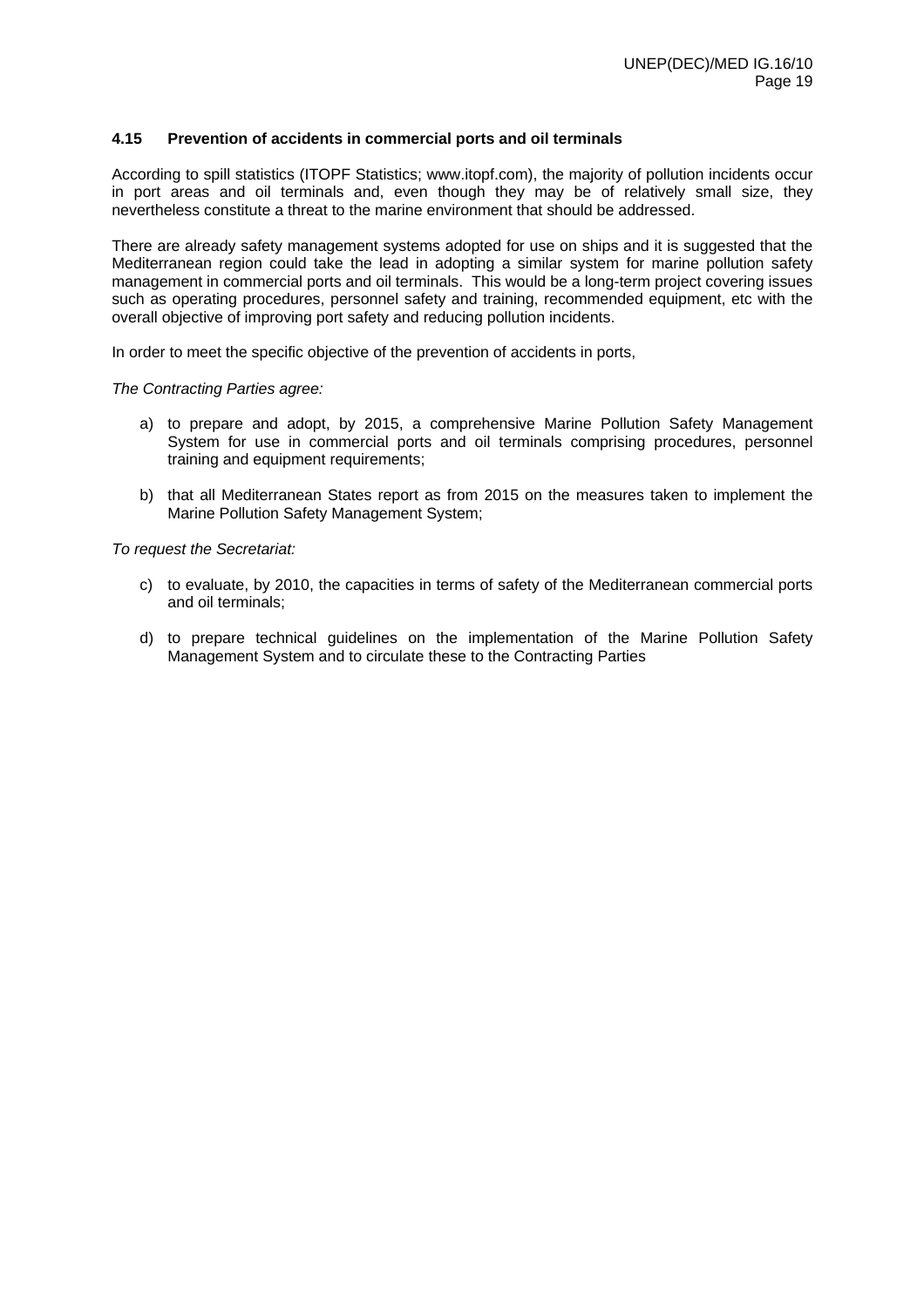### 4.15 Prevention of accidents in commercial ports and oil terminals

According to spill statistics (ITOPF Statistics; www.itopf.com), the majority of pollution incidents occur in port areas and oil terminals and, even though they may be of relatively small size, they nevertheless constitute a threat to the marine environment that should be addressed.

There are already safety management systems adopted for use on ships and it is suggested that the Mediterranean region could take the lead in adopting a similar system for marine pollution safety management in commercial ports and oil terminals. This would be a long-term project covering issues such as operating procedures, personnel safety and training, recommended equipment, etc with the overall objective of improving port safety and reducing pollution incidents.

In order to meet the specific objective of the prevention of accidents in ports,

*The Contracting Parties agree:*

a) to prepare and adopt, by 2015, a comprehensive Marine Pollution Safety Management System for use in commercial ports and oil terminals comprising procedures, personnel training and equipment requirements;

b) that all Mediterranean States report as from 2015 on the measures taken to implement the Marine Pollution Safety Management System;

*To request the Secretariat:*

c) to evaluate, by 2010, the capacities in terms of safety of the Mediterranean commercial ports and oil terminals;

d) to prepare technical guidelines on the implementation of the Marine Pollution Safety Management System and to circulate these to the Contracting Parties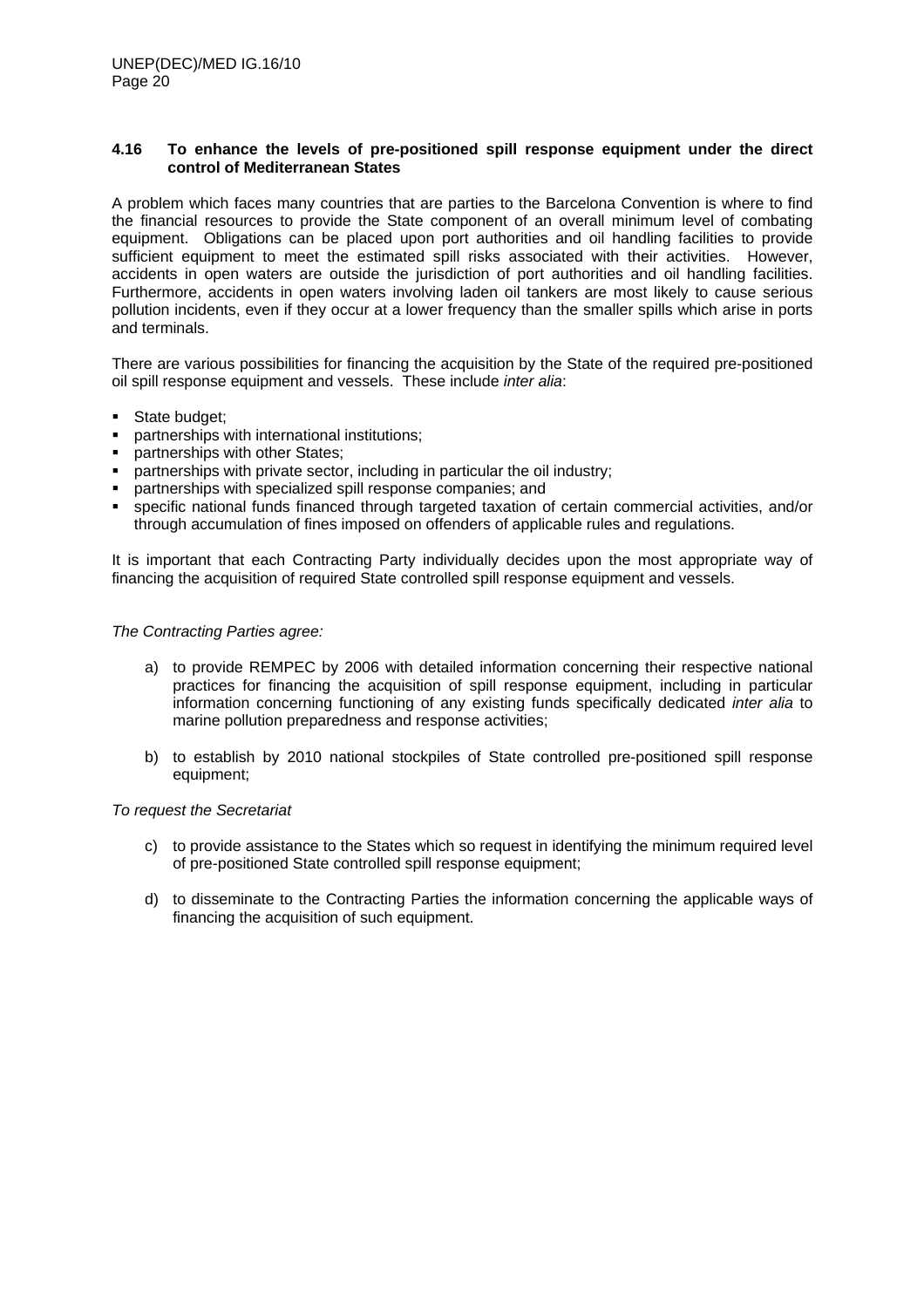### 4.16 To enhance the levels of pre-positioned spill response equipment under the direct control of Mediterranean States

A problem which faces many countries that are parties to the Barcelona Convention is where to find the financial resources to provide the State component of an overall minimum level of combating equipment. Obligations can be placed upon port authorities and oil handling facilities to provide sufficient equipment to meet the estimated spill risks associated with their activities. However, accidents in open waters are outside the jurisdiction of port authorities and oil handling facilities. Furthermore, accidents in open waters involving laden oil tankers are most likely to cause serious pollution incidents, even if they occur at a lower frequency than the smaller spills which arise in ports and terminals.

There are various possibilities for financing the acquisition by the State of the required pre-positioned oil spill response equipment and vessels. These include *inter alia*:

- State budget;
- partnerships with international institutions;
- partnerships with other States;
- partnerships with private sector, including in particular the oil industry;
- partnerships with specialized spill response companies; and
- specific national funds financed through targeted taxation of certain commercial activities, and/or through accumulation of fines imposed on offenders of applicable rules and regulations.

It is important that each Contracting Party individually decides upon the most appropriate way of financing the acquisition of required State controlled spill response equipment and vessels.

*The Contracting Parties agree:*

a) to provide REMPEC by 2006 with detailed information concerning their respective national practices for financing the acquisition of spill response equipment, including in particular information concerning functioning of any existing funds specifically dedicated *inter alia* to marine pollution preparedness and response activities;

b) to establish by 2010 national stockpiles of State controlled pre-positioned spill response equipment;

*To request the Secretariat*

c) to provide assistance to the States which so request in identifying the minimum required level of pre-positioned State controlled spill response equipment;

d) to disseminate to the Contracting Parties the information concerning the applicable ways of financing the acquisition of such equipment.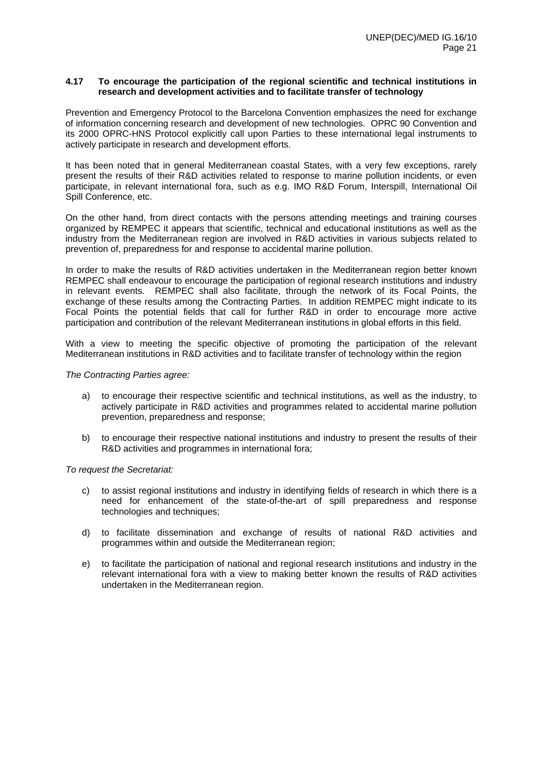### 4.17 To encourage the participation of the regional scientific and technical institutions in research and development activities and to facilitate transfer of technology

Prevention and Emergency Protocol to the Barcelona Convention emphasizes the need for exchange of information concerning research and development of new technologies. OPRC 90 Convention and its 2000 OPRC-HNS Protocol explicitly call upon Parties to these international legal instruments to actively participate in research and development efforts.

It has been noted that in general Mediterranean coastal States, with a very few exceptions, rarely present the results of their R&D activities related to response to marine pollution incidents, or even participate, in relevant international fora, such as e.g. IMO R&D Forum, Interspill, International Oil Spill Conference, etc.

On the other hand, from direct contacts with the persons attending meetings and training courses organized by REMPEC it appears that scientific, technical and educational institutions as well as the industry from the Mediterranean region are involved in R&D activities in various subjects related to prevention of, preparedness for and response to accidental marine pollution.

In order to make the results of R&D activities undertaken in the Mediterranean region better known REMPEC shall endeavour to encourage the participation of regional research institutions and industry in relevant events. REMPEC shall also facilitate, through the network of its Focal Points, the exchange of these results among the Contracting Parties. In addition REMPEC might indicate to its Focal Points the potential fields that call for further R&D in order to encourage more active participation and contribution of the relevant Mediterranean institutions in global efforts in this field.

With a view to meeting the specific objective of promoting the participation of the relevant Mediterranean institutions in R&D activities and to facilitate transfer of technology within the region

*The Contracting Parties agree:*

a) to encourage their respective scientific and technical institutions, as well as the industry, to actively participate in R&D activities and programmes related to accidental marine pollution prevention, preparedness and response;

b) to encourage their respective national institutions and industry to present the results of their R&D activities and programmes in international fora;

*To request the Secretariat:*

c) to assist regional institutions and industry in identifying fields of research in which there is a need for enhancement of the state-of-the-art of spill preparedness and response technologies and techniques;

d) to facilitate dissemination and exchange of results of national R&D activities and programmes within and outside the Mediterranean region;

e) to facilitate the participation of national and regional research institutions and industry in the relevant international fora with a view to making better known the results of R&D activities undertaken in the Mediterranean region.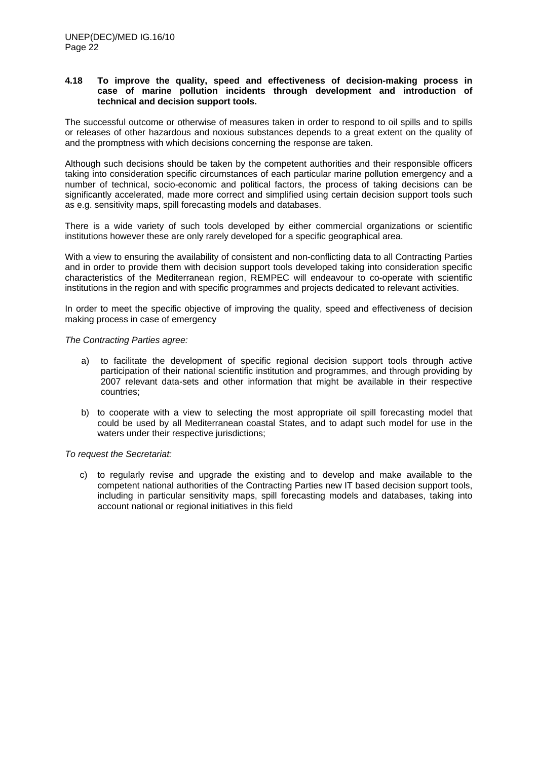**4.18 To improve the quality, speed and effectiveness of decision-making process in case of marine pollution incidents through development and introduction of technical and decision support tools.**

The successful outcome or otherwise of measures taken in order to respond to oil spills and to spills or releases of other hazardous and noxious substances depends to a great extent on the quality of and the promptness with which decisions concerning the response are taken.

Although such decisions should be taken by the competent authorities and their responsible officers taking into consideration specific circumstances of each particular marine pollution emergency and a number of technical, socio-economic and political factors, the process of taking decisions can be significantly accelerated, made more correct and simplified using certain decision support tools such as e.g. sensitivity maps, spill forecasting models and databases.

There is a wide variety of such tools developed by either commercial organizations or scientific institutions however these are only rarely developed for a specific geographical area.

With a view to ensuring the availability of consistent and non-conflicting data to all Contracting Parties and in order to provide them with decision support tools developed taking into consideration specific characteristics of the Mediterranean region, REMPEC will endeavour to co-operate with scientific institutions in the region and with specific programmes and projects dedicated to relevant activities.

In order to meet the specific objective of improving the quality, speed and effectiveness of decision making process in case of emergency

*The Contracting Parties agree:*

a) to facilitate the development of specific regional decision support tools through active participation of their national scientific institution and programmes, and through providing by 2007 relevant data-sets and other information that might be available in their respective countries;

b) to cooperate with a view to selecting the most appropriate oil spill forecasting model that could be used by all Mediterranean coastal States, and to adapt such model for use in the waters under their respective jurisdictions;

*To request the Secretariat:*

c) to regularly revise and upgrade the existing and to develop and make available to the competent national authorities of the Contracting Parties new IT based decision support tools, including in particular sensitivity maps, spill forecasting models and databases, taking into account national or regional initiatives in this field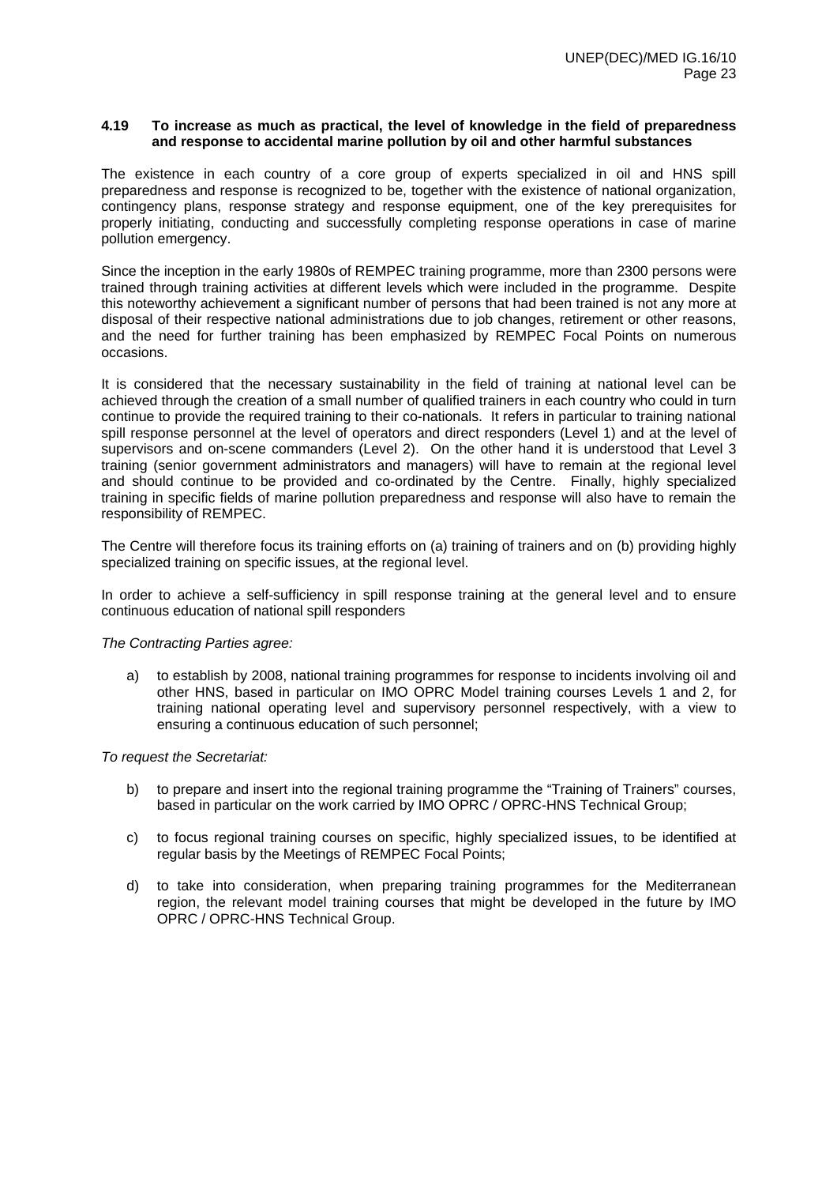#### 4.19 To increase as much as practical, the level of knowledge in the field of preparedness and response to accidental marine pollution by oil and other harmful substances

The existence in each country of a core group of experts specialized in oil and HNS spill preparedness and response is recognized to be, together with the existence of national organization, contingency plans, response strategy and response equipment, one of the key prerequisites for properly initiating, conducting and successfully completing response operations in case of marine pollution emergency.

Since the inception in the early 1980s of REMPEC training programme, more than 2300 persons were trained through training activities at different levels which were included in the programme. Despite this noteworthy achievement a significant number of persons that had been trained is not any more at disposal of their respective national administrations due to job changes, retirement or other reasons, and the need for further training has been emphasized by REMPEC Focal Points on numerous occasions.

It is considered that the necessary sustainability in the field of training at national level can be achieved through the creation of a small number of qualified trainers in each country who could in turn continue to provide the required training to their co-nationals. It refers in particular to training national spill response personnel at the level of operators and direct responders (Level 1) and at the level of supervisors and on-scene commanders (Level 2). On the other hand it is understood that Level 3 training (senior government administrators and managers) will have to remain at the regional level and should continue to be provided and co-ordinated by the Centre. Finally, highly specialized training in specific fields of marine pollution preparedness and response will also have to remain the responsibility of REMPEC.

The Centre will therefore focus its training efforts on (a) training of trainers and on (b) providing highly specialized training on specific issues, at the regional level.

In order to achieve a self-sufficiency in spill response training at the general level and to ensure continuous education of national spill responders

*The Contracting Parties agree:*

a) to establish by 2008, national training programmes for response to incidents involving oil and other HNS, based in particular on IMO OPRC Model training courses Levels 1 and 2, for training national operating level and supervisory personnel respectively, with a view to ensuring a continuous education of such personnel;

*To request the Secretariat:*

b) to prepare and insert into the regional training programme the "Training of Trainers" courses, based in particular on the work carried by IMO OPRC / OPRC-HNS Technical Group;

c) to focus regional training courses on specific, highly specialized issues, to be identified at regular basis by the Meetings of REMPEC Focal Points;

d) to take into consideration, when preparing training programmes for the Mediterranean region, the relevant model training courses that might be developed in the future by IMO OPRC / OPRC-HNS Technical Group.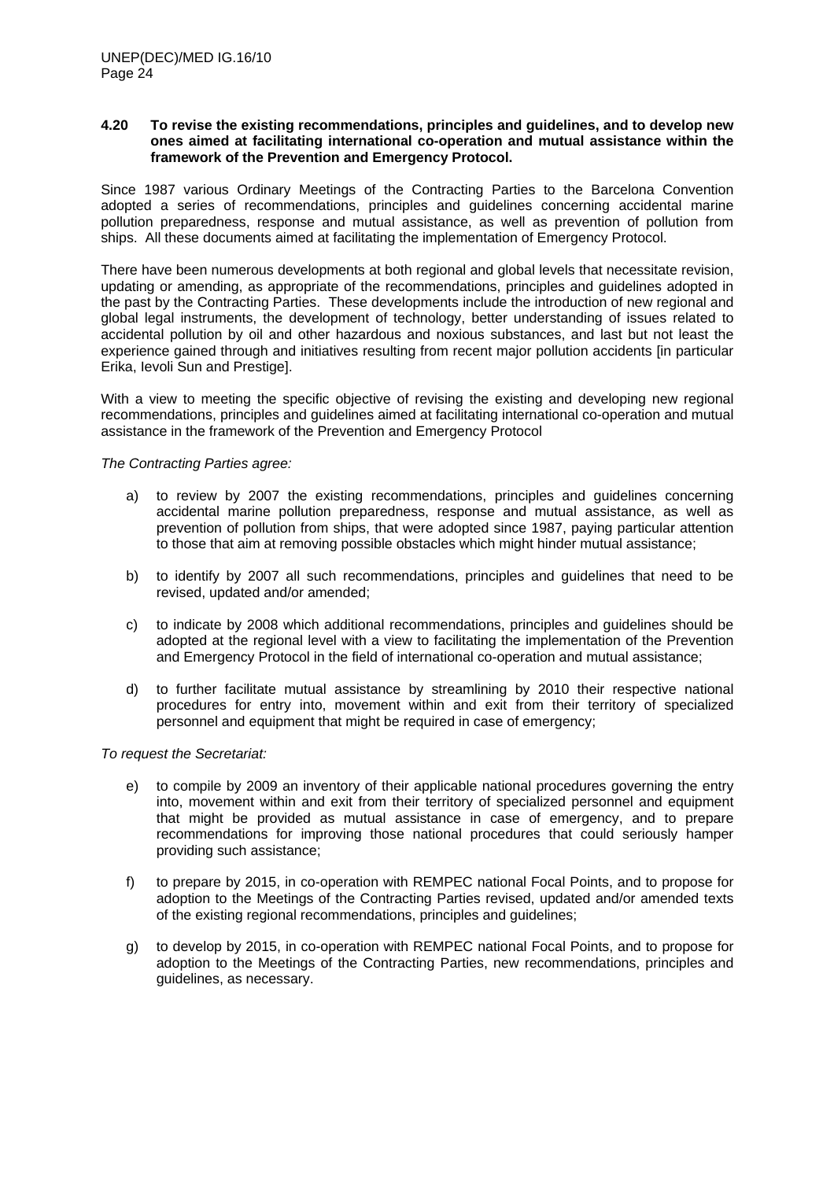**4.20 To revise the existing recommendations, principles and guidelines, and to develop new ones aimed at facilitating international co-operation and mutual assistance within the framework of the Prevention and Emergency Protocol.**

Since 1987 various Ordinary Meetings of the Contracting Parties to the Barcelona Convention adopted a series of recommendations, principles and guidelines concerning accidental marine pollution preparedness, response and mutual assistance, as well as prevention of pollution from ships. All these documents aimed at facilitating the implementation of Emergency Protocol.

There have been numerous developments at both regional and global levels that necessitate revision, updating or amending, as appropriate of the recommendations, principles and guidelines adopted in the past by the Contracting Parties. These developments include the introduction of new regional and global legal instruments, the development of technology, better understanding of issues related to accidental pollution by oil and other hazardous and noxious substances, and last but not least the experience gained through and initiatives resulting from recent major pollution accidents [in particular Erika, Ievoli Sun and Prestige].

With a view to meeting the specific objective of revising the existing and developing new regional recommendations, principles and guidelines aimed at facilitating international co-operation and mutual assistance in the framework of the Prevention and Emergency Protocol

*The Contracting Parties agree:*

a) to review by 2007 the existing recommendations, principles and guidelines concerning accidental marine pollution preparedness, response and mutual assistance, as well as prevention of pollution from ships, that were adopted since 1987, paying particular attention to those that aim at removing possible obstacles which might hinder mutual assistance;

b) to identify by 2007 all such recommendations, principles and guidelines that need to be revised, updated and/or amended;

c) to indicate by 2008 which additional recommendations, principles and guidelines should be adopted at the regional level with a view to facilitating the implementation of the Prevention and Emergency Protocol in the field of international co-operation and mutual assistance;

d) to further facilitate mutual assistance by streamlining by 2010 their respective national procedures for entry into, movement within and exit from their territory of specialized personnel and equipment that might be required in case of emergency;

*To request the Secretariat:*

e) to compile by 2009 an inventory of their applicable national procedures governing the entry into, movement within and exit from their territory of specialized personnel and equipment that might be provided as mutual assistance in case of emergency, and to prepare recommendations for improving those national procedures that could seriously hamper providing such assistance;

f) to prepare by 2015, in co-operation with REMPEC national Focal Points, and to propose for adoption to the Meetings of the Contracting Parties revised, updated and/or amended texts of the existing regional recommendations, principles and guidelines;

g) to develop by 2015, in co-operation with REMPEC national Focal Points, and to propose for adoption to the Meetings of the Contracting Parties, new recommendations, principles and guidelines, as necessary.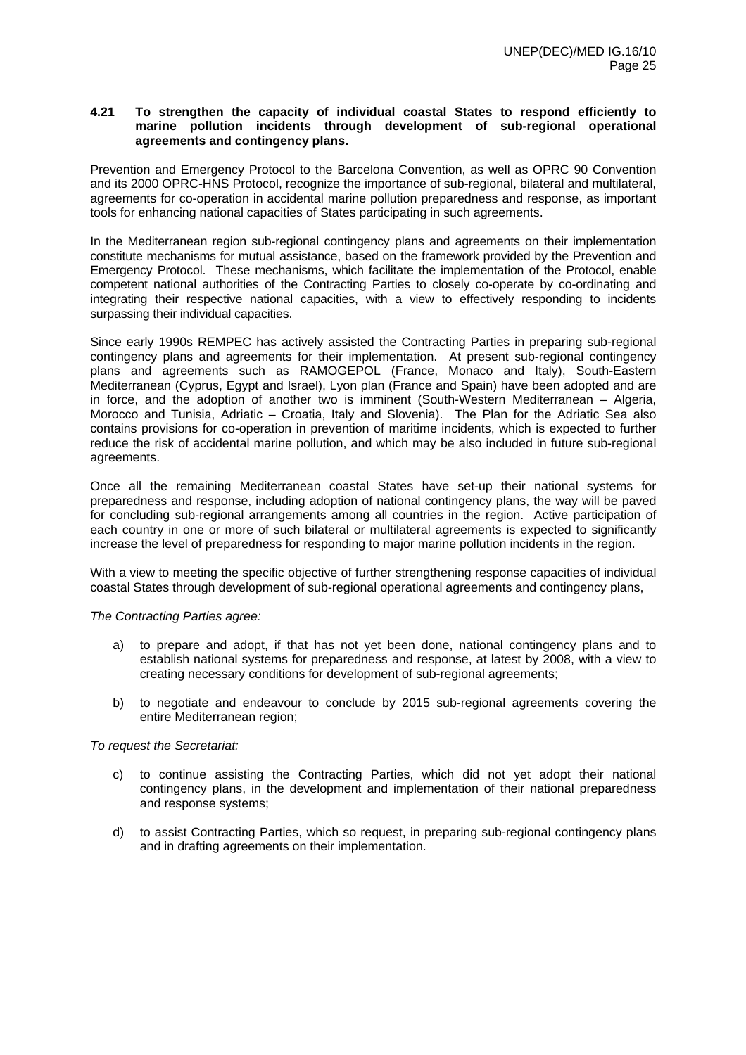### 4.21 To strengthen the capacity of individual coastal States to respond efficiently to marine pollution incidents through development of sub-regional operational agreements and contingency plans.

Prevention and Emergency Protocol to the Barcelona Convention, as well as OPRC 90 Convention and its 2000 OPRC-HNS Protocol, recognize the importance of sub-regional, bilateral and multilateral, agreements for co-operation in accidental marine pollution preparedness and response, as important tools for enhancing national capacities of States participating in such agreements.

In the Mediterranean region sub-regional contingency plans and agreements on their implementation constitute mechanisms for mutual assistance, based on the framework provided by the Prevention and Emergency Protocol. These mechanisms, which facilitate the implementation of the Protocol, enable competent national authorities of the Contracting Parties to closely co-operate by co-ordinating and integrating their respective national capacities, with a view to effectively responding to incidents surpassing their individual capacities.

Since early 1990s REMPEC has actively assisted the Contracting Parties in preparing sub-regional contingency plans and agreements for their implementation. At present sub-regional contingency plans and agreements such as RAMOGEPOL (France, Monaco and Italy), South-Eastern Mediterranean (Cyprus, Egypt and Israel), Lyon plan (France and Spain) have been adopted and are in force, and the adoption of another two is imminent (South-Western Mediterranean – Algeria, Morocco and Tunisia, Adriatic – Croatia, Italy and Slovenia). The Plan for the Adriatic Sea also contains provisions for co-operation in prevention of maritime incidents, which is expected to further reduce the risk of accidental marine pollution, and which may be also included in future sub-regional agreements.

Once all the remaining Mediterranean coastal States have set-up their national systems for preparedness and response, including adoption of national contingency plans, the way will be paved for concluding sub-regional arrangements among all countries in the region. Active participation of each country in one or more of such bilateral or multilateral agreements is expected to significantly increase the level of preparedness for responding to major marine pollution incidents in the region.

With a view to meeting the specific objective of further strengthening response capacities of individual coastal States through development of sub-regional operational agreements and contingency plans,

*The Contracting Parties agree:*

a) to prepare and adopt, if that has not yet been done, national contingency plans and to establish national systems for preparedness and response, at latest by 2008, with a view to creating necessary conditions for development of sub-regional agreements;

b) to negotiate and endeavour to conclude by 2015 sub-regional agreements covering the entire Mediterranean region;

*To request the Secretariat:*

c) to continue assisting the Contracting Parties, which did not yet adopt their national contingency plans, in the development and implementation of their national preparedness and response systems;

d) to assist Contracting Parties, which so request, in preparing sub-regional contingency plans and in drafting agreements on their implementation.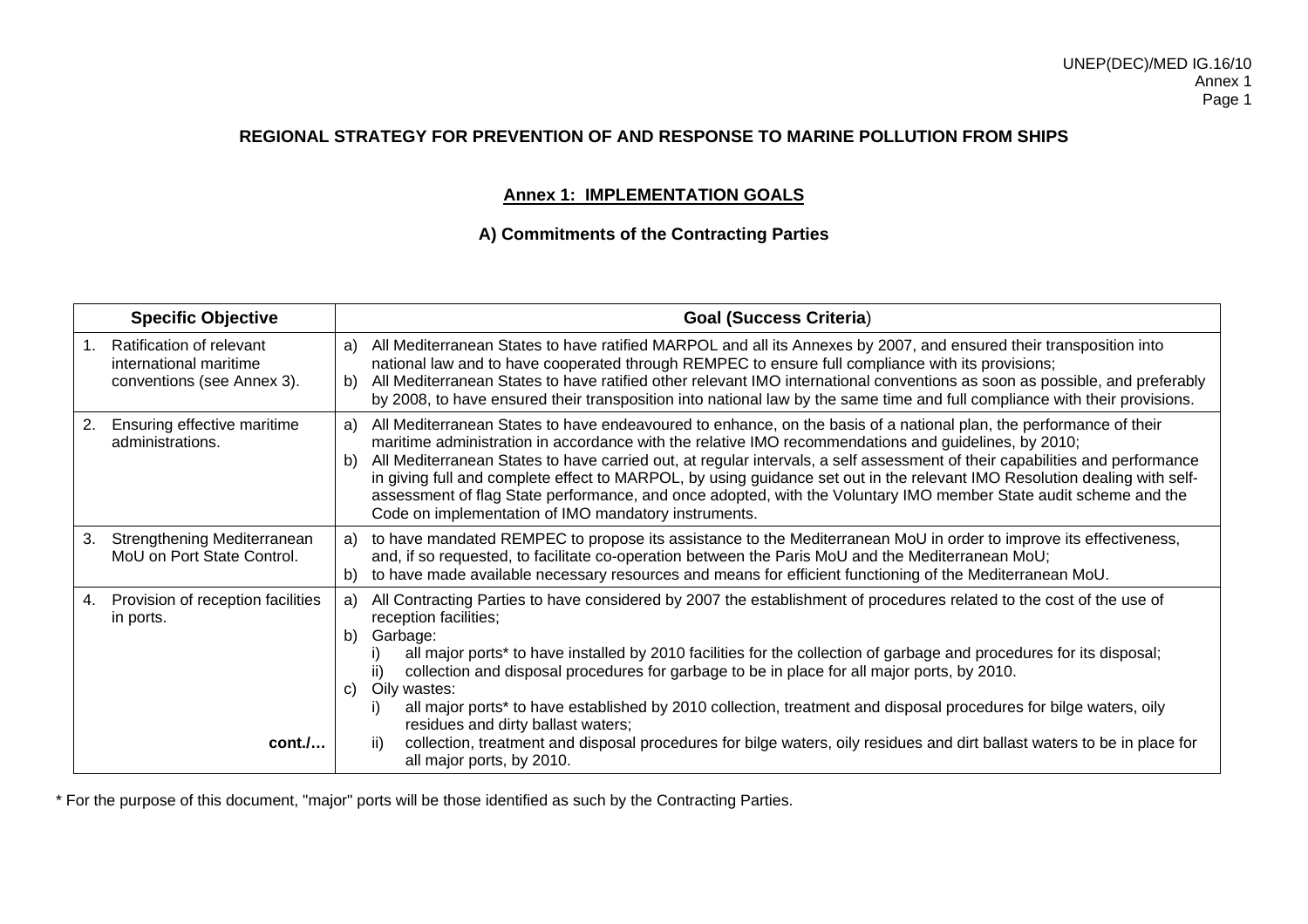**REGIONAL STRATEGY FOR PREVENTION OF AND RESPONSE TO MARINE POLLUTION FROM SHIPS**

## Annex 1: IMPLEMENTATION GOALS

### A) Commitments of the Contracting Parties

| Specific Objective | Goal (Success Criteria) |
|---|---|
| 1. Ratification of relevant international maritime conventions (see Annex 3). | a) All Mediterranean States to have ratified MARPOL and all its Annexes by 2007, and ensured their transposition into national law and to have cooperated through REMPEC to ensure full compliance with its provisions;<br>b) All Mediterranean States to have ratified other relevant IMO international conventions as soon as possible, and preferably by 2008, to have ensured their transposition into national law by the same time and full compliance with their provisions. |
| 2. Ensuring effective maritime administrations. | a) All Mediterranean States to have endeavoured to enhance, on the basis of a national plan, the performance of their maritime administration in accordance with the relative IMO recommendations and guidelines, by 2010;<br>b) All Mediterranean States to have carried out, at regular intervals, a self assessment of their capabilities and performance in giving full and complete effect to MARPOL, by using guidance set out in the relevant IMO Resolution dealing with self-assessment of flag State performance, and once adopted, with the Voluntary IMO member State audit scheme and the Code on implementation of IMO mandatory instruments. |
| 3. Strengthening Mediterranean MoU on Port State Control. | a) to have mandated REMPEC to propose its assistance to the Mediterranean MoU in order to improve its effectiveness, and, if so requested, to facilitate co-operation between the Paris MoU and the Mediterranean MoU;<br>b) to have made available necessary resources and means for efficient functioning of the Mediterranean MoU. |
| 4. Provision of reception facilities in ports.<br><br>**cont./…** | a) All Contracting Parties to have considered by 2007 the establishment of procedures related to the cost of the use of reception facilities;<br>b) Garbage:<br>i) all major ports* to have installed by 2010 facilities for the collection of garbage and procedures for its disposal;<br>ii) collection and disposal procedures for garbage to be in place for all major ports, by 2010.<br>c) Oily wastes:<br>i) all major ports* to have established by 2010 collection, treatment and disposal procedures for bilge waters, oily residues and dirty ballast waters;<br>ii) collection, treatment and disposal procedures for bilge waters, oily residues and dirt ballast waters to be in place for all major ports, by 2010. |

* For the purpose of this document, "major" ports will be those identified as such by the Contracting Parties.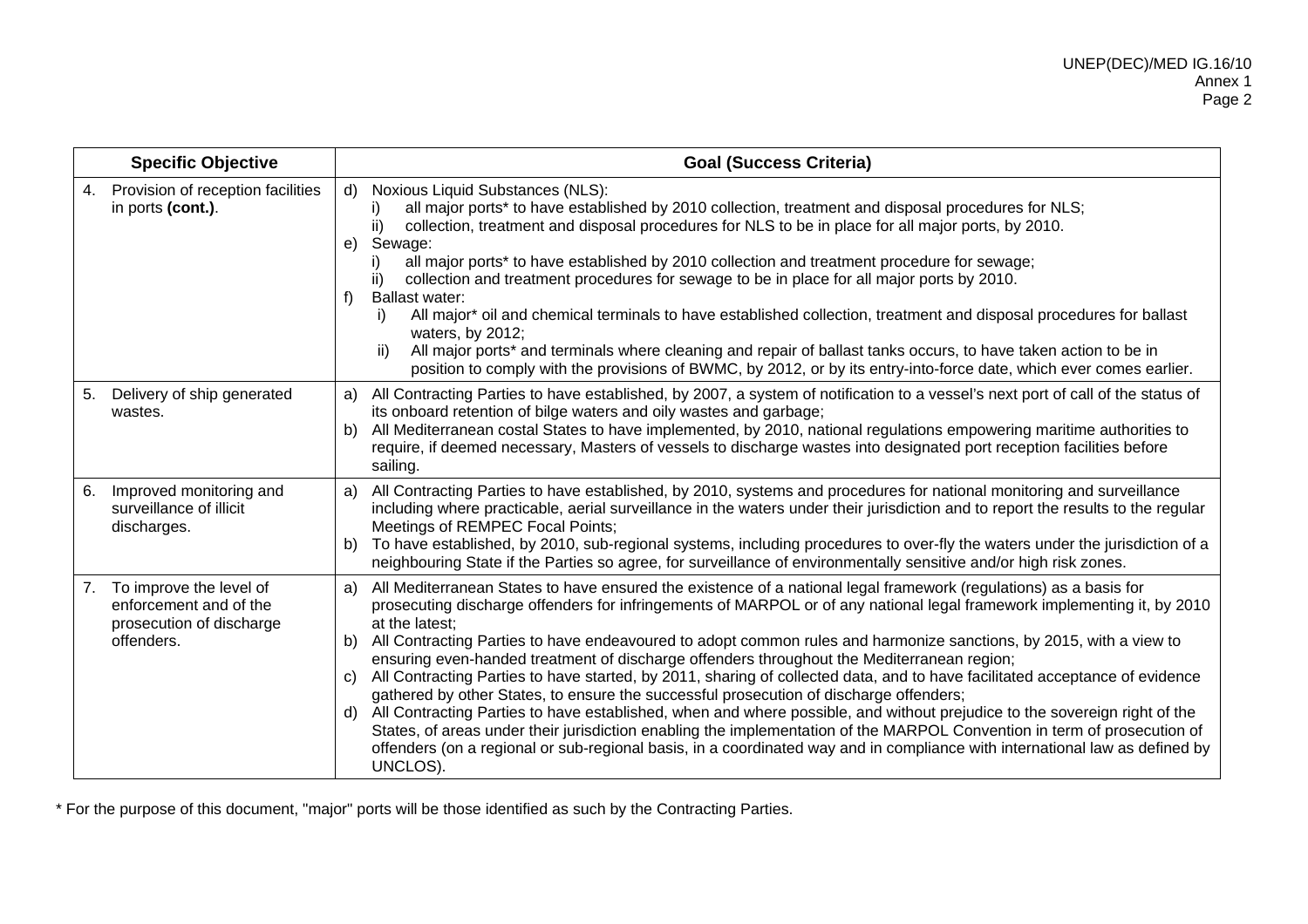| Specific Objective | Goal (Success Criteria) |
|---|---|
| 4. Provision of reception facilities in ports **(cont.)**. | d) Noxious Liquid Substances (NLS):<br>i) all major ports* to have established by 2010 collection, treatment and disposal procedures for NLS;<br>ii) collection, treatment and disposal procedures for NLS to be in place for all major ports, by 2010.<br>e) Sewage:<br>i) all major ports* to have established by 2010 collection and treatment procedure for sewage;<br>ii) collection and treatment procedures for sewage to be in place for all major ports by 2010.<br>f) Ballast water:<br>i) All major* oil and chemical terminals to have established collection, treatment and disposal procedures for ballast waters, by 2012;<br>ii) All major ports* and terminals where cleaning and repair of ballast tanks occurs, to have taken action to be in position to comply with the provisions of BWMC, by 2012, or by its entry-into-force date, which ever comes earlier. |
| 5. Delivery of ship generated wastes. | a) All Contracting Parties to have established, by 2007, a system of notification to a vessel's next port of call of the status of its onboard retention of bilge waters and oily wastes and garbage;<br>b) All Mediterranean costal States to have implemented, by 2010, national regulations empowering maritime authorities to require, if deemed necessary, Masters of vessels to discharge wastes into designated port reception facilities before sailing. |
| 6. Improved monitoring and surveillance of illicit discharges. | a) All Contracting Parties to have established, by 2010, systems and procedures for national monitoring and surveillance including where practicable, aerial surveillance in the waters under their jurisdiction and to report the results to the regular Meetings of REMPEC Focal Points;<br>b) To have established, by 2010, sub-regional systems, including procedures to over-fly the waters under the jurisdiction of a neighbouring State if the Parties so agree, for surveillance of environmentally sensitive and/or high risk zones. |
| 7. To improve the level of enforcement and of the prosecution of discharge offenders. | a) All Mediterranean States to have ensured the existence of a national legal framework (regulations) as a basis for prosecuting discharge offenders for infringements of MARPOL or of any national legal framework implementing it, by 2010 at the latest;<br>b) All Contracting Parties to have endeavoured to adopt common rules and harmonize sanctions, by 2015, with a view to ensuring even-handed treatment of discharge offenders throughout the Mediterranean region;<br>c) All Contracting Parties to have started, by 2011, sharing of collected data, and to have facilitated acceptance of evidence gathered by other States, to ensure the successful prosecution of discharge offenders;<br>d) All Contracting Parties to have established, when and where possible, and without prejudice to the sovereign right of the States, of areas under their jurisdiction enabling the implementation of the MARPOL Convention in term of prosecution of offenders (on a regional or sub-regional basis, in a coordinated way and in compliance with international law as defined by UNCLOS). |

* For the purpose of this document, "major" ports will be those identified as such by the Contracting Parties.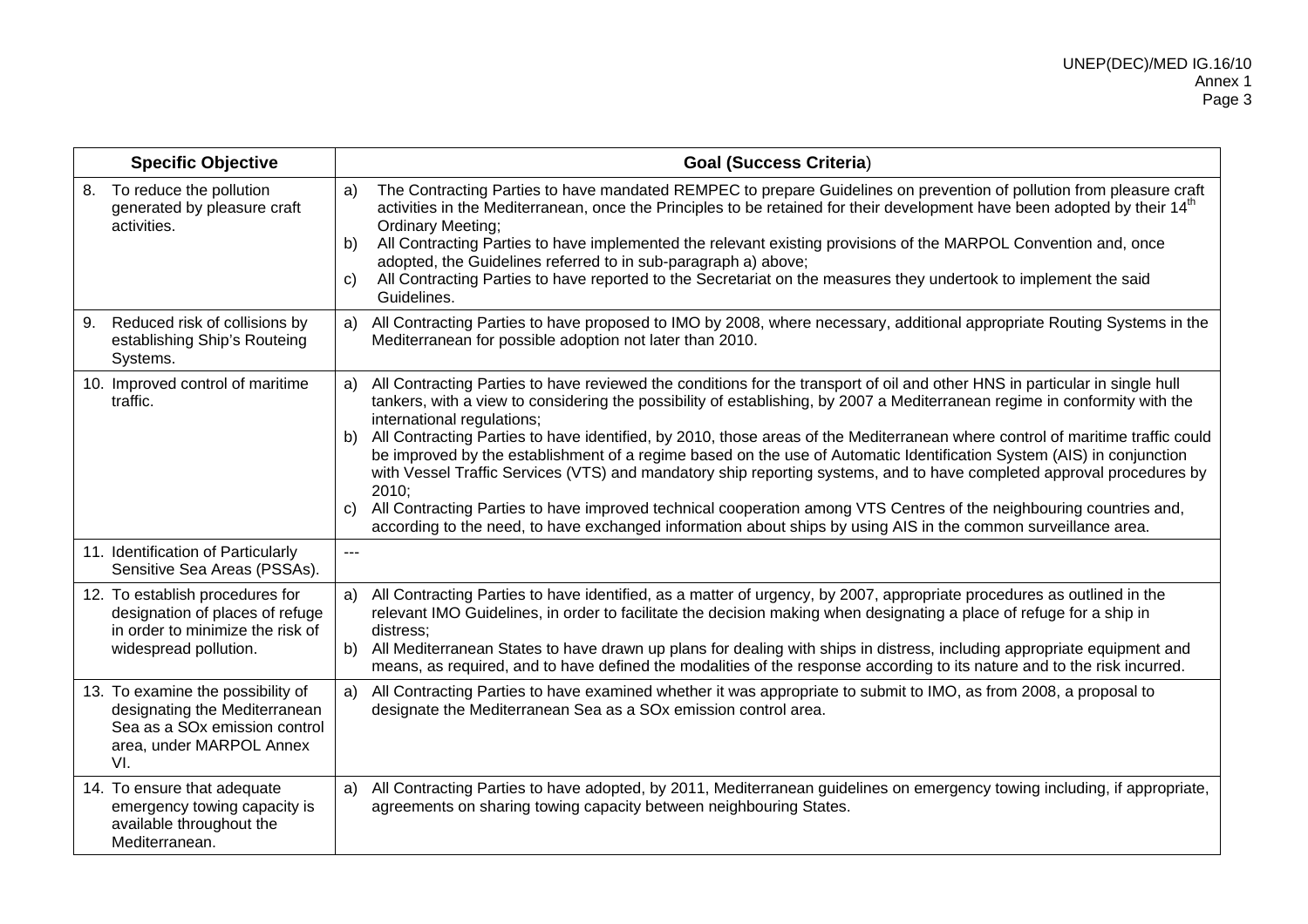| Specific Objective | Goal (Success Criteria) |
|---|---|
| 8. To reduce the pollution generated by pleasure craft activities. | a) The Contracting Parties to have mandated REMPEC to prepare Guidelines on prevention of pollution from pleasure craft activities in the Mediterranean, once the Principles to be retained for their development have been adopted by their 14th Ordinary Meeting;<br>b) All Contracting Parties to have implemented the relevant existing provisions of the MARPOL Convention and, once adopted, the Guidelines referred to in sub-paragraph a) above;<br>c) All Contracting Parties to have reported to the Secretariat on the measures they undertook to implement the said Guidelines. |
| 9. Reduced risk of collisions by establishing Ship's Routeing Systems. | a) All Contracting Parties to have proposed to IMO by 2008, where necessary, additional appropriate Routing Systems in the Mediterranean for possible adoption not later than 2010. |
| 10. Improved control of maritime traffic. | a) All Contracting Parties to have reviewed the conditions for the transport of oil and other HNS in particular in single hull tankers, with a view to considering the possibility of establishing, by 2007 a Mediterranean regime in conformity with the international regulations;<br>b) All Contracting Parties to have identified, by 2010, those areas of the Mediterranean where control of maritime traffic could be improved by the establishment of a regime based on the use of Automatic Identification System (AIS) in conjunction with Vessel Traffic Services (VTS) and mandatory ship reporting systems, and to have completed approval procedures by 2010;<br>c) All Contracting Parties to have improved technical cooperation among VTS Centres of the neighbouring countries and, according to the need, to have exchanged information about ships by using AIS in the common surveillance area. |
| 11. Identification of Particularly Sensitive Sea Areas (PSSAs). | --- |
| 12. To establish procedures for designation of places of refuge in order to minimize the risk of widespread pollution. | a) All Contracting Parties to have identified, as a matter of urgency, by 2007, appropriate procedures as outlined in the relevant IMO Guidelines, in order to facilitate the decision making when designating a place of refuge for a ship in distress;<br>b) All Mediterranean States to have drawn up plans for dealing with ships in distress, including appropriate equipment and means, as required, and to have defined the modalities of the response according to its nature and to the risk incurred. |
| 13. To examine the possibility of designating the Mediterranean Sea as a SOx emission control area, under MARPOL Annex VI. | a) All Contracting Parties to have examined whether it was appropriate to submit to IMO, as from 2008, a proposal to designate the Mediterranean Sea as a SOx emission control area. |
| 14. To ensure that adequate emergency towing capacity is available throughout the Mediterranean. | a) All Contracting Parties to have adopted, by 2011, Mediterranean guidelines on emergency towing including, if appropriate, agreements on sharing towing capacity between neighbouring States. |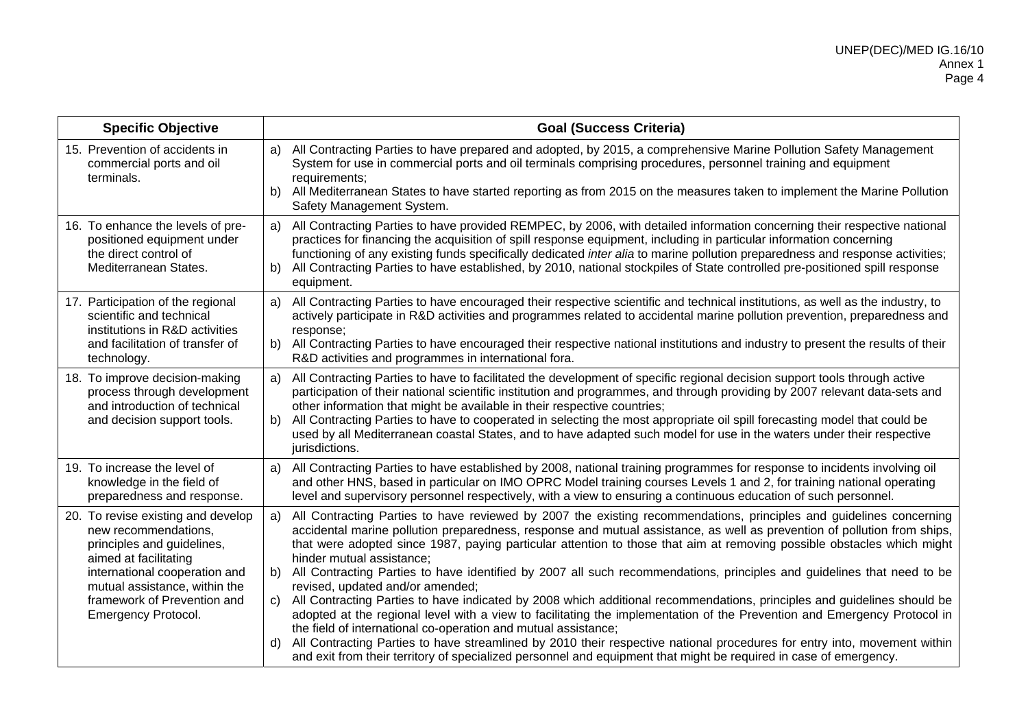| Specific Objective | Goal (Success Criteria) |
|---|---|
| 15. Prevention of accidents in commercial ports and oil terminals. | a) All Contracting Parties to have prepared and adopted, by 2015, a comprehensive Marine Pollution Safety Management System for use in commercial ports and oil terminals comprising procedures, personnel training and equipment requirements;<br>b) All Mediterranean States to have started reporting as from 2015 on the measures taken to implement the Marine Pollution Safety Management System. |
| 16. To enhance the levels of pre-positioned equipment under the direct control of Mediterranean States. | a) All Contracting Parties to have provided REMPEC, by 2006, with detailed information concerning their respective national practices for financing the acquisition of spill response equipment, including in particular information concerning functioning of any existing funds specifically dedicated *inter alia* to marine pollution preparedness and response activities;<br>b) All Contracting Parties to have established, by 2010, national stockpiles of State controlled pre-positioned spill response equipment. |
| 17. Participation of the regional scientific and technical institutions in R&D activities and facilitation of transfer of technology. | a) All Contracting Parties to have encouraged their respective scientific and technical institutions, as well as the industry, to actively participate in R&D activities and programmes related to accidental marine pollution prevention, preparedness and response;<br>b) All Contracting Parties to have encouraged their respective national institutions and industry to present the results of their R&D activities and programmes in international fora. |
| 18. To improve decision-making process through development and introduction of technical and decision support tools. | a) All Contracting Parties to have to facilitated the development of specific regional decision support tools through active participation of their national scientific institution and programmes, and through providing by 2007 relevant data-sets and other information that might be available in their respective countries;<br>b) All Contracting Parties to have to cooperated in selecting the most appropriate oil spill forecasting model that could be used by all Mediterranean coastal States, and to have adapted such model for use in the waters under their respective jurisdictions. |
| 19. To increase the level of knowledge in the field of preparedness and response. | a) All Contracting Parties to have established by 2008, national training programmes for response to incidents involving oil and other HNS, based in particular on IMO OPRC Model training courses Levels 1 and 2, for training national operating level and supervisory personnel respectively, with a view to ensuring a continuous education of such personnel. |
| 20. To revise existing and develop new recommendations, principles and guidelines, aimed at facilitating international cooperation and mutual assistance, within the framework of Prevention and Emergency Protocol. | a) All Contracting Parties to have reviewed by 2007 the existing recommendations, principles and guidelines concerning accidental marine pollution preparedness, response and mutual assistance, as well as prevention of pollution from ships, that were adopted since 1987, paying particular attention to those that aim at removing possible obstacles which might hinder mutual assistance;<br>b) All Contracting Parties to have identified by 2007 all such recommendations, principles and guidelines that need to be revised, updated and/or amended;<br>c) All Contracting Parties to have indicated by 2008 which additional recommendations, principles and guidelines should be adopted at the regional level with a view to facilitating the implementation of the Prevention and Emergency Protocol in the field of international co-operation and mutual assistance;<br>d) All Contracting Parties to have streamlined by 2010 their respective national procedures for entry into, movement within and exit from their territory of specialized personnel and equipment that might be required in case of emergency. |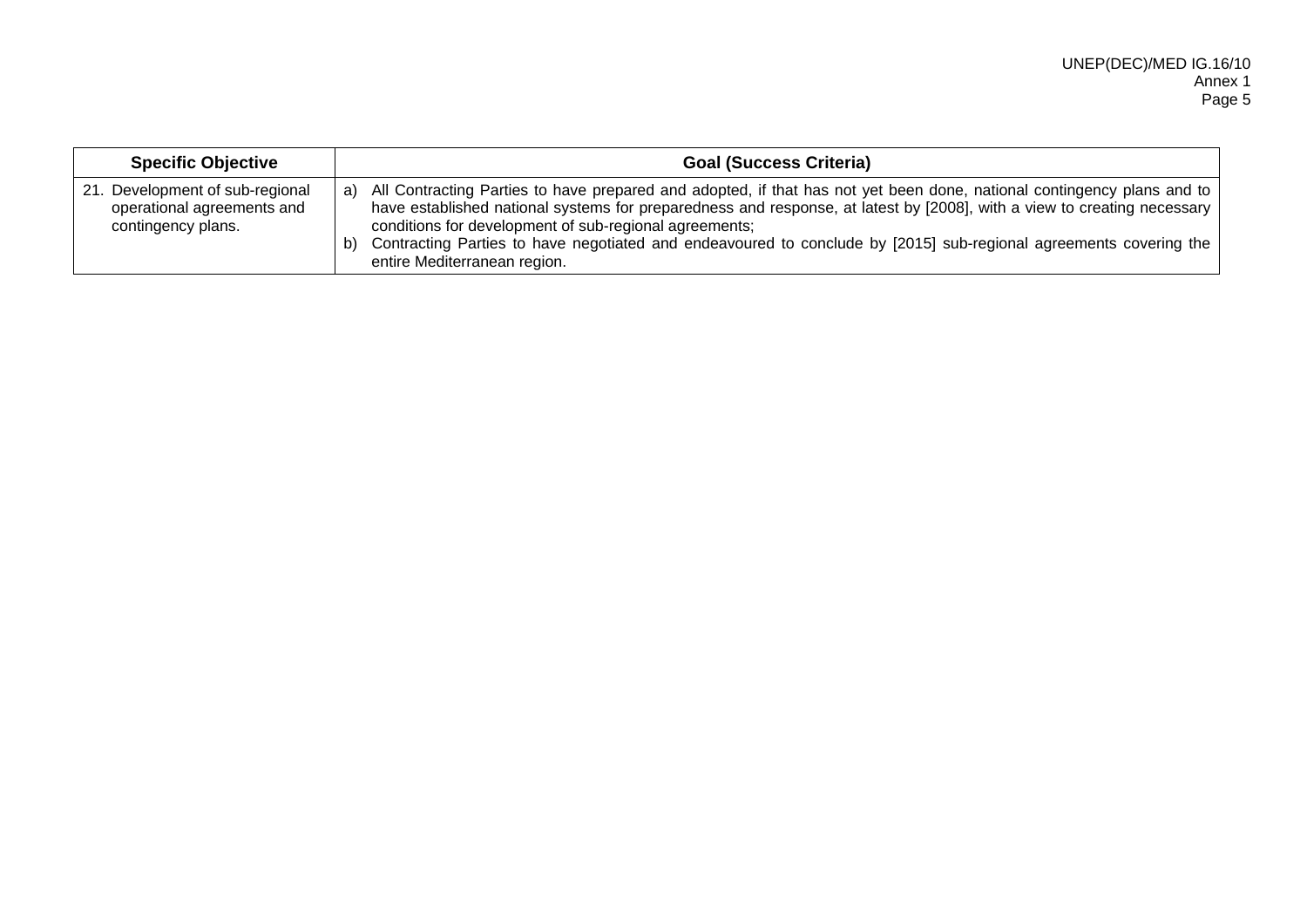| Specific Objective | Goal (Success Criteria) |
|---|---|
| 21. Development of sub-regional operational agreements and contingency plans. | a) All Contracting Parties to have prepared and adopted, if that has not yet been done, national contingency plans and to have established national systems for preparedness and response, at latest by [2008], with a view to creating necessary conditions for development of sub-regional agreements;<br>b) Contracting Parties to have negotiated and endeavoured to conclude by [2015] sub-regional agreements covering the entire Mediterranean region. |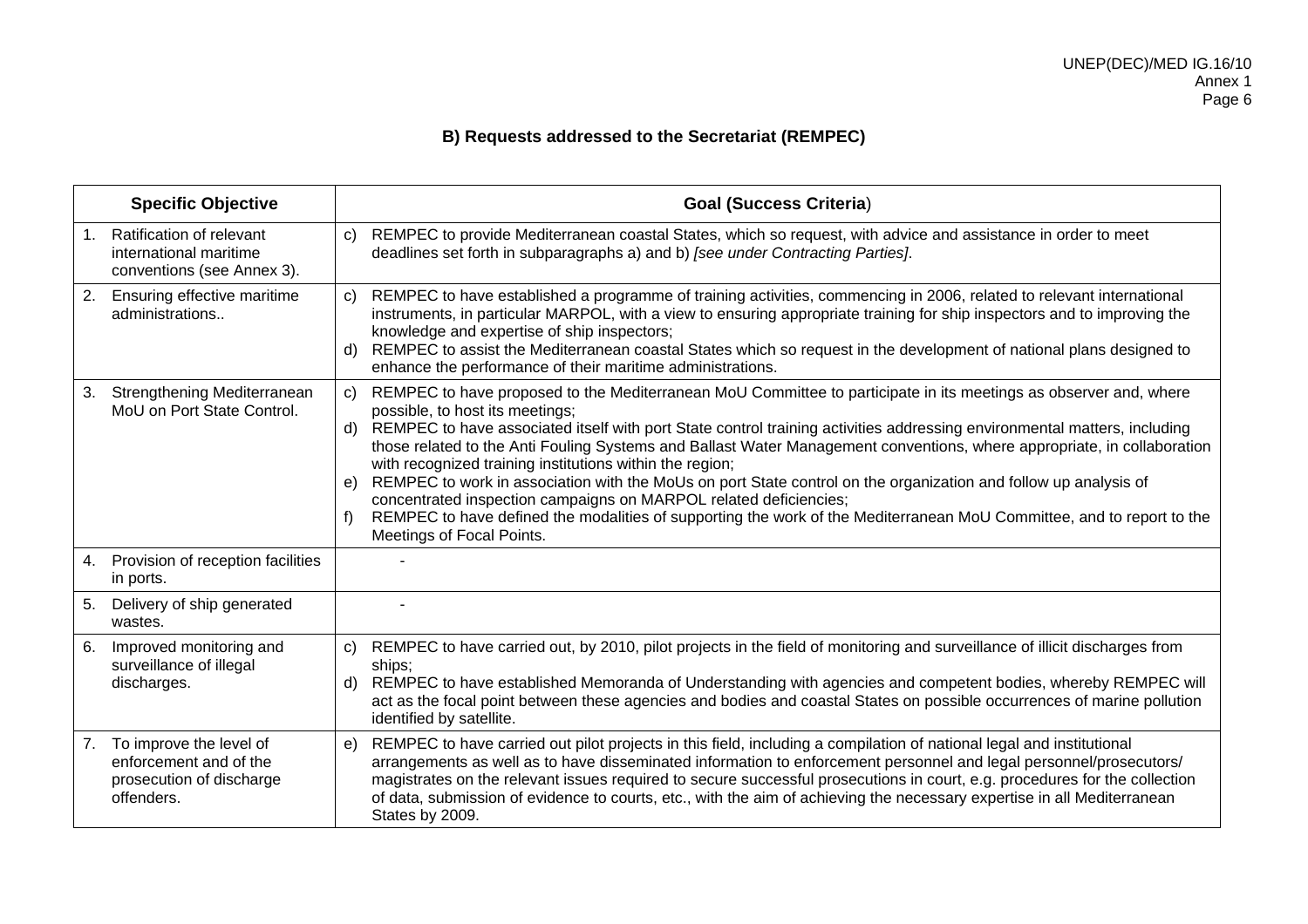## B) Requests addressed to the Secretariat (REMPEC)

| Specific Objective | Goal (Success Criteria) |
|---|---|
| 1. Ratification of relevant international maritime conventions (see Annex 3). | c) REMPEC to provide Mediterranean coastal States, which so request, with advice and assistance in order to meet deadlines set forth in subparagraphs a) and b) *[see under Contracting Parties]*. |
| 2. Ensuring effective maritime administrations.. | c) REMPEC to have established a programme of training activities, commencing in 2006, related to relevant international instruments, in particular MARPOL, with a view to ensuring appropriate training for ship inspectors and to improving the knowledge and expertise of ship inspectors;<br>d) REMPEC to assist the Mediterranean coastal States which so request in the development of national plans designed to enhance the performance of their maritime administrations. |
| 3. Strengthening Mediterranean MoU on Port State Control. | c) REMPEC to have proposed to the Mediterranean MoU Committee to participate in its meetings as observer and, where possible, to host its meetings;<br>d) REMPEC to have associated itself with port State control training activities addressing environmental matters, including those related to the Anti Fouling Systems and Ballast Water Management conventions, where appropriate, in collaboration with recognized training institutions within the region;<br>e) REMPEC to work in association with the MoUs on port State control on the organization and follow up analysis of concentrated inspection campaigns on MARPOL related deficiencies;<br>f) REMPEC to have defined the modalities of supporting the work of the Mediterranean MoU Committee, and to report to the Meetings of Focal Points. |
| 4. Provision of reception facilities in ports. | - |
| 5. Delivery of ship generated wastes. | - |
| 6. Improved monitoring and surveillance of illegal discharges. | c) REMPEC to have carried out, by 2010, pilot projects in the field of monitoring and surveillance of illicit discharges from ships;<br>d) REMPEC to have established Memoranda of Understanding with agencies and competent bodies, whereby REMPEC will act as the focal point between these agencies and bodies and coastal States on possible occurrences of marine pollution identified by satellite. |
| 7. To improve the level of enforcement and of the prosecution of discharge offenders. | e) REMPEC to have carried out pilot projects in this field, including a compilation of national legal and institutional arrangements as well as to have disseminated information to enforcement personnel and legal personnel/prosecutors/ magistrates on the relevant issues required to secure successful prosecutions in court, e.g. procedures for the collection of data, submission of evidence to courts, etc., with the aim of achieving the necessary expertise in all Mediterranean States by 2009. |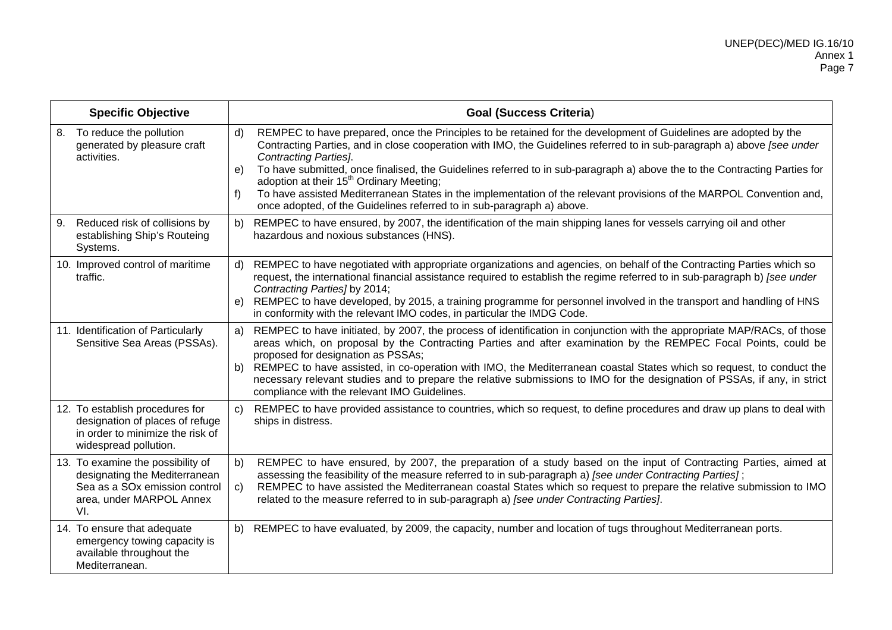| Specific Objective | Goal (Success Criteria) |
|---|---|
| 8. To reduce the pollution generated by pleasure craft activities. | d) REMPEC to have prepared, once the Principles to be retained for the development of Guidelines are adopted by the Contracting Parties, and in close cooperation with IMO, the Guidelines referred to in sub-paragraph a) above *[see under Contracting Parties]*.<br>e) To have submitted, once finalised, the Guidelines referred to in sub-paragraph a) above the to the Contracting Parties for adoption at their 15th Ordinary Meeting;<br>f) To have assisted Mediterranean States in the implementation of the relevant provisions of the MARPOL Convention and, once adopted, of the Guidelines referred to in sub-paragraph a) above. |
| 9. Reduced risk of collisions by establishing Ship's Routeing Systems. | b) REMPEC to have ensured, by 2007, the identification of the main shipping lanes for vessels carrying oil and other hazardous and noxious substances (HNS). |
| 10. Improved control of maritime traffic. | d) REMPEC to have negotiated with appropriate organizations and agencies, on behalf of the Contracting Parties which so request, the international financial assistance required to establish the regime referred to in sub-paragraph b) *[see under Contracting Parties]* by 2014;<br>e) REMPEC to have developed, by 2015, a training programme for personnel involved in the transport and handling of HNS in conformity with the relevant IMO codes, in particular the IMDG Code. |
| 11. Identification of Particularly Sensitive Sea Areas (PSSAs). | a) REMPEC to have initiated, by 2007, the process of identification in conjunction with the appropriate MAP/RACs, of those areas which, on proposal by the Contracting Parties and after examination by the REMPEC Focal Points, could be proposed for designation as PSSAs;<br>b) REMPEC to have assisted, in co-operation with IMO, the Mediterranean coastal States which so request, to conduct the necessary relevant studies and to prepare the relative submissions to IMO for the designation of PSSAs, if any, in strict compliance with the relevant IMO Guidelines. |
| 12. To establish procedures for designation of places of refuge in order to minimize the risk of widespread pollution. | c) REMPEC to have provided assistance to countries, which so request, to define procedures and draw up plans to deal with ships in distress. |
| 13. To examine the possibility of designating the Mediterranean Sea as a SOx emission control area, under MARPOL Annex VI. | b) REMPEC to have ensured, by 2007, the preparation of a study based on the input of Contracting Parties, aimed at assessing the feasibility of the measure referred to in sub-paragraph a) *[see under Contracting Parties]* ;<br>c) REMPEC to have assisted the Mediterranean coastal States which so request to prepare the relative submission to IMO related to the measure referred to in sub-paragraph a) *[see under Contracting Parties]*. |
| 14. To ensure that adequate emergency towing capacity is available throughout the Mediterranean. | b) REMPEC to have evaluated, by 2009, the capacity, number and location of tugs throughout Mediterranean ports. |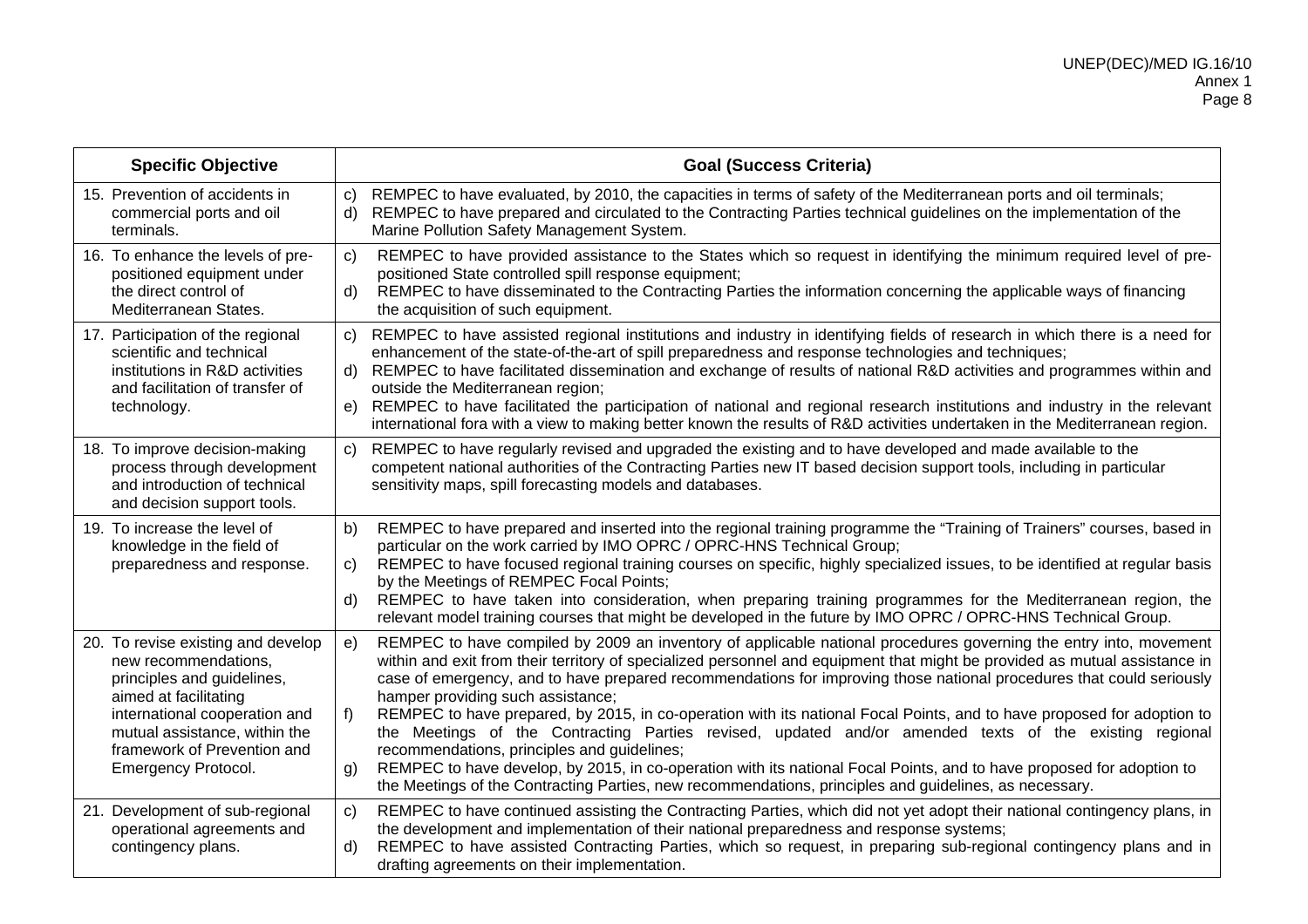| Specific Objective | Goal (Success Criteria) |
|---|---|
| 15. Prevention of accidents in commercial ports and oil terminals. | c) REMPEC to have evaluated, by 2010, the capacities in terms of safety of the Mediterranean ports and oil terminals;<br>d) REMPEC to have prepared and circulated to the Contracting Parties technical guidelines on the implementation of the Marine Pollution Safety Management System. |
| 16. To enhance the levels of pre-positioned equipment under the direct control of Mediterranean States. | c) REMPEC to have provided assistance to the States which so request in identifying the minimum required level of pre-positioned State controlled spill response equipment;<br>d) REMPEC to have disseminated to the Contracting Parties the information concerning the applicable ways of financing the acquisition of such equipment. |
| 17. Participation of the regional scientific and technical institutions in R&D activities and facilitation of transfer of technology. | c) REMPEC to have assisted regional institutions and industry in identifying fields of research in which there is a need for enhancement of the state-of-the-art of spill preparedness and response technologies and techniques;<br>d) REMPEC to have facilitated dissemination and exchange of results of national R&D activities and programmes within and outside the Mediterranean region;<br>e) REMPEC to have facilitated the participation of national and regional research institutions and industry in the relevant international fora with a view to making better known the results of R&D activities undertaken in the Mediterranean region. |
| 18. To improve decision-making process through development and introduction of technical and decision support tools. | c) REMPEC to have regularly revised and upgraded the existing and to have developed and made available to the competent national authorities of the Contracting Parties new IT based decision support tools, including in particular sensitivity maps, spill forecasting models and databases. |
| 19. To increase the level of knowledge in the field of preparedness and response. | b) REMPEC to have prepared and inserted into the regional training programme the "Training of Trainers" courses, based in particular on the work carried by IMO OPRC / OPRC-HNS Technical Group;<br>c) REMPEC to have focused regional training courses on specific, highly specialized issues, to be identified at regular basis by the Meetings of REMPEC Focal Points;<br>d) REMPEC to have taken into consideration, when preparing training programmes for the Mediterranean region, the relevant model training courses that might be developed in the future by IMO OPRC / OPRC-HNS Technical Group. |
| 20. To revise existing and develop new recommendations, principles and guidelines, aimed at facilitating international cooperation and mutual assistance, within the framework of Prevention and Emergency Protocol. | e) REMPEC to have compiled by 2009 an inventory of applicable national procedures governing the entry into, movement within and exit from their territory of specialized personnel and equipment that might be provided as mutual assistance in case of emergency, and to have prepared recommendations for improving those national procedures that could seriously hamper providing such assistance;<br>f) REMPEC to have prepared, by 2015, in co-operation with its national Focal Points, and to have proposed for adoption to the Meetings of the Contracting Parties revised, updated and/or amended texts of the existing regional recommendations, principles and guidelines;<br>g) REMPEC to have develop, by 2015, in co-operation with its national Focal Points, and to have proposed for adoption to the Meetings of the Contracting Parties, new recommendations, principles and guidelines, as necessary. |
| 21. Development of sub-regional operational agreements and contingency plans. | c) REMPEC to have continued assisting the Contracting Parties, which did not yet adopt their national contingency plans, in the development and implementation of their national preparedness and response systems;<br>d) REMPEC to have assisted Contracting Parties, which so request, in preparing sub-regional contingency plans and in drafting agreements on their implementation. |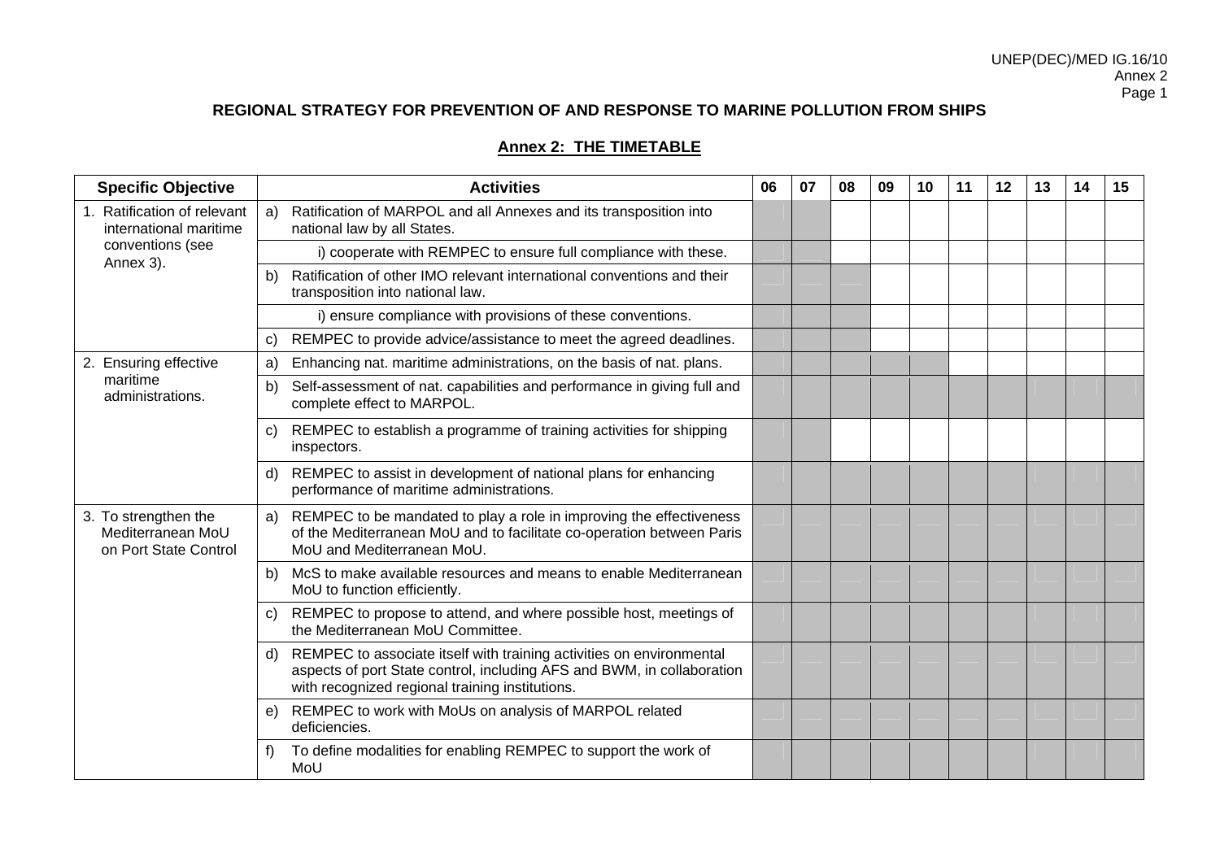## REGIONAL STRATEGY FOR PREVENTION OF AND RESPONSE TO MARINE POLLUTION FROM SHIPS

### Annex 2: THE TIMETABLE

(X = shaded cell in the original timetable)

| Specific Objective | Activities | 06 | 07 | 08 | 09 | 10 | 11 | 12 | 13 | 14 | 15 |
|---|---|---|---|---|---|---|---|---|---|---|---|
| 1. Ratification of relevant international maritime conventions (see Annex 3). | a) Ratification of MARPOL and all Annexes and its transposition into national law by all States. | X | X | | | | | | | | |
| | i) cooperate with REMPEC to ensure full compliance with these. | X | X | | | | | | | | |
| | b) Ratification of other IMO relevant international conventions and their transposition into national law. | X | X | X | | | | | | | |
| | i) ensure compliance with provisions of these conventions. | X | X | X | | | | | | | |
| | c) REMPEC to provide advice/assistance to meet the agreed deadlines. | X | X | X | | | | | | | |
| 2. Ensuring effective maritime administrations. | a) Enhancing nat. maritime administrations, on the basis of nat. plans. | X | X | X | X | X | | | | | |
| | b) Self-assessment of nat. capabilities and performance in giving full and complete effect to MARPOL. | X | X | X | X | X | X | X | X | X | X |
| | c) REMPEC to establish a programme of training activities for shipping inspectors. | X | X | | | | | | | | |
| | d) REMPEC to assist in development of national plans for enhancing performance of maritime administrations. | X | X | X | X | X | X | X | X | X | X |
| 3. To strengthen the Mediterranean MoU on Port State Control | a) REMPEC to be mandated to play a role in improving the effectiveness of the Mediterranean MoU and to facilitate co-operation between Paris MoU and Mediterranean MoU. | X | X | X | X | X | X | X | X | X | X |
| | b) McS to make available resources and means to enable Mediterranean MoU to function efficiently. | X | X | X | X | X | X | X | X | X | X |
| | c) REMPEC to propose to attend, and where possible host, meetings of the Mediterranean MoU Committee. | X | X | X | X | X | X | X | X | X | X |
| | d) REMPEC to associate itself with training activities on environmental aspects of port State control, including AFS and BWM, in collaboration with recognized regional training institutions. | X | X | X | X | X | X | X | X | X | X |
| | e) REMPEC to work with MoUs on analysis of MARPOL related deficiencies. | X | X | X | X | X | X | X | X | X | X |
| | f) To define modalities for enabling REMPEC to support the work of MoU | X | X | X | X | X | X | X | X | X | X |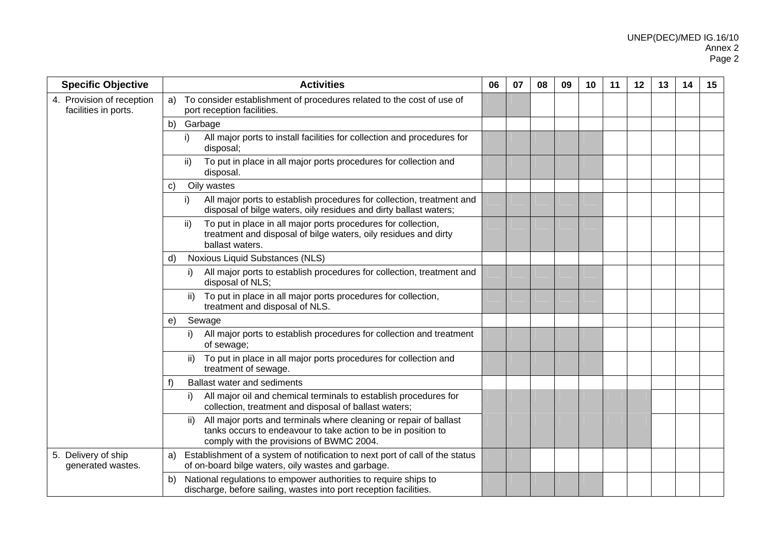| Specific Objective | Activities | 06 | 07 | 08 | 09 | 10 | 11 | 12 | 13 | 14 | 15 |
|---|---|---|---|---|---|---|---|---|---|---|---|
| 4. Provision of reception facilities in ports. | a) To consider establishment of procedures related to the cost of use of port reception facilities. | | | | | | | | | | |
| | b) Garbage | | | | | | | | | | |
| | i) All major ports to install facilities for collection and procedures for disposal; | | | | | | | | | | |
| | ii) To put in place in all major ports procedures for collection and disposal. | | | | | | | | | | |
| | c) Oily wastes | | | | | | | | | | |
| | i) All major ports to establish procedures for collection, treatment and disposal of bilge waters, oily residues and dirty ballast waters; | | | | | | | | | | |
| | ii) To put in place in all major ports procedures for collection, treatment and disposal of bilge waters, oily residues and dirty ballast waters. | | | | | | | | | | |
| | d) Noxious Liquid Substances (NLS) | | | | | | | | | | |
| | i) All major ports to establish procedures for collection, treatment and disposal of NLS; | | | | | | | | | | |
| | ii) To put in place in all major ports procedures for collection, treatment and disposal of NLS. | | | | | | | | | | |
| | e) Sewage | | | | | | | | | | |
| | i) All major ports to establish procedures for collection and treatment of sewage; | | | | | | | | | | |
| | ii) To put in place in all major ports procedures for collection and treatment of sewage. | | | | | | | | | | |
| | f) Ballast water and sediments | | | | | | | | | | |
| | i) All major oil and chemical terminals to establish procedures for collection, treatment and disposal of ballast waters; | | | | | | | | | | |
| | ii) All major ports and terminals where cleaning or repair of ballast tanks occurs to endeavour to take action to be in position to comply with the provisions of BWMC 2004. | | | | | | | | | | |
| 5. Delivery of ship generated wastes. | a) Establishment of a system of notification to next port of call of the status of on-board bilge waters, oily wastes and garbage. | | | | | | | | | | |
| | b) National regulations to empower authorities to require ships to discharge, before sailing, wastes into port reception facilities. | | | | | | | | | | |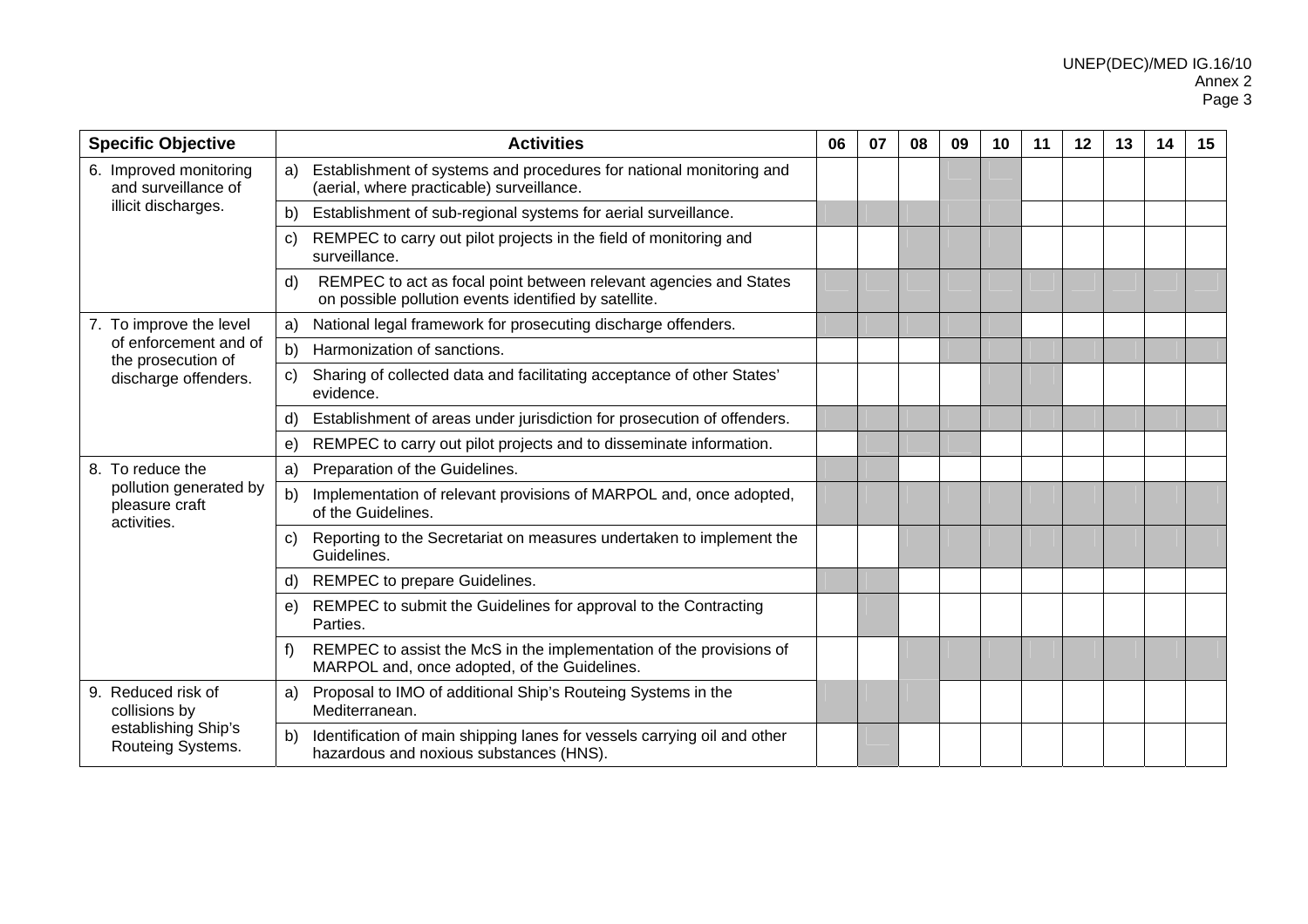| Specific Objective | Activities | 06 | 07 | 08 | 09 | 10 | 11 | 12 | 13 | 14 | 15 |
|---|---|---|---|---|---|---|---|---|---|---|---|
| 6. Improved monitoring and surveillance of illicit discharges. | a) Establishment of systems and procedures for national monitoring and (aerial, where practicable) surveillance. | | | | ■ | ■ | | | | | |
| | b) Establishment of sub-regional systems for aerial surveillance. | ■ | ■ | ■ | ■ | ■ | | | | | |
| | c) REMPEC to carry out pilot projects in the field of monitoring and surveillance. | | | ■ | ■ | ■ | | | | | |
| | d) REMPEC to act as focal point between relevant agencies and States on possible pollution events identified by satellite. | ■ | ■ | ■ | ■ | ■ | ■ | ■ | ■ | ■ | ■ |
| 7. To improve the level of enforcement and of the prosecution of discharge offenders. | a) National legal framework for prosecuting discharge offenders. | ■ | ■ | ■ | ■ | ■ | | | | | |
| | b) Harmonization of sanctions. | | | | ■ | ■ | ■ | ■ | ■ | ■ | ■ |
| | c) Sharing of collected data and facilitating acceptance of other States' evidence. | | | | | ■ | ■ | | | | |
| | d) Establishment of areas under jurisdiction for prosecution of offenders. | ■ | ■ | ■ | ■ | ■ | ■ | ■ | ■ | ■ | ■ |
| | e) REMPEC to carry out pilot projects and to disseminate information. | | ■ | ■ | ■ | | | | | | |
| 8. To reduce the pollution generated by pleasure craft activities. | a) Preparation of the Guidelines. | ■ | ■ | | | | | | | | |
| | b) Implementation of relevant provisions of MARPOL and, once adopted, of the Guidelines. | ■ | ■ | ■ | ■ | ■ | ■ | ■ | ■ | ■ | ■ |
| | c) Reporting to the Secretariat on measures undertaken to implement the Guidelines. | | | ■ | ■ | ■ | ■ | ■ | ■ | ■ | ■ |
| | d) REMPEC to prepare Guidelines. | ■ | ■ | | | | | | | | |
| | e) REMPEC to submit the Guidelines for approval to the Contracting Parties. | | ■ | | | | | | | | |
| | f) REMPEC to assist the McS in the implementation of the provisions of MARPOL and, once adopted, of the Guidelines. | | | ■ | ■ | ■ | ■ | ■ | ■ | ■ | ■ |
| 9. Reduced risk of collisions by establishing Ship's Routeing Systems. | a) Proposal to IMO of additional Ship's Routeing Systems in the Mediterranean. | ■ | ■ | ■ | | | | | | | |
| | b) Identification of main shipping lanes for vessels carrying oil and other hazardous and noxious substances (HNS). | | ■ | | | | | | | | |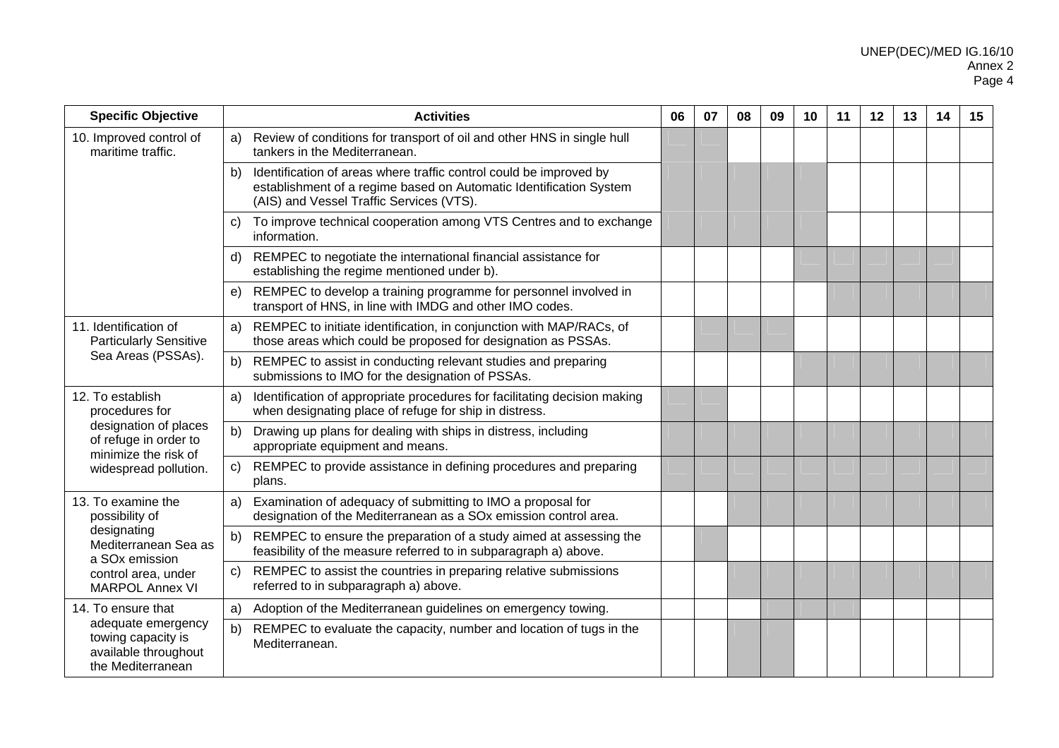| Specific Objective | Activities | 06 | 07 | 08 | 09 | 10 | 11 | 12 | 13 | 14 | 15 |
|---|---|---|---|---|---|---|---|---|---|---|---|
| 10. Improved control of maritime traffic. | a) Review of conditions for transport of oil and other HNS in single hull tankers in the Mediterranean. | | | | | | | | | | |
| | b) Identification of areas where traffic control could be improved by establishment of a regime based on Automatic Identification System (AIS) and Vessel Traffic Services (VTS). | | | | | | | | | | |
| | c) To improve technical cooperation among VTS Centres and to exchange information. | | | | | | | | | | |
| | d) REMPEC to negotiate the international financial assistance for establishing the regime mentioned under b). | | | | | | | | | | |
| | e) REMPEC to develop a training programme for personnel involved in transport of HNS, in line with IMDG and other IMO codes. | | | | | | | | | | |
| 11. Identification of Particularly Sensitive Sea Areas (PSSAs). | a) REMPEC to initiate identification, in conjunction with MAP/RACs, of those areas which could be proposed for designation as PSSAs. | | | | | | | | | | |
| | b) REMPEC to assist in conducting relevant studies and preparing submissions to IMO for the designation of PSSAs. | | | | | | | | | | |
| 12. To establish procedures for designation of places of refuge in order to minimize the risk of widespread pollution. | a) Identification of appropriate procedures for facilitating decision making when designating place of refuge for ship in distress. | | | | | | | | | | |
| | b) Drawing up plans for dealing with ships in distress, including appropriate equipment and means. | | | | | | | | | | |
| | c) REMPEC to provide assistance in defining procedures and preparing plans. | | | | | | | | | | |
| 13. To examine the possibility of designating Mediterranean Sea as a SOx emission control area, under MARPOL Annex VI | a) Examination of adequacy of submitting to IMO a proposal for designation of the Mediterranean as a SOx emission control area. | | | | | | | | | | |
| | b) REMPEC to ensure the preparation of a study aimed at assessing the feasibility of the measure referred to in subparagraph a) above. | | | | | | | | | | |
| | c) REMPEC to assist the countries in preparing relative submissions referred to in subparagraph a) above. | | | | | | | | | | |
| 14. To ensure that adequate emergency towing capacity is available throughout the Mediterranean | a) Adoption of the Mediterranean guidelines on emergency towing. | | | | | | | | | | |
| | b) REMPEC to evaluate the capacity, number and location of tugs in the Mediterranean. | | | | | | | | | | |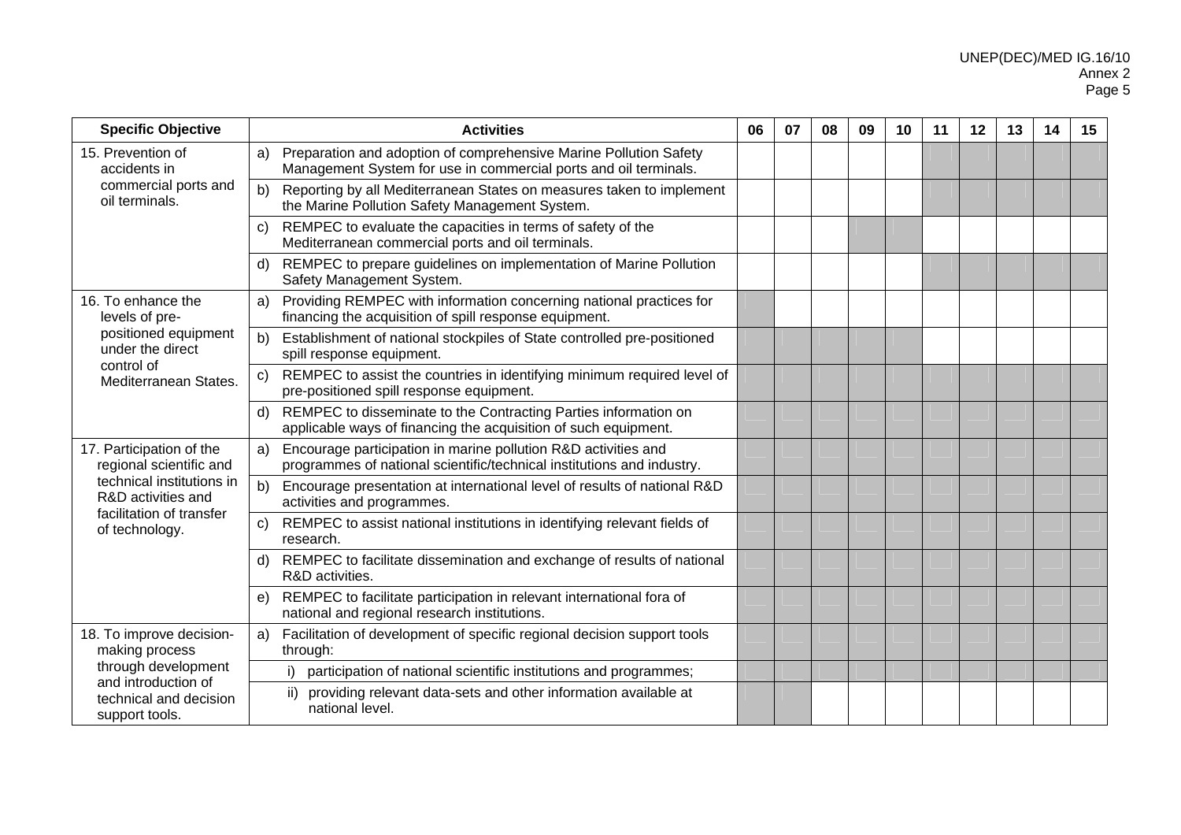| Specific Objective | Activities | 06 | 07 | 08 | 09 | 10 | 11 | 12 | 13 | 14 | 15 |
|---|---|---|---|---|---|---|---|---|---|---|---|
| 15. Prevention of accidents in commercial ports and oil terminals. | a) Preparation and adoption of comprehensive Marine Pollution Safety Management System for use in commercial ports and oil terminals. | | | | | | X | X | X | X | X |
| | b) Reporting by all Mediterranean States on measures taken to implement the Marine Pollution Safety Management System. | | | | | | X | X | X | X | X |
| | c) REMPEC to evaluate the capacities in terms of safety of the Mediterranean commercial ports and oil terminals. | | | | X | X | | | | | |
| | d) REMPEC to prepare guidelines on implementation of Marine Pollution Safety Management System. | | | | | | X | X | X | X | X |
| 16. To enhance the levels of pre-positioned equipment under the direct control of Mediterranean States. | a) Providing REMPEC with information concerning national practices for financing the acquisition of spill response equipment. | X | | | | | | | | | |
| | b) Establishment of national stockpiles of State controlled pre-positioned spill response equipment. | X | X | X | X | X | | | | | |
| | c) REMPEC to assist the countries in identifying minimum required level of pre-positioned spill response equipment. | X | X | X | X | X | X | X | X | X | X |
| | d) REMPEC to disseminate to the Contracting Parties information on applicable ways of financing the acquisition of such equipment. | X | X | X | X | X | X | X | X | X | X |
| 17. Participation of the regional scientific and technical institutions in R&D activities and facilitation of transfer of technology. | a) Encourage participation in marine pollution R&D activities and programmes of national scientific/technical institutions and industry. | X | X | X | X | X | X | X | X | X | X |
| | b) Encourage presentation at international level of results of national R&D activities and programmes. | X | X | X | X | X | X | X | X | X | X |
| | c) REMPEC to assist national institutions in identifying relevant fields of research. | X | X | X | X | X | X | X | X | X | X |
| | d) REMPEC to facilitate dissemination and exchange of results of national R&D activities. | X | X | X | X | X | X | X | X | X | X |
| | e) REMPEC to facilitate participation in relevant international fora of national and regional research institutions. | X | X | X | X | X | X | X | X | X | X |
| 18. To improve decision-making process through development and introduction of technical and decision support tools. | a) Facilitation of development of specific regional decision support tools through: | X | X | X | X | X | X | X | X | X | X |
| | i) participation of national scientific institutions and programmes; | X | X | X | X | X | X | X | X | X | X |
| | ii) providing relevant data-sets and other information available at national level. | X | X | | | | | | | | |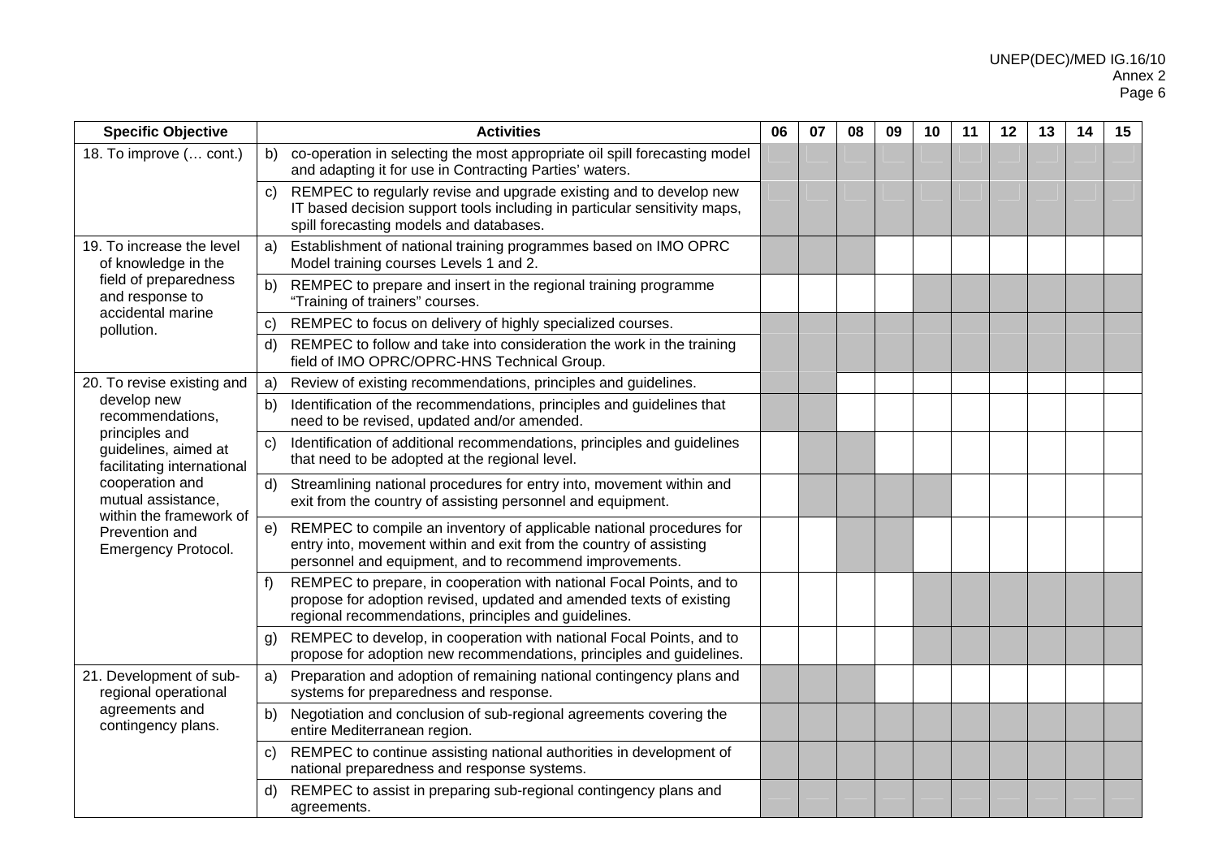| Specific Objective | Activities | 06 | 07 | 08 | 09 | 10 | 11 | 12 | 13 | 14 | 15 |
|---|---|---|---|---|---|---|---|---|---|---|---|
| 18. To improve (… cont.) | b) co-operation in selecting the most appropriate oil spill forecasting model and adapting it for use in Contracting Parties' waters. | X | X | X | X | X | X | X | X | X | X |
| | c) REMPEC to regularly revise and upgrade existing and to develop new IT based decision support tools including in particular sensitivity maps, spill forecasting models and databases. | X | X | X | X | X | X | X | X | X | X |
| 19. To increase the level of knowledge in the field of preparedness and response to accidental marine pollution. | a) Establishment of national training programmes based on IMO OPRC Model training courses Levels 1 and 2. | X | X | X | | | | | | | |
| | b) REMPEC to prepare and insert in the regional training programme "Training of trainers" courses. | | | | | X | X | X | X | X | X |
| | c) REMPEC to focus on delivery of highly specialized courses. | X | X | X | X | X | X | X | X | X | X |
| | d) REMPEC to follow and take into consideration the work in the training field of IMO OPRC/OPRC-HNS Technical Group. | X | X | X | X | X | X | X | X | X | X |
| 20. To revise existing and develop new recommendations, principles and guidelines, aimed at facilitating international cooperation and mutual assistance, within the framework of Prevention and Emergency Protocol. | a) Review of existing recommendations, principles and guidelines. | X | X | | | | | | | | |
| | b) Identification of the recommendations, principles and guidelines that need to be revised, updated and/or amended. | X | X | | | | | | | | |
| | c) Identification of additional recommendations, principles and guidelines that need to be adopted at the regional level. | | X | X | | | | | | | |
| | d) Streamlining national procedures for entry into, movement within and exit from the country of assisting personnel and equipment. | | X | X | X | X | | | | | |
| | e) REMPEC to compile an inventory of applicable national procedures for entry into, movement within and exit from the country of assisting personnel and equipment, and to recommend improvements. | | | X | X | | | | | | |
| | f) REMPEC to prepare, in cooperation with national Focal Points, and to propose for adoption revised, updated and amended texts of existing regional recommendations, principles and guidelines. | | | | | X | X | X | X | X | X |
| | g) REMPEC to develop, in cooperation with national Focal Points, and to propose for adoption new recommendations, principles and guidelines. | | | | | X | X | X | X | X | X |
| 21. Development of sub-regional operational agreements and contingency plans. | a) Preparation and adoption of remaining national contingency plans and systems for preparedness and response. | X | X | X | | | | | | | |
| | b) Negotiation and conclusion of sub-regional agreements covering the entire Mediterranean region. | X | X | X | X | X | X | X | X | X | X |
| | c) REMPEC to continue assisting national authorities in development of national preparedness and response systems. | X | X | X | X | X | X | X | X | X | X |
| | d) REMPEC to assist in preparing sub-regional contingency plans and agreements. | X | X | X | X | X | X | X | X | X | X |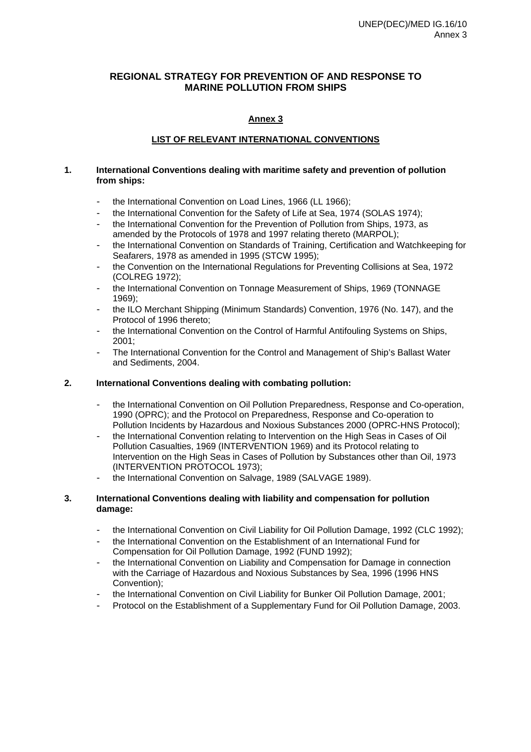## REGIONAL STRATEGY FOR PREVENTION OF AND RESPONSE TO MARINE POLLUTION FROM SHIPS

### Annex 3

### LIST OF RELEVANT INTERNATIONAL CONVENTIONS

**1. International Conventions dealing with maritime safety and prevention of pollution from ships:**

- the International Convention on Load Lines, 1966 (LL 1966);
- the International Convention for the Safety of Life at Sea, 1974 (SOLAS 1974);
- the International Convention for the Prevention of Pollution from Ships, 1973, as amended by the Protocols of 1978 and 1997 relating thereto (MARPOL);
- the International Convention on Standards of Training, Certification and Watchkeeping for Seafarers, 1978 as amended in 1995 (STCW 1995);
- the Convention on the International Regulations for Preventing Collisions at Sea, 1972 (COLREG 1972);
- the International Convention on Tonnage Measurement of Ships, 1969 (TONNAGE 1969);
- the ILO Merchant Shipping (Minimum Standards) Convention, 1976 (No. 147), and the Protocol of 1996 thereto;
- the International Convention on the Control of Harmful Antifouling Systems on Ships, 2001;
- The International Convention for the Control and Management of Ship's Ballast Water and Sediments, 2004.

**2. International Conventions dealing with combating pollution:**

- the International Convention on Oil Pollution Preparedness, Response and Co-operation, 1990 (OPRC); and the Protocol on Preparedness, Response and Co-operation to Pollution Incidents by Hazardous and Noxious Substances 2000 (OPRC-HNS Protocol);
- the International Convention relating to Intervention on the High Seas in Cases of Oil Pollution Casualties, 1969 (INTERVENTION 1969) and its Protocol relating to Intervention on the High Seas in Cases of Pollution by Substances other than Oil, 1973 (INTERVENTION PROTOCOL 1973);
- the International Convention on Salvage, 1989 (SALVAGE 1989).

**3. International Conventions dealing with liability and compensation for pollution damage:**

- the International Convention on Civil Liability for Oil Pollution Damage, 1992 (CLC 1992);
- the International Convention on the Establishment of an International Fund for Compensation for Oil Pollution Damage, 1992 (FUND 1992);
- the International Convention on Liability and Compensation for Damage in connection with the Carriage of Hazardous and Noxious Substances by Sea, 1996 (1996 HNS Convention);
- the International Convention on Civil Liability for Bunker Oil Pollution Damage, 2001;
- Protocol on the Establishment of a Supplementary Fund for Oil Pollution Damage, 2003.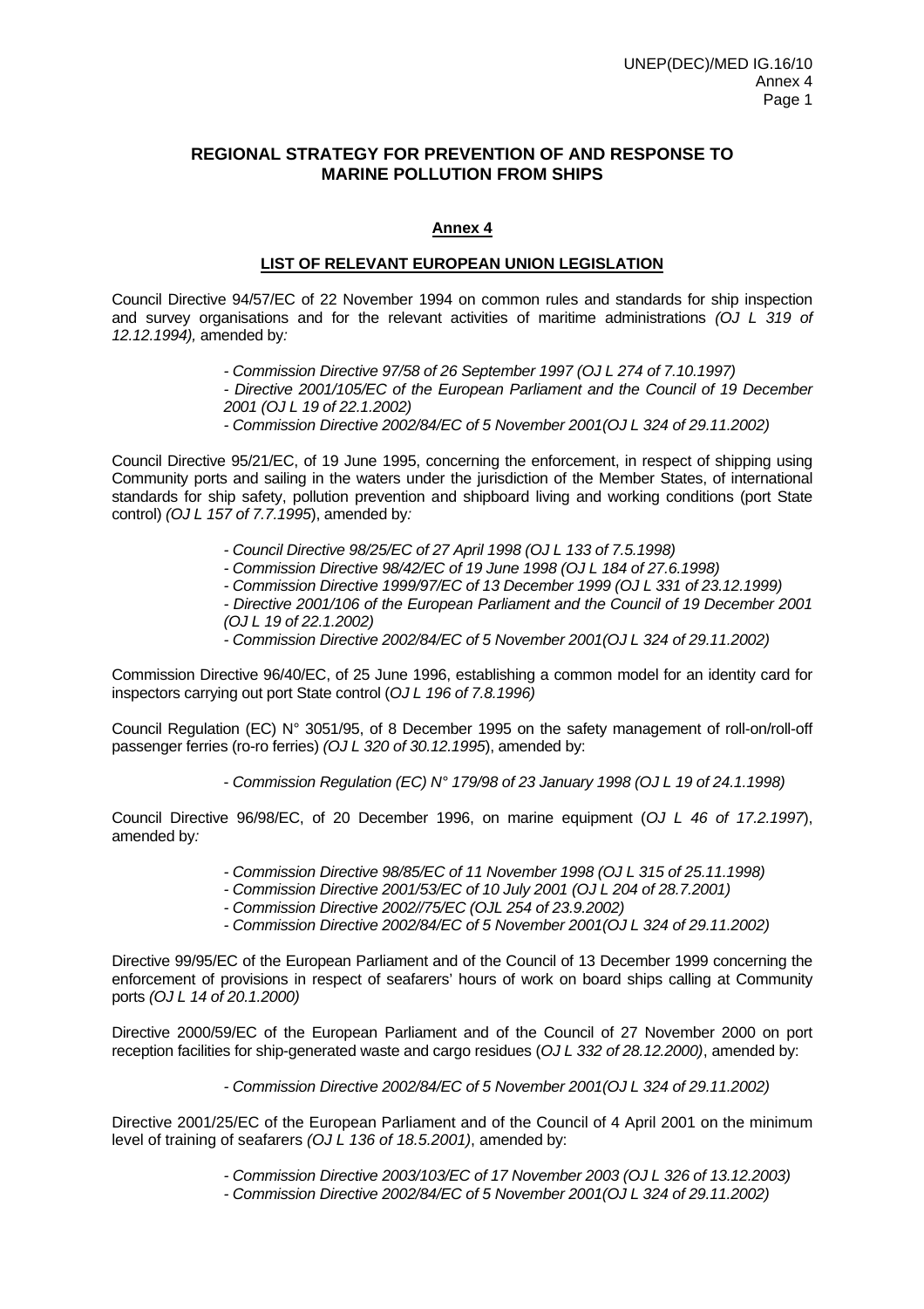## REGIONAL STRATEGY FOR PREVENTION OF AND RESPONSE TO MARINE POLLUTION FROM SHIPS

### Annex 4

### LIST OF RELEVANT EUROPEAN UNION LEGISLATION

Council Directive 94/57/EC of 22 November 1994 on common rules and standards for ship inspection and survey organisations and for the relevant activities of maritime administrations *(OJ L 319 of 12.12.1994),* amended by*:*

> *- Commission Directive 97/58 of 26 September 1997 (OJ L 274 of 7.10.1997)*
> *- Directive 2001/105/EC of the European Parliament and the Council of 19 December 2001 (OJ L 19 of 22.1.2002)*
> *- Commission Directive 2002/84/EC of 5 November 2001(OJ L 324 of 29.11.2002)*

Council Directive 95/21/EC, of 19 June 1995, concerning the enforcement, in respect of shipping using Community ports and sailing in the waters under the jurisdiction of the Member States, of international standards for ship safety, pollution prevention and shipboard living and working conditions (port State control) *(OJ L 157 of 7.7.1995*), amended by*:*

> *- Council Directive 98/25/EC of 27 April 1998 (OJ L 133 of 7.5.1998)*
> *- Commission Directive 98/42/EC of 19 June 1998 (OJ L 184 of 27.6.1998)*
> *- Commission Directive 1999/97/EC of 13 December 1999 (OJ L 331 of 23.12.1999)*
> *- Directive 2001/106 of the European Parliament and the Council of 19 December 2001 (OJ L 19 of 22.1.2002)*
> *- Commission Directive 2002/84/EC of 5 November 2001(OJ L 324 of 29.11.2002)*

Commission Directive 96/40/EC, of 25 June 1996, establishing a common model for an identity card for inspectors carrying out port State control (*OJ L 196 of 7.8.1996)*

Council Regulation (EC) N° 3051/95, of 8 December 1995 on the safety management of roll-on/roll-off passenger ferries (ro-ro ferries) *(OJ L 320 of 30.12.1995*), amended by:

> *- Commission Regulation (EC) N° 179/98 of 23 January 1998 (OJ L 19 of 24.1.1998)*

Council Directive 96/98/EC, of 20 December 1996, on marine equipment (*OJ L 46 of 17.2.1997*), amended by*:*

> *- Commission Directive 98/85/EC of 11 November 1998 (OJ L 315 of 25.11.1998)*
> *- Commission Directive 2001/53/EC of 10 July 2001 (OJ L 204 of 28.7.2001)*
> *- Commission Directive 2002//75/EC (OJL 254 of 23.9.2002)*
> *- Commission Directive 2002/84/EC of 5 November 2001(OJ L 324 of 29.11.2002)*

Directive 99/95/EC of the European Parliament and of the Council of 13 December 1999 concerning the enforcement of provisions in respect of seafarers' hours of work on board ships calling at Community ports *(OJ L 14 of 20.1.2000)*

Directive 2000/59/EC of the European Parliament and of the Council of 27 November 2000 on port reception facilities for ship-generated waste and cargo residues (*OJ L 332 of 28.12.2000)*, amended by:

> *- Commission Directive 2002/84/EC of 5 November 2001(OJ L 324 of 29.11.2002)*

Directive 2001/25/EC of the European Parliament and of the Council of 4 April 2001 on the minimum level of training of seafarers *(OJ L 136 of 18.5.2001)*, amended by:

> *- Commission Directive 2003/103/EC of 17 November 2003 (OJ L 326 of 13.12.2003)*
> *- Commission Directive 2002/84/EC of 5 November 2001(OJ L 324 of 29.11.2002)*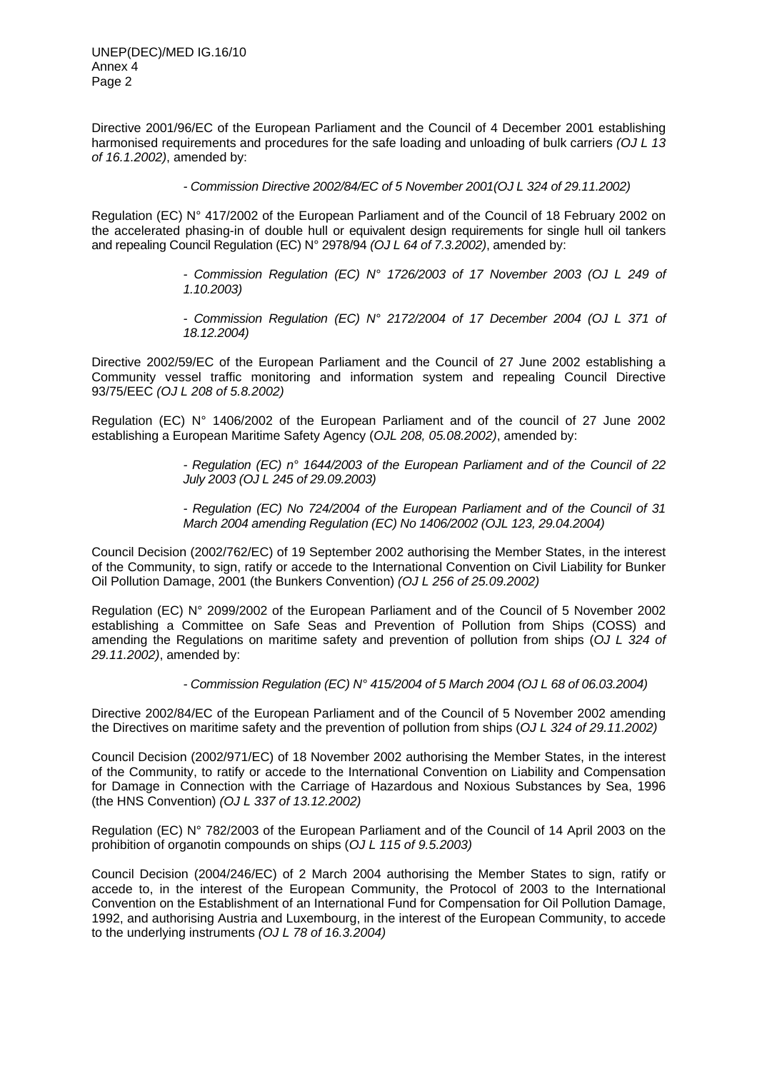Directive 2001/96/EC of the European Parliament and the Council of 4 December 2001 establishing harmonised requirements and procedures for the safe loading and unloading of bulk carriers *(OJ L 13 of 16.1.2002)*, amended by:

> *- Commission Directive 2002/84/EC of 5 November 2001(OJ L 324 of 29.11.2002)*

Regulation (EC) N° 417/2002 of the European Parliament and of the Council of 18 February 2002 on the accelerated phasing-in of double hull or equivalent design requirements for single hull oil tankers and repealing Council Regulation (EC) N° 2978/94 *(OJ L 64 of 7.3.2002)*, amended by:

> *- Commission Regulation (EC) N° 1726/2003 of 17 November 2003 (OJ L 249 of 1.10.2003)*
>
> *- Commission Regulation (EC) N° 2172/2004 of 17 December 2004 (OJ L 371 of 18.12.2004)*

Directive 2002/59/EC of the European Parliament and the Council of 27 June 2002 establishing a Community vessel traffic monitoring and information system and repealing Council Directive 93/75/EEC *(OJ L 208 of 5.8.2002)*

Regulation (EC) N° 1406/2002 of the European Parliament and of the council of 27 June 2002 establishing a European Maritime Safety Agency (*OJL 208, 05.08.2002)*, amended by:

> *- Regulation (EC) n° 1644/2003 of the European Parliament and of the Council of 22 July 2003 (OJ L 245 of 29.09.2003)*
>
> *- Regulation (EC) No 724/2004 of the European Parliament and of the Council of 31 March 2004 amending Regulation (EC) No 1406/2002 (OJL 123, 29.04.2004)*

Council Decision (2002/762/EC) of 19 September 2002 authorising the Member States, in the interest of the Community, to sign, ratify or accede to the International Convention on Civil Liability for Bunker Oil Pollution Damage, 2001 (the Bunkers Convention) *(OJ L 256 of 25.09.2002)*

Regulation (EC) N° 2099/2002 of the European Parliament and of the Council of 5 November 2002 establishing a Committee on Safe Seas and Prevention of Pollution from Ships (COSS) and amending the Regulations on maritime safety and prevention of pollution from ships (*OJ L 324 of 29.11.2002)*, amended by:

> *- Commission Regulation (EC) N° 415/2004 of 5 March 2004 (OJ L 68 of 06.03.2004)*

Directive 2002/84/EC of the European Parliament and of the Council of 5 November 2002 amending the Directives on maritime safety and the prevention of pollution from ships (*OJ L 324 of 29.11.2002)*

Council Decision (2002/971/EC) of 18 November 2002 authorising the Member States, in the interest of the Community, to ratify or accede to the International Convention on Liability and Compensation for Damage in Connection with the Carriage of Hazardous and Noxious Substances by Sea, 1996 (the HNS Convention) *(OJ L 337 of 13.12.2002)*

Regulation (EC) N° 782/2003 of the European Parliament and of the Council of 14 April 2003 on the prohibition of organotin compounds on ships (*OJ L 115 of 9.5.2003)*

Council Decision (2004/246/EC) of 2 March 2004 authorising the Member States to sign, ratify or accede to, in the interest of the European Community, the Protocol of 2003 to the International Convention on the Establishment of an International Fund for Compensation for Oil Pollution Damage, 1992, and authorising Austria and Luxembourg, in the interest of the European Community, to accede to the underlying instruments *(OJ L 78 of 16.3.2004)*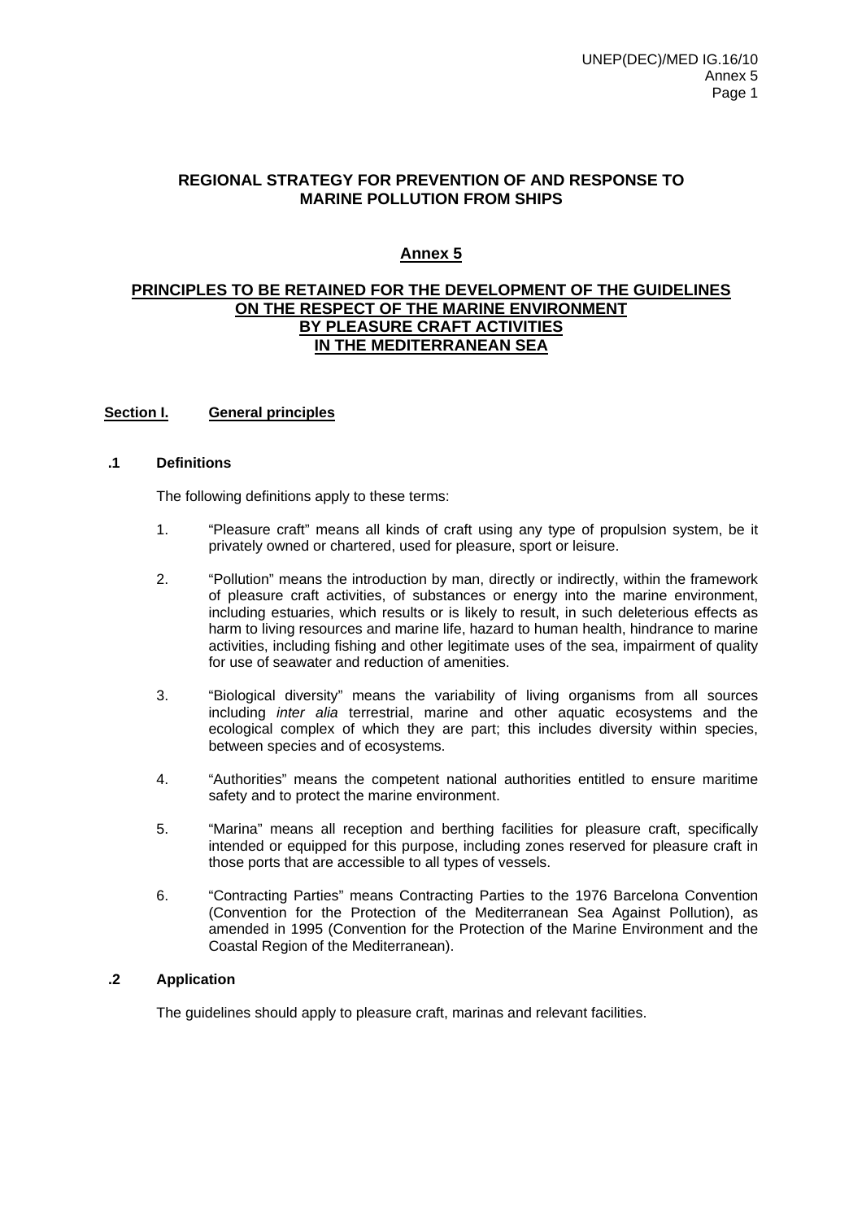# REGIONAL STRATEGY FOR PREVENTION OF AND RESPONSE TO MARINE POLLUTION FROM SHIPS

## Annex 5

## PRINCIPLES TO BE RETAINED FOR THE DEVELOPMENT OF THE GUIDELINES ON THE RESPECT OF THE MARINE ENVIRONMENT BY PLEASURE CRAFT ACTIVITIES IN THE MEDITERRANEAN SEA

### Section I. General principles

#### .1 Definitions

The following definitions apply to these terms:

1. "Pleasure craft" means all kinds of craft using any type of propulsion system, be it privately owned or chartered, used for pleasure, sport or leisure.

2. "Pollution" means the introduction by man, directly or indirectly, within the framework of pleasure craft activities, of substances or energy into the marine environment, including estuaries, which results or is likely to result, in such deleterious effects as harm to living resources and marine life, hazard to human health, hindrance to marine activities, including fishing and other legitimate uses of the sea, impairment of quality for use of seawater and reduction of amenities.

3. "Biological diversity" means the variability of living organisms from all sources including *inter alia* terrestrial, marine and other aquatic ecosystems and the ecological complex of which they are part; this includes diversity within species, between species and of ecosystems.

4. "Authorities" means the competent national authorities entitled to ensure maritime safety and to protect the marine environment.

5. "Marina" means all reception and berthing facilities for pleasure craft, specifically intended or equipped for this purpose, including zones reserved for pleasure craft in those ports that are accessible to all types of vessels.

6. "Contracting Parties" means Contracting Parties to the 1976 Barcelona Convention (Convention for the Protection of the Mediterranean Sea Against Pollution), as amended in 1995 (Convention for the Protection of the Marine Environment and the Coastal Region of the Mediterranean).

#### .2 Application

The guidelines should apply to pleasure craft, marinas and relevant facilities.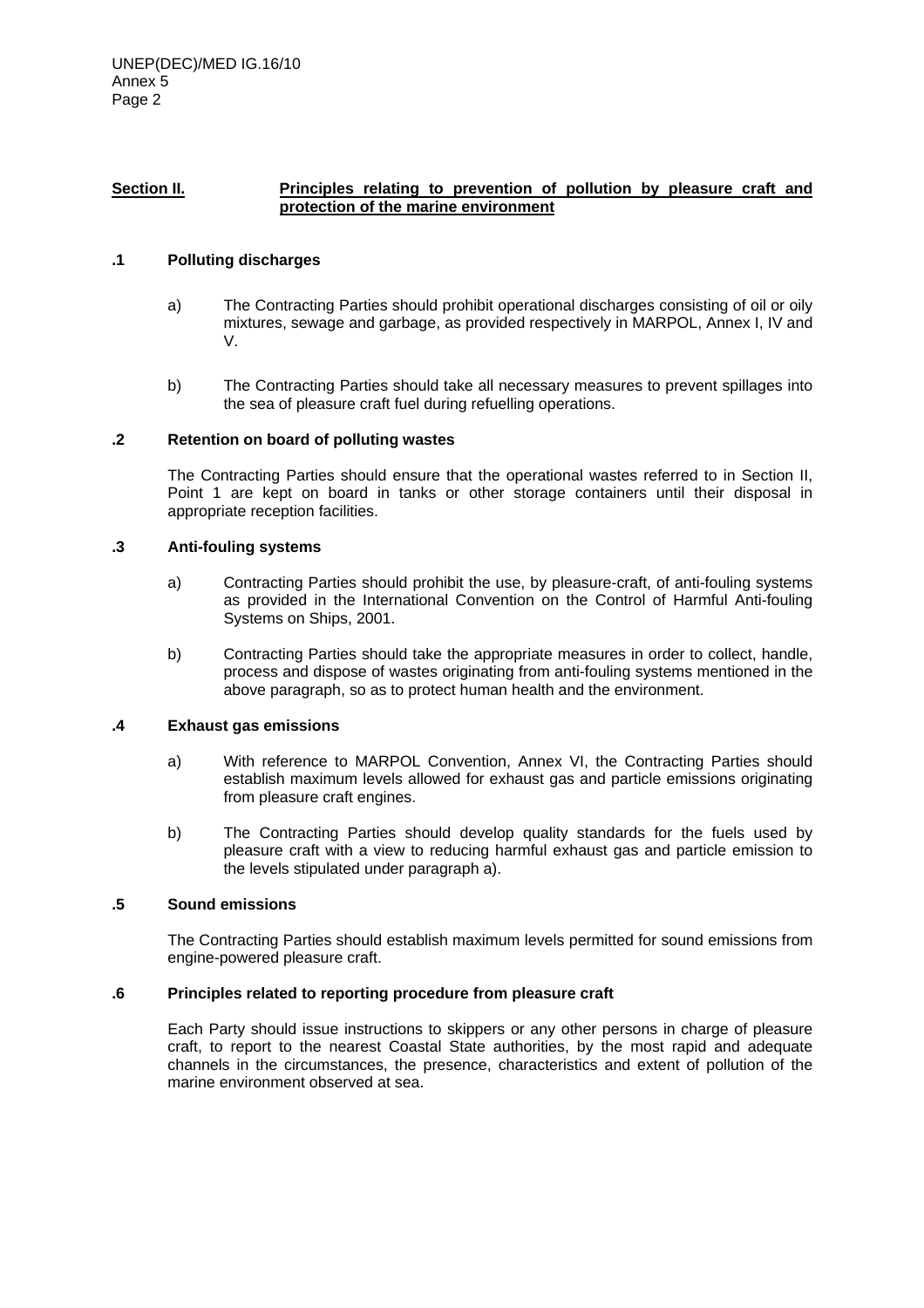## Section II. Principles relating to prevention of pollution by pleasure craft and protection of the marine environment

### .1 Polluting discharges

a) The Contracting Parties should prohibit operational discharges consisting of oil or oily mixtures, sewage and garbage, as provided respectively in MARPOL, Annex I, IV and V.

b) The Contracting Parties should take all necessary measures to prevent spillages into the sea of pleasure craft fuel during refuelling operations.

### .2 Retention on board of polluting wastes

The Contracting Parties should ensure that the operational wastes referred to in Section II, Point 1 are kept on board in tanks or other storage containers until their disposal in appropriate reception facilities.

### .3 Anti-fouling systems

a) Contracting Parties should prohibit the use, by pleasure-craft, of anti-fouling systems as provided in the International Convention on the Control of Harmful Anti-fouling Systems on Ships, 2001.

b) Contracting Parties should take the appropriate measures in order to collect, handle, process and dispose of wastes originating from anti-fouling systems mentioned in the above paragraph, so as to protect human health and the environment.

### .4 Exhaust gas emissions

a) With reference to MARPOL Convention, Annex VI, the Contracting Parties should establish maximum levels allowed for exhaust gas and particle emissions originating from pleasure craft engines.

b) The Contracting Parties should develop quality standards for the fuels used by pleasure craft with a view to reducing harmful exhaust gas and particle emission to the levels stipulated under paragraph a).

### .5 Sound emissions

The Contracting Parties should establish maximum levels permitted for sound emissions from engine-powered pleasure craft.

### .6 Principles related to reporting procedure from pleasure craft

Each Party should issue instructions to skippers or any other persons in charge of pleasure craft, to report to the nearest Coastal State authorities, by the most rapid and adequate channels in the circumstances, the presence, characteristics and extent of pollution of the marine environment observed at sea.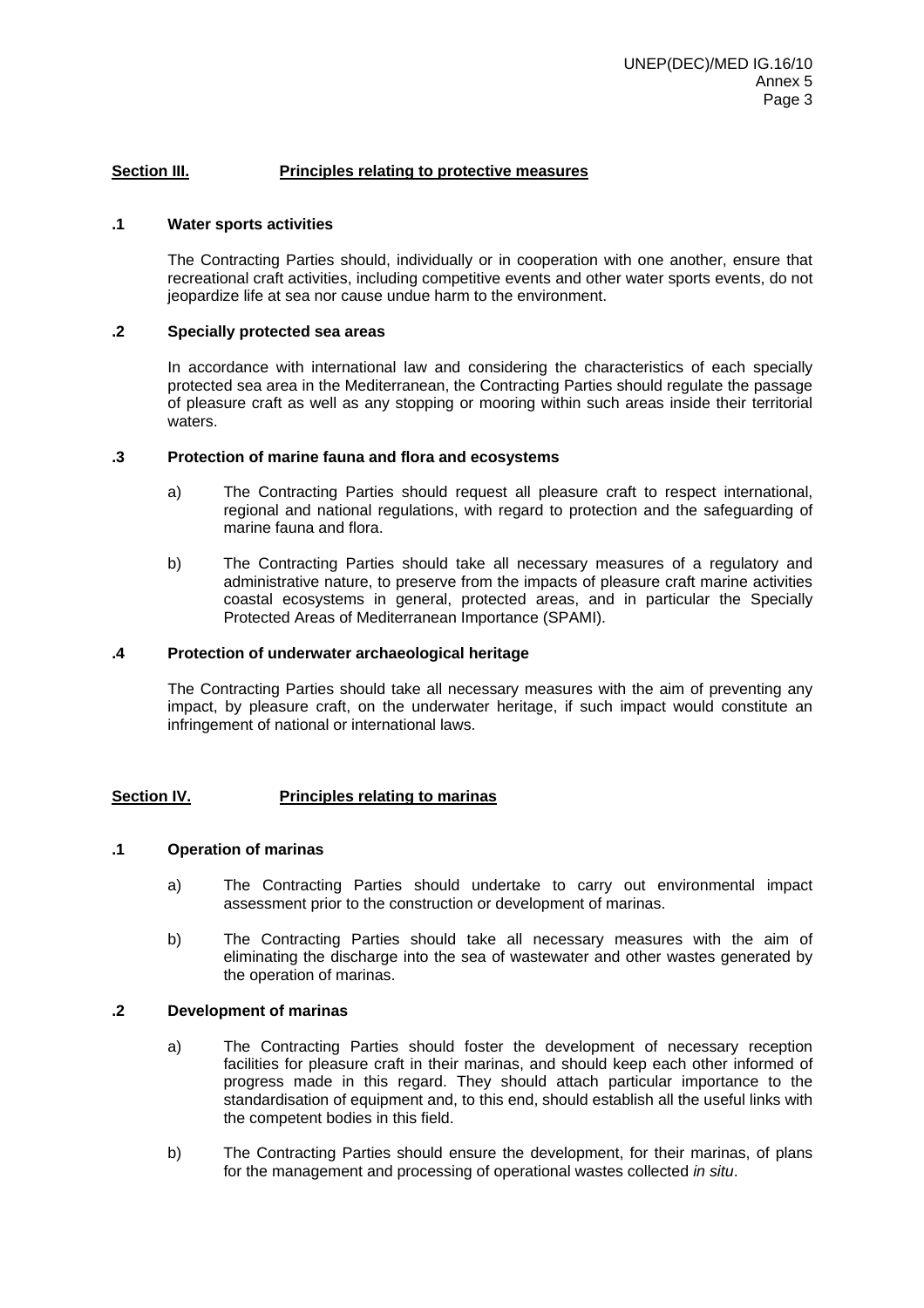## Section III. Principles relating to protective measures

### .1 Water sports activities

The Contracting Parties should, individually or in cooperation with one another, ensure that recreational craft activities, including competitive events and other water sports events, do not jeopardize life at sea nor cause undue harm to the environment.

### .2 Specially protected sea areas

In accordance with international law and considering the characteristics of each specially protected sea area in the Mediterranean, the Contracting Parties should regulate the passage of pleasure craft as well as any stopping or mooring within such areas inside their territorial waters.

### .3 Protection of marine fauna and flora and ecosystems

a) The Contracting Parties should request all pleasure craft to respect international, regional and national regulations, with regard to protection and the safeguarding of marine fauna and flora.

b) The Contracting Parties should take all necessary measures of a regulatory and administrative nature, to preserve from the impacts of pleasure craft marine activities coastal ecosystems in general, protected areas, and in particular the Specially Protected Areas of Mediterranean Importance (SPAMI).

### .4 Protection of underwater archaeological heritage

The Contracting Parties should take all necessary measures with the aim of preventing any impact, by pleasure craft, on the underwater heritage, if such impact would constitute an infringement of national or international laws.

## Section IV. Principles relating to marinas

### .1 Operation of marinas

a) The Contracting Parties should undertake to carry out environmental impact assessment prior to the construction or development of marinas.

b) The Contracting Parties should take all necessary measures with the aim of eliminating the discharge into the sea of wastewater and other wastes generated by the operation of marinas.

### .2 Development of marinas

a) The Contracting Parties should foster the development of necessary reception facilities for pleasure craft in their marinas, and should keep each other informed of progress made in this regard. They should attach particular importance to the standardisation of equipment and, to this end, should establish all the useful links with the competent bodies in this field.

b) The Contracting Parties should ensure the development, for their marinas, of plans for the management and processing of operational wastes collected *in situ*.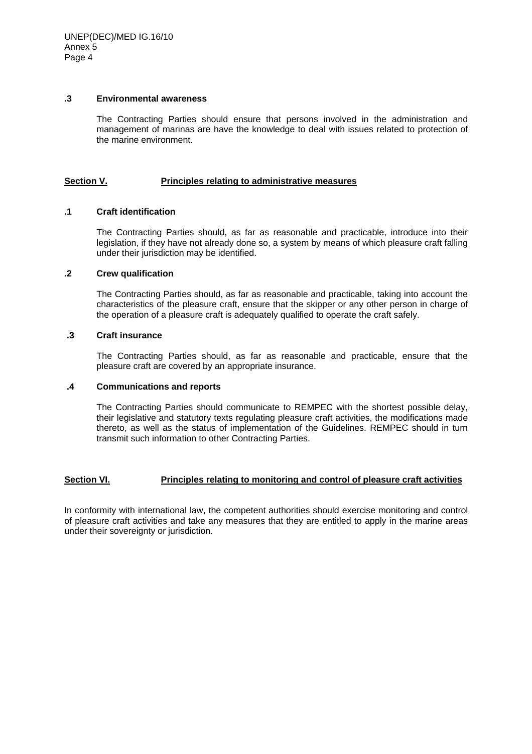**.3 Environmental awareness**

The Contracting Parties should ensure that persons involved in the administration and management of marinas are have the knowledge to deal with issues related to protection of the marine environment.

## Section V. Principles relating to administrative measures

**.1 Craft identification**

The Contracting Parties should, as far as reasonable and practicable, introduce into their legislation, if they have not already done so, a system by means of which pleasure craft falling under their jurisdiction may be identified.

**.2 Crew qualification**

The Contracting Parties should, as far as reasonable and practicable, taking into account the characteristics of the pleasure craft, ensure that the skipper or any other person in charge of the operation of a pleasure craft is adequately qualified to operate the craft safely.

**.3 Craft insurance**

The Contracting Parties should, as far as reasonable and practicable, ensure that the pleasure craft are covered by an appropriate insurance.

**.4 Communications and reports**

The Contracting Parties should communicate to REMPEC with the shortest possible delay, their legislative and statutory texts regulating pleasure craft activities, the modifications made thereto, as well as the status of implementation of the Guidelines. REMPEC should in turn transmit such information to other Contracting Parties.

## Section VI. Principles relating to monitoring and control of pleasure craft activities

In conformity with international law, the competent authorities should exercise monitoring and control of pleasure craft activities and take any measures that they are entitled to apply in the marine areas under their sovereignty or jurisdiction.